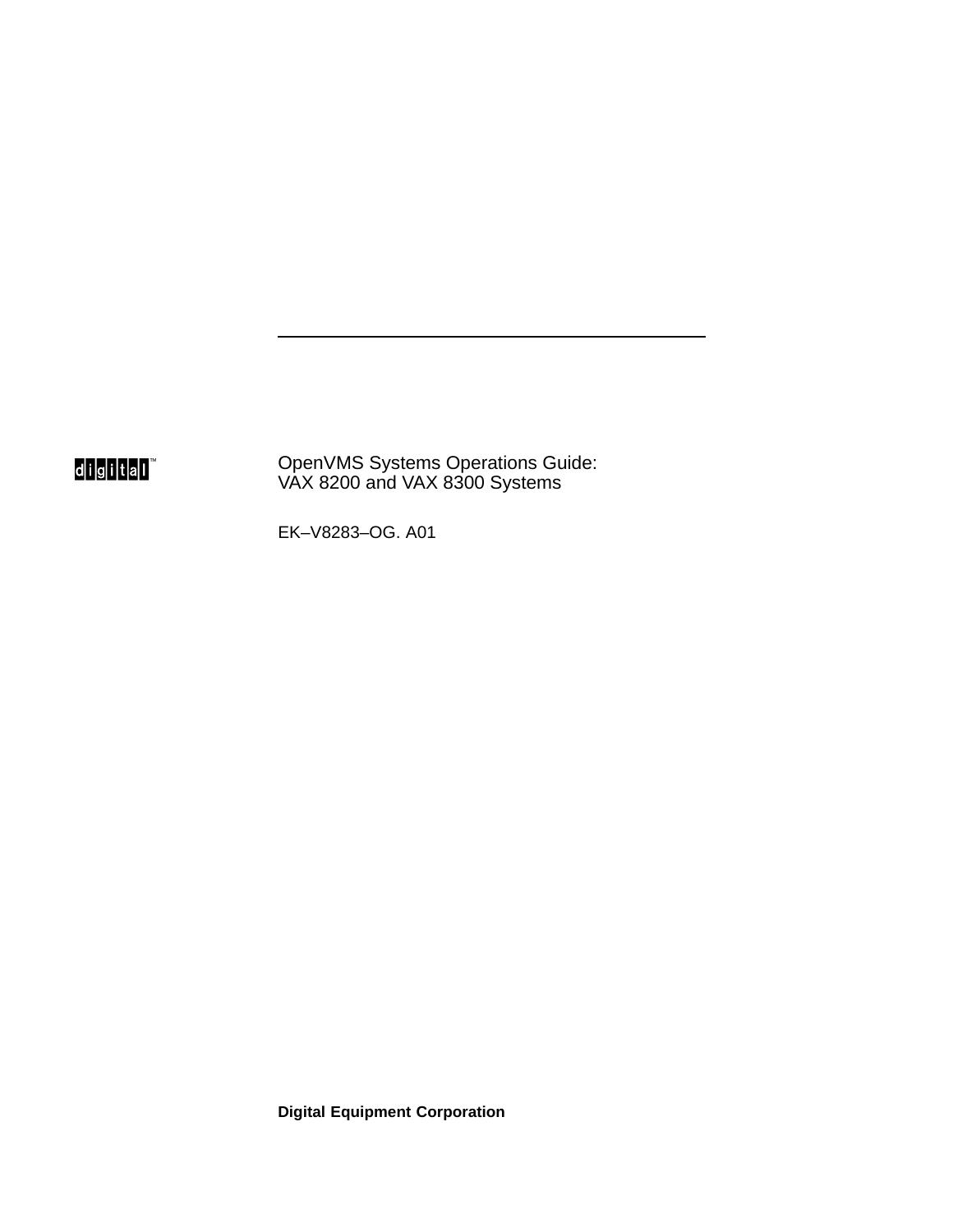digital™

# OpenVMS Systems Operations Guide: VAX 8200 and VAX 8300 Systems

EK–V8283–OG. A01

**Digital Equipment Corporation**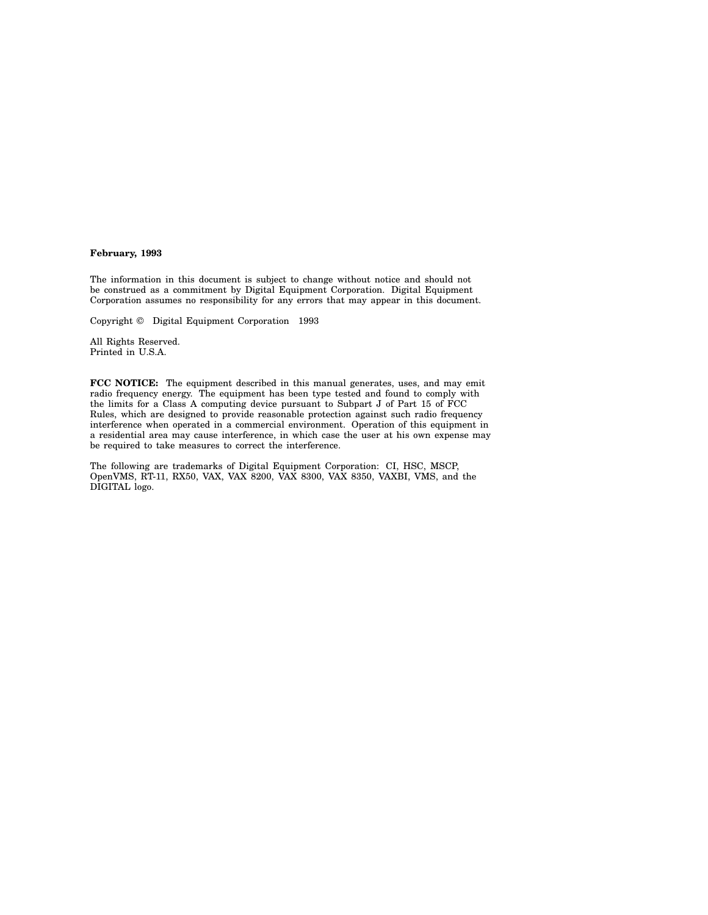**February, 1993**

The information in this document is subject to change without notice and should not be construed as a commitment by Digital Equipment Corporation. Digital Equipment Corporation assumes no responsibility for any errors that may appear in this document.

Copyright © Digital Equipment Corporation 1993

All Rights Reserved.
Printed in U.S.A.

**FCC NOTICE:** The equipment described in this manual generates, uses, and may emit radio frequency energy. The equipment has been type tested and found to comply with the limits for a Class A computing device pursuant to Subpart J of Part 15 of FCC Rules, which are designed to provide reasonable protection against such radio frequency interference when operated in a commercial environment. Operation of this equipment in a residential area may cause interference, in which case the user at his own expense may be required to take measures to correct the interference.

The following are trademarks of Digital Equipment Corporation: CI, HSC, MSCP, OpenVMS, RT-11, RX50, VAX, VAX 8200, VAX 8300, VAX 8350, VAXBI, VMS, and the DIGITAL logo.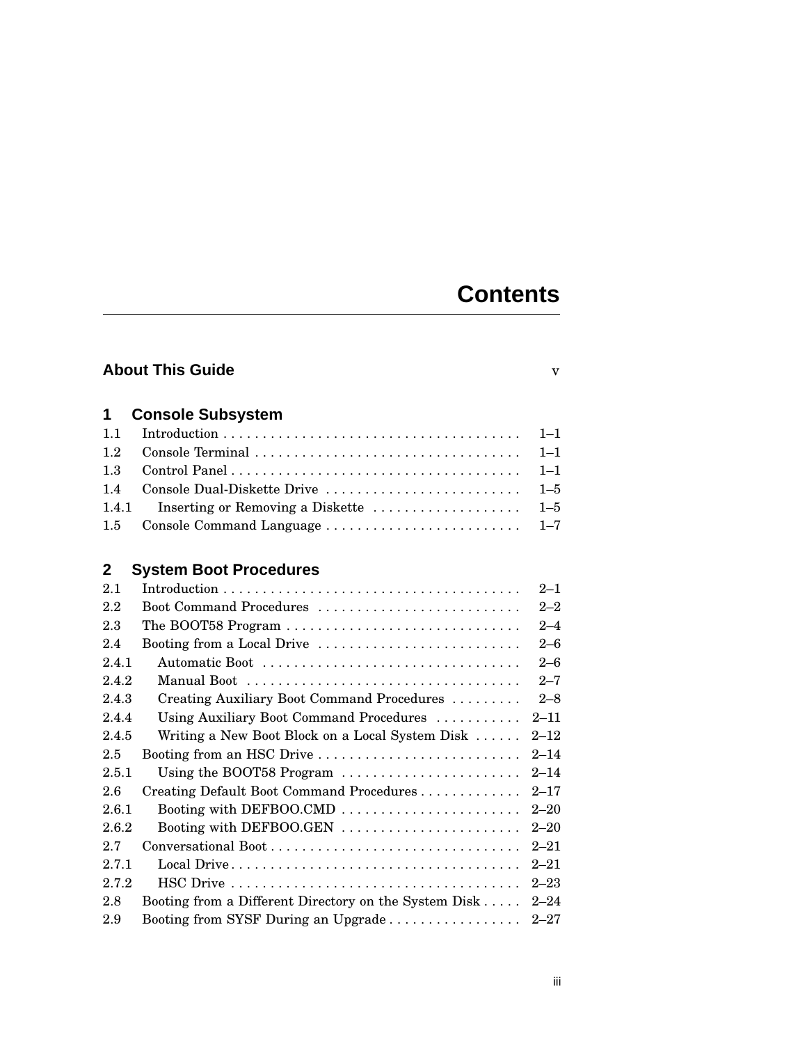# Contents

**About This Guide** v

## 1 Console Subsystem

| | | |
|---|---|---|
| 1.1 | Introduction | 1–1 |
| 1.2 | Console Terminal | 1–1 |
| 1.3 | Control Panel | 1–1 |
| 1.4 | Console Dual-Diskette Drive | 1–5 |
| 1.4.1 | Inserting or Removing a Diskette | 1–5 |
| 1.5 | Console Command Language | 1–7 |

## 2 System Boot Procedures

| | | |
|---|---|---|
| 2.1 | Introduction | 2–1 |
| 2.2 | Boot Command Procedures | 2–2 |
| 2.3 | The BOOT58 Program | 2–4 |
| 2.4 | Booting from a Local Drive | 2–6 |
| 2.4.1 | Automatic Boot | 2–6 |
| 2.4.2 | Manual Boot | 2–7 |
| 2.4.3 | Creating Auxiliary Boot Command Procedures | 2–8 |
| 2.4.4 | Using Auxiliary Boot Command Procedures | 2–11 |
| 2.4.5 | Writing a New Boot Block on a Local System Disk | 2–12 |
| 2.5 | Booting from an HSC Drive | 2–14 |
| 2.5.1 | Using the BOOT58 Program | 2–14 |
| 2.6 | Creating Default Boot Command Procedures | 2–17 |
| 2.6.1 | Booting with DEFBOO.CMD | 2–20 |
| 2.6.2 | Booting with DEFBOO.GEN | 2–20 |
| 2.7 | Conversational Boot | 2–21 |
| 2.7.1 | Local Drive | 2–21 |
| 2.7.2 | HSC Drive | 2–23 |
| 2.8 | Booting from a Different Directory on the System Disk | 2–24 |
| 2.9 | Booting from SYSF During an Upgrade | 2–27 |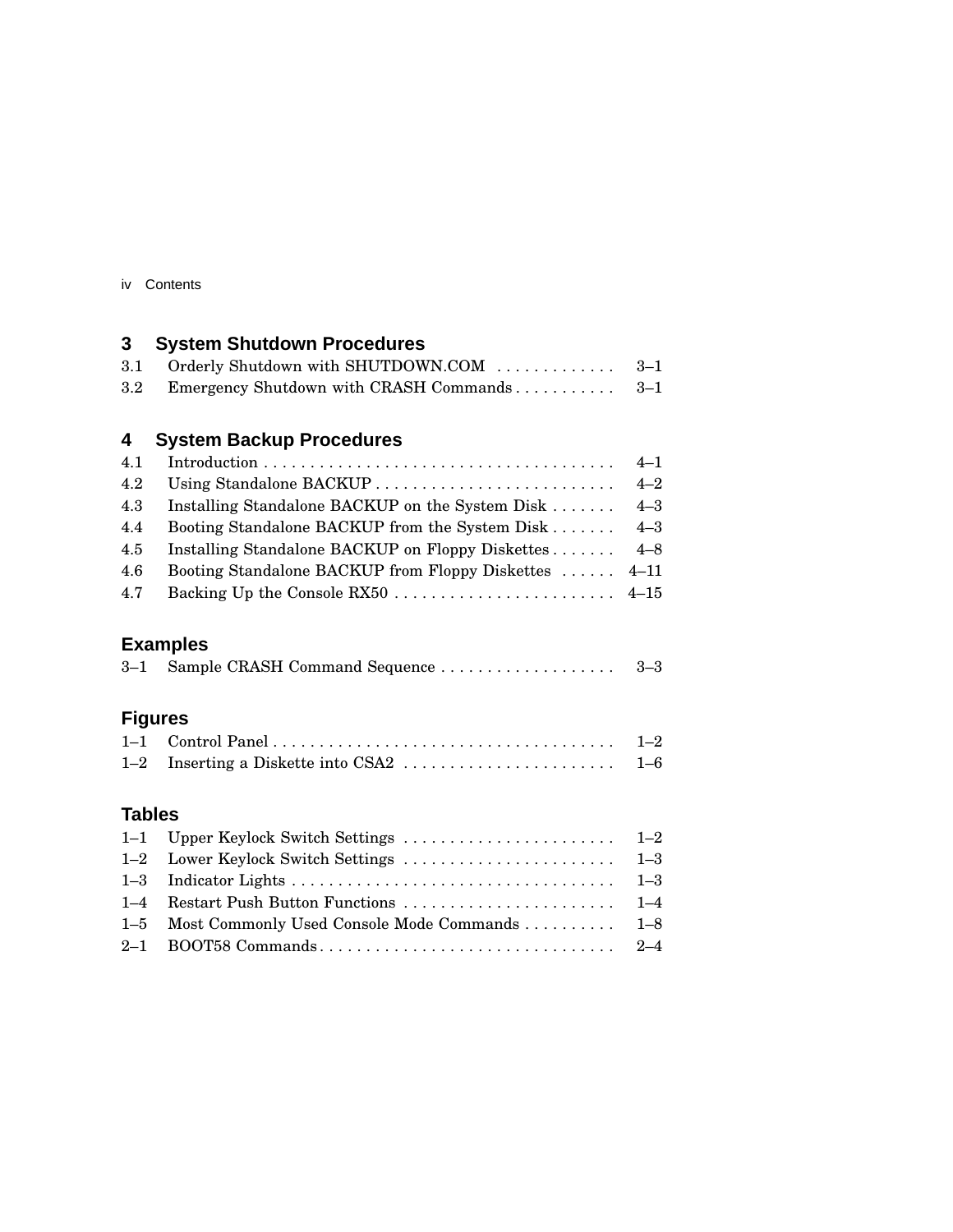## 3 System Shutdown Procedures

| | | |
|---|---|---|
| 3.1 | Orderly Shutdown with SHUTDOWN.COM | 3–1 |
| 3.2 | Emergency Shutdown with CRASH Commands | 3–1 |

## 4 System Backup Procedures

| | | |
|---|---|---|
| 4.1 | Introduction | 4–1 |
| 4.2 | Using Standalone BACKUP | 4–2 |
| 4.3 | Installing Standalone BACKUP on the System Disk | 4–3 |
| 4.4 | Booting Standalone BACKUP from the System Disk | 4–3 |
| 4.5 | Installing Standalone BACKUP on Floppy Diskettes | 4–8 |
| 4.6 | Booting Standalone BACKUP from Floppy Diskettes | 4–11 |
| 4.7 | Backing Up the Console RX50 | 4–15 |

## Examples

| | | |
|---|---|---|
| 3–1 | Sample CRASH Command Sequence | 3–3 |

## Figures

| | | |
|---|---|---|
| 1–1 | Control Panel | 1–2 |
| 1–2 | Inserting a Diskette into CSA2 | 1–6 |

## Tables

| | | |
|---|---|---|
| 1–1 | Upper Keylock Switch Settings | 1–2 |
| 1–2 | Lower Keylock Switch Settings | 1–3 |
| 1–3 | Indicator Lights | 1–3 |
| 1–4 | Restart Push Button Functions | 1–4 |
| 1–5 | Most Commonly Used Console Mode Commands | 1–8 |
| 2–1 | BOOT58 Commands | 2–4 |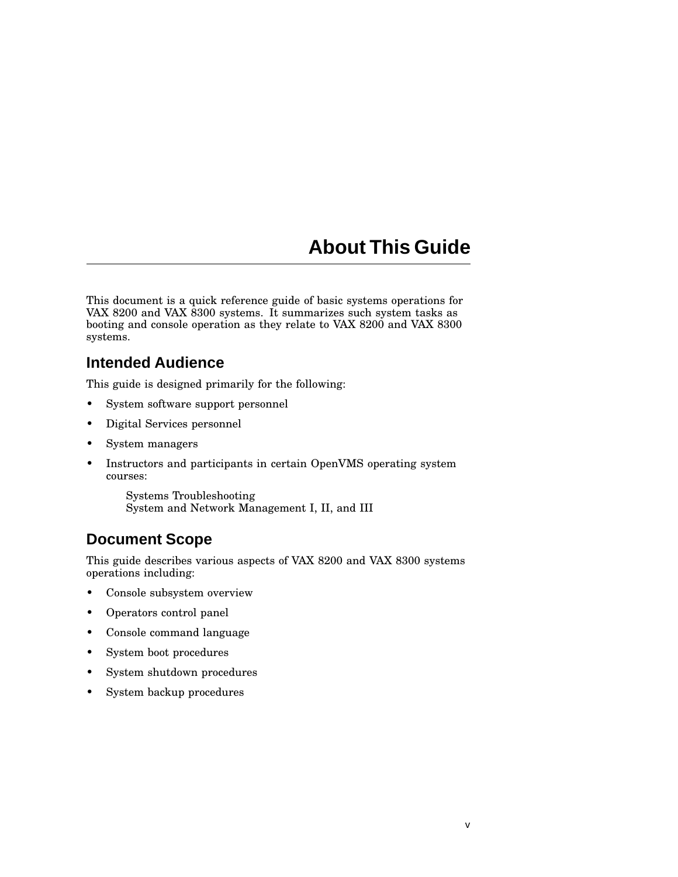# About This Guide

This document is a quick reference guide of basic systems operations for VAX 8200 and VAX 8300 systems. It summarizes such system tasks as booting and console operation as they relate to VAX 8200 and VAX 8300 systems.

## Intended Audience

This guide is designed primarily for the following:

- System software support personnel
- Digital Services personnel
- System managers
- Instructors and participants in certain OpenVMS operating system courses:

  Systems Troubleshooting
  System and Network Management I, II, and III

## Document Scope

This guide describes various aspects of VAX 8200 and VAX 8300 systems operations including:

- Console subsystem overview
- Operators control panel
- Console command language
- System boot procedures
- System shutdown procedures
- System backup procedures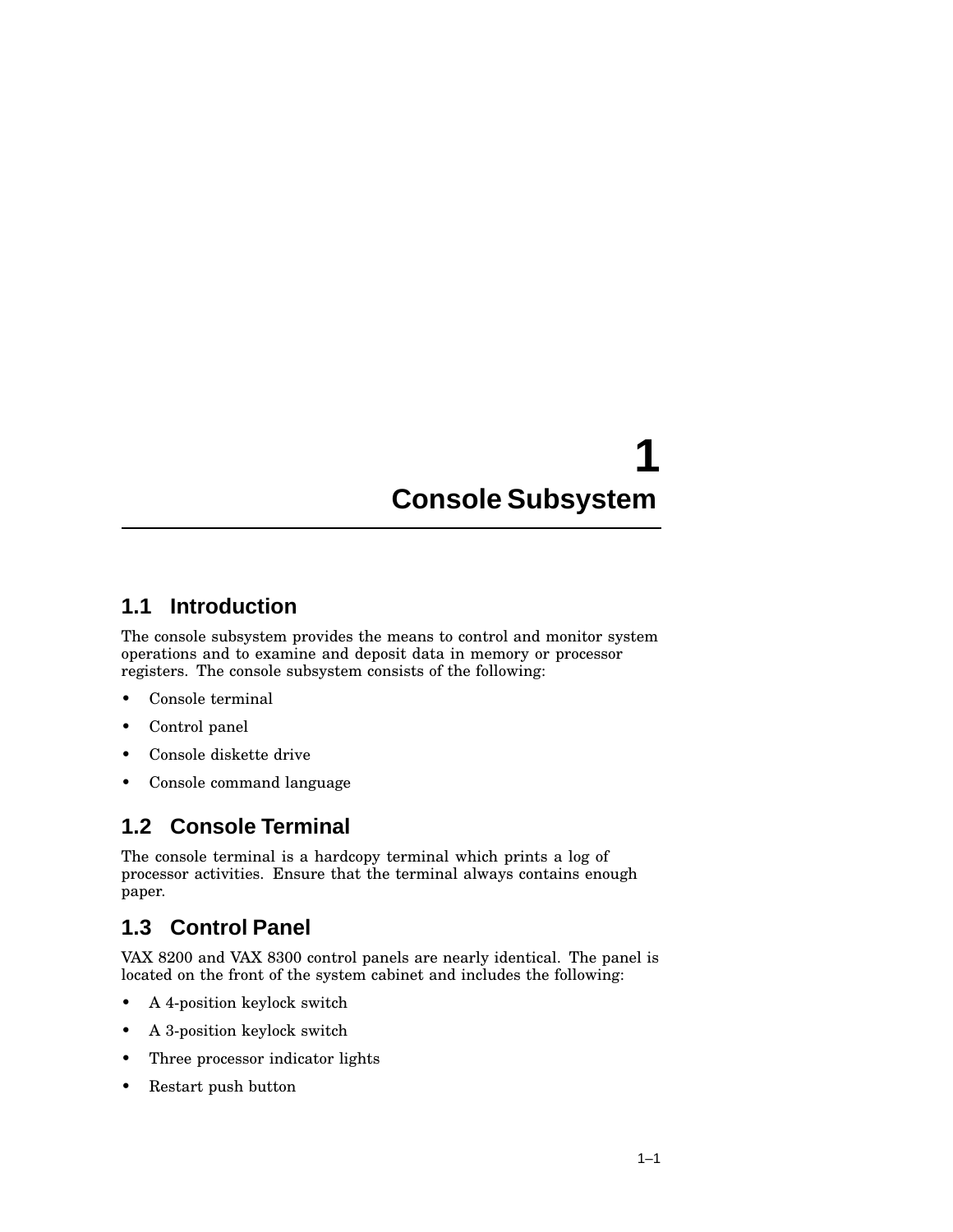# 1 Console Subsystem

## 1.1 Introduction

The console subsystem provides the means to control and monitor system operations and to examine and deposit data in memory or processor registers. The console subsystem consists of the following:

- Console terminal
- Control panel
- Console diskette drive
- Console command language

## 1.2 Console Terminal

The console terminal is a hardcopy terminal which prints a log of processor activities. Ensure that the terminal always contains enough paper.

## 1.3 Control Panel

VAX 8200 and VAX 8300 control panels are nearly identical. The panel is located on the front of the system cabinet and includes the following:

- A 4-position keylock switch
- A 3-position keylock switch
- Three processor indicator lights
- Restart push button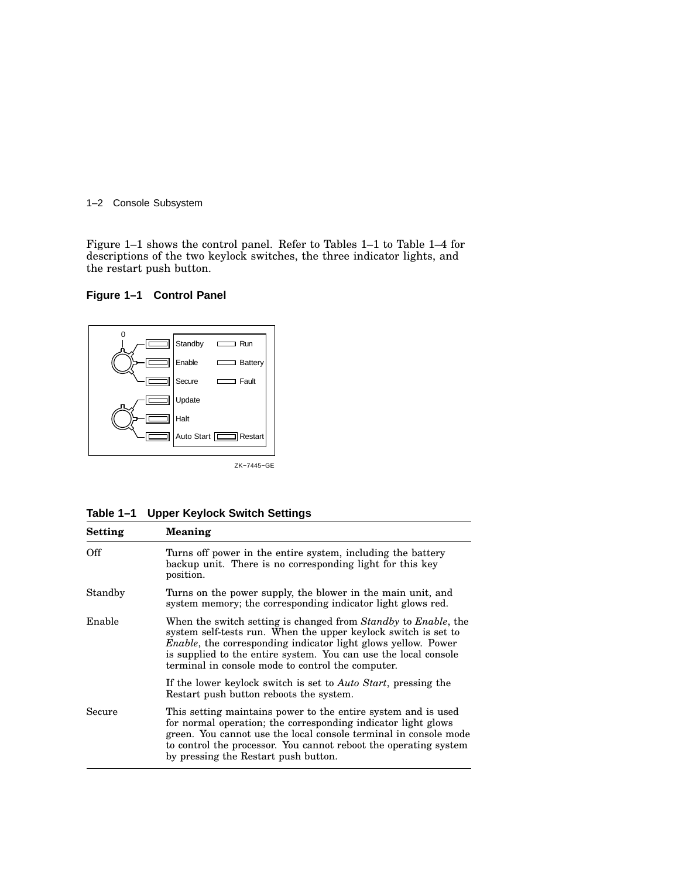Figure 1–1 shows the control panel. Refer to Tables 1–1 to Table 1–4 for descriptions of the two keylock switches, the three indicator lights, and the restart push button.

**Figure 1–1 Control Panel**

0

Standby Run

Enable Battery

Secure Fault

Update

Halt

Auto Start Restart

ZK−7445−GE

**Table 1–1 Upper Keylock Switch Settings**

| Setting | Meaning |
|---|---|
| Off | Turns off power in the entire system, including the battery backup unit. There is no corresponding light for this key position. |
| Standby | Turns on the power supply, the blower in the main unit, and system memory; the corresponding indicator light glows red. |
| Enable | When the switch setting is changed from *Standby* to *Enable*, the system self-tests run. When the upper keylock switch is set to *Enable*, the corresponding indicator light glows yellow. Power is supplied to the entire system. You can use the local console terminal in console mode to control the computer. |
| | If the lower keylock switch is set to *Auto Start*, pressing the Restart push button reboots the system. |
| Secure | This setting maintains power to the entire system and is used for normal operation; the corresponding indicator light glows green. You cannot use the local console terminal in console mode to control the processor. You cannot reboot the operating system by pressing the Restart push button. |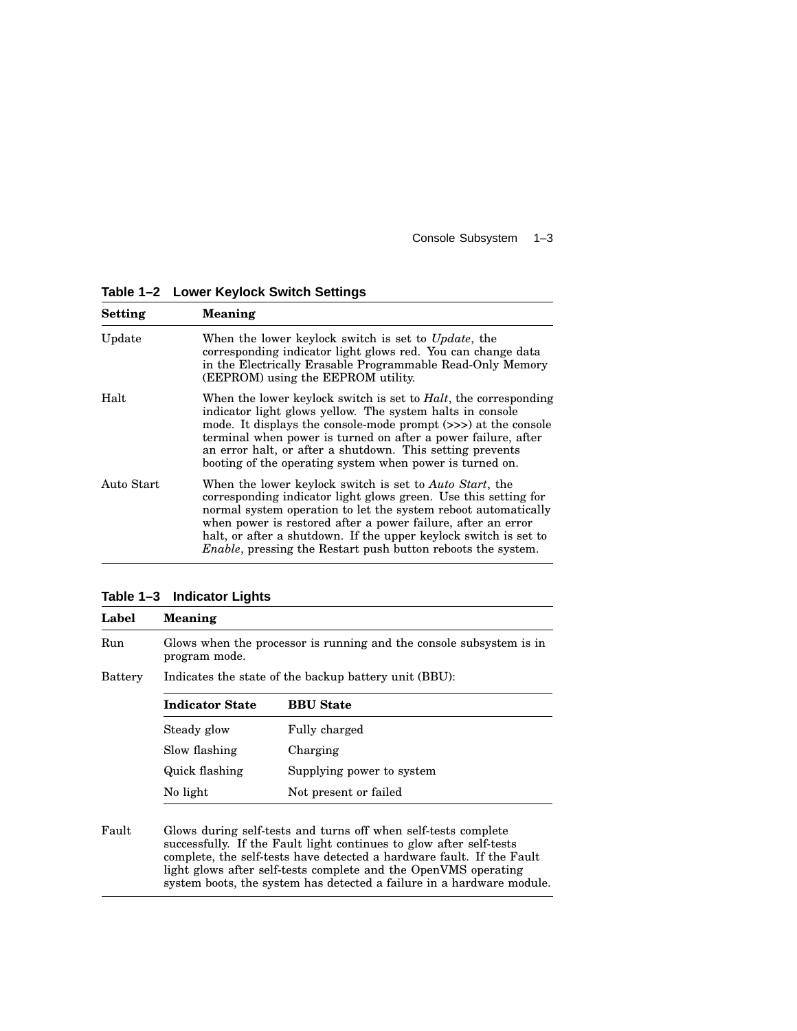**Table 1–2 Lower Keylock Switch Settings**

| Setting | Meaning |
|---|---|
| Update | When the lower keylock switch is set to *Update*, the corresponding indicator light glows red. You can change data in the Electrically Erasable Programmable Read-Only Memory (EEPROM) using the EEPROM utility. |
| Halt | When the lower keylock switch is set to *Halt*, the corresponding indicator light glows yellow. The system halts in console mode. It displays the console-mode prompt (>>>) at the console terminal when power is turned on after a power failure, after an error halt, or after a shutdown. This setting prevents booting of the operating system when power is turned on. |
| Auto Start | When the lower keylock switch is set to *Auto Start*, the corresponding indicator light glows green. Use this setting for normal system operation to let the system reboot automatically when power is restored after a power failure, after an error halt, or after a shutdown. If the upper keylock switch is set to *Enable*, pressing the Restart push button reboots the system. |

**Table 1–3 Indicator Lights**

| Label | Meaning | |
|---|---|---|
| Run | Glows when the processor is running and the console subsystem is in program mode. | |
| Battery | Indicates the state of the backup battery unit (BBU): | |
| | **Indicator State** | **BBU State** |
| | Steady glow | Fully charged |
| | Slow flashing | Charging |
| | Quick flashing | Supplying power to system |
| | No light | Not present or failed |
| Fault | Glows during self-tests and turns off when self-tests complete successfully. If the Fault light continues to glow after self-tests complete, the self-tests have detected a hardware fault. If the Fault light glows after self-tests complete and the OpenVMS operating system boots, the system has detected a failure in a hardware module. | |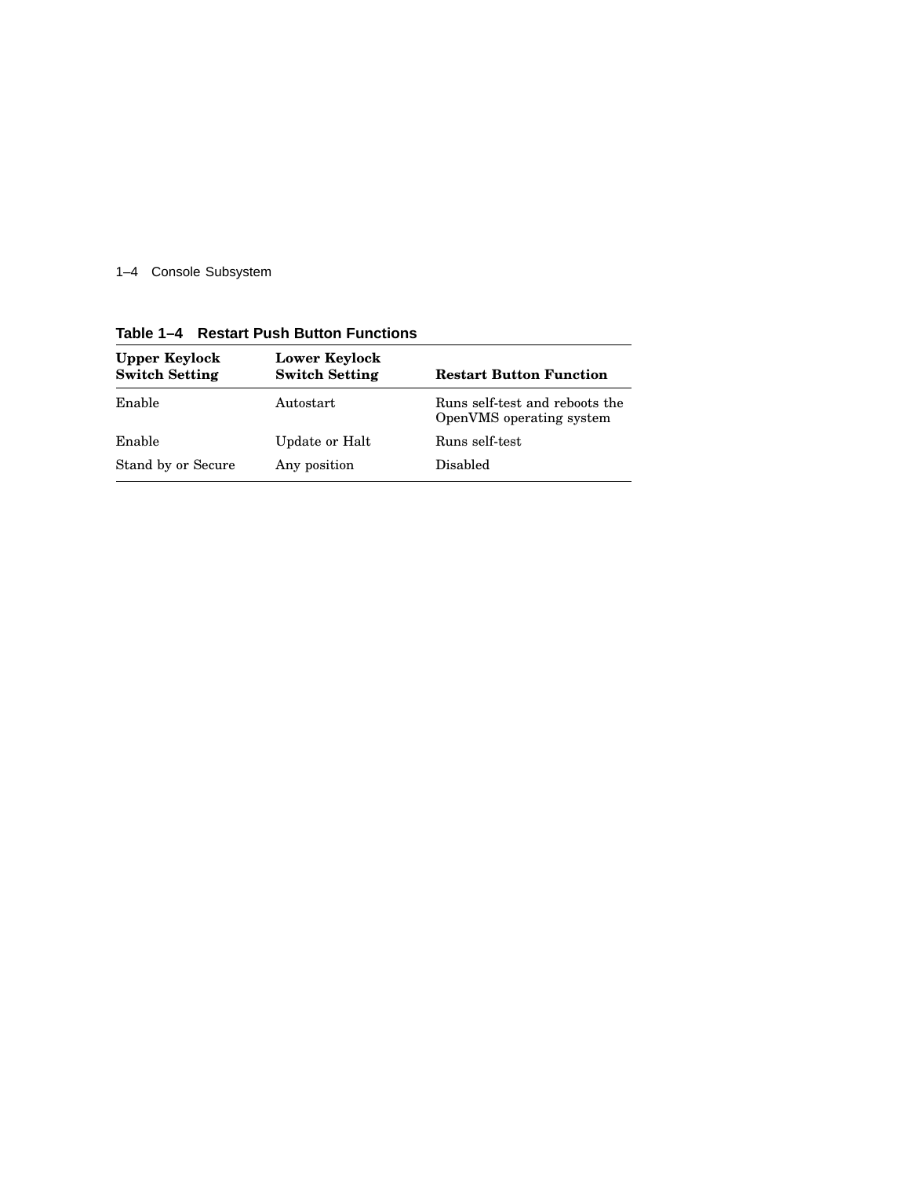**Table 1–4 Restart Push Button Functions**

| Upper Keylock Switch Setting | Lower Keylock Switch Setting | Restart Button Function |
|---|---|---|
| Enable | Autostart | Runs self-test and reboots the OpenVMS operating system |
| Enable | Update or Halt | Runs self-test |
| Stand by or Secure | Any position | Disabled |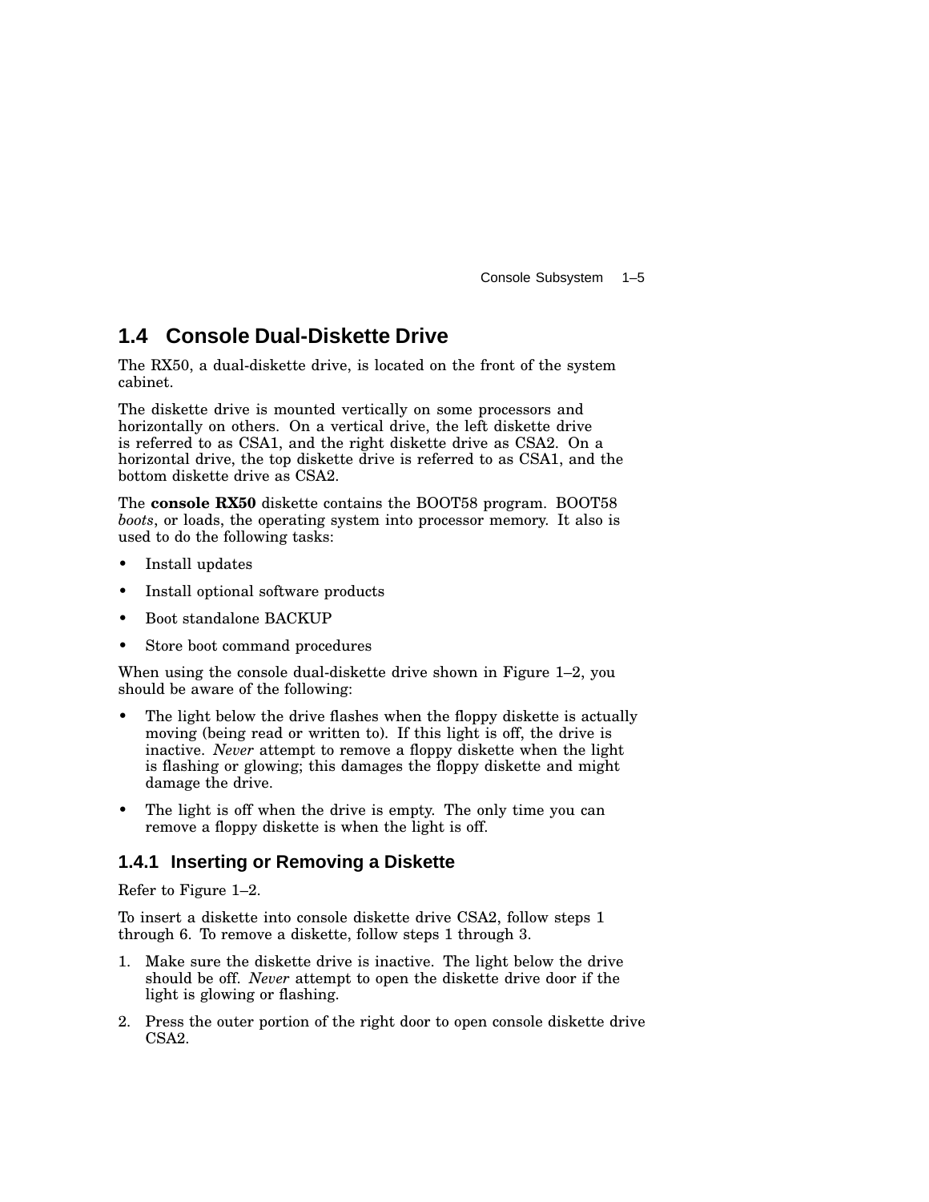## 1.4 Console Dual-Diskette Drive

The RX50, a dual-diskette drive, is located on the front of the system cabinet.

The diskette drive is mounted vertically on some processors and horizontally on others. On a vertical drive, the left diskette drive is referred to as CSA1, and the right diskette drive as CSA2. On a horizontal drive, the top diskette drive is referred to as CSA1, and the bottom diskette drive as CSA2.

The **console RX50** diskette contains the BOOT58 program. BOOT58 *boots*, or loads, the operating system into processor memory. It also is used to do the following tasks:

- Install updates
- Install optional software products
- Boot standalone BACKUP
- Store boot command procedures

When using the console dual-diskette drive shown in Figure 1–2, you should be aware of the following:

- The light below the drive flashes when the floppy diskette is actually moving (being read or written to). If this light is off, the drive is inactive. *Never* attempt to remove a floppy diskette when the light is flashing or glowing; this damages the floppy diskette and might damage the drive.
- The light is off when the drive is empty. The only time you can remove a floppy diskette is when the light is off.

### 1.4.1 Inserting or Removing a Diskette

Refer to Figure 1–2.

To insert a diskette into console diskette drive CSA2, follow steps 1 through 6. To remove a diskette, follow steps 1 through 3.

1. Make sure the diskette drive is inactive. The light below the drive should be off. *Never* attempt to open the diskette drive door if the light is glowing or flashing.
2. Press the outer portion of the right door to open console diskette drive CSA2.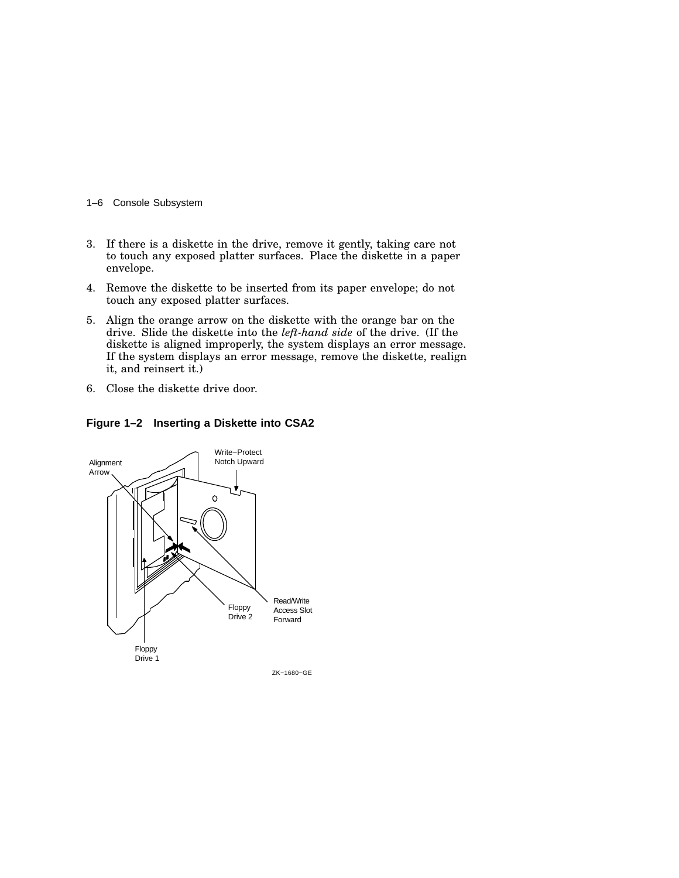3. If there is a diskette in the drive, remove it gently, taking care not to touch any exposed platter surfaces. Place the diskette in a paper envelope.
4. Remove the diskette to be inserted from its paper envelope; do not touch any exposed platter surfaces.
5. Align the orange arrow on the diskette with the orange bar on the drive. Slide the diskette into the *left-hand side* of the drive. (If the diskette is aligned improperly, the system displays an error message. If the system displays an error message, remove the diskette, realign it, and reinsert it.)
6. Close the diskette drive door.

**Figure 1–2 Inserting a Diskette into CSA2**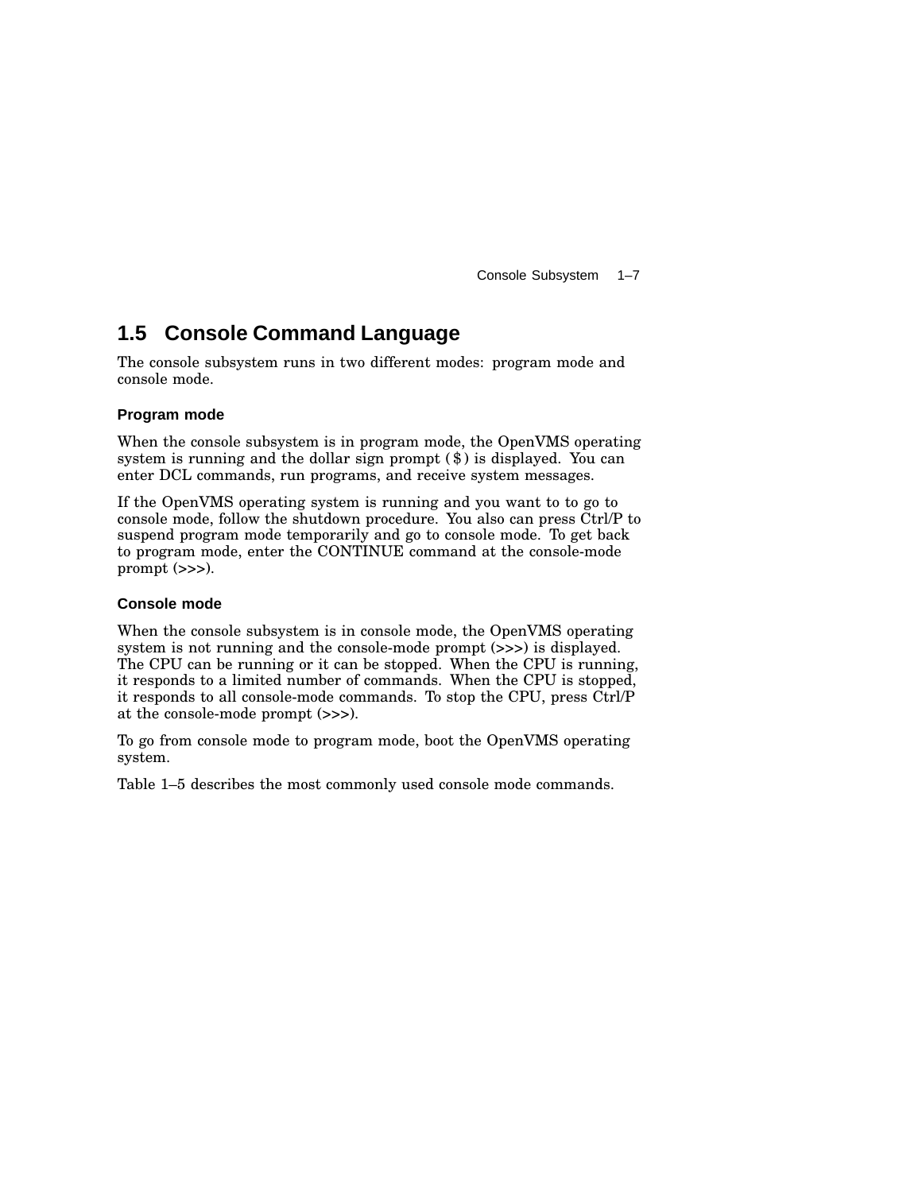## 1.5 Console Command Language

The console subsystem runs in two different modes: program mode and console mode.

### Program mode

When the console subsystem is in program mode, the OpenVMS operating system is running and the dollar sign prompt ( $ ) is displayed. You can enter DCL commands, run programs, and receive system messages.

If the OpenVMS operating system is running and you want to to go to console mode, follow the shutdown procedure. You also can press Ctrl/P to suspend program mode temporarily and go to console mode. To get back to program mode, enter the CONTINUE command at the console-mode prompt (>>>).

### Console mode

When the console subsystem is in console mode, the OpenVMS operating system is not running and the console-mode prompt (>>>) is displayed. The CPU can be running or it can be stopped. When the CPU is running, it responds to a limited number of commands. When the CPU is stopped, it responds to all console-mode commands. To stop the CPU, press Ctrl/P at the console-mode prompt (>>>).

To go from console mode to program mode, boot the OpenVMS operating system.

Table 1–5 describes the most commonly used console mode commands.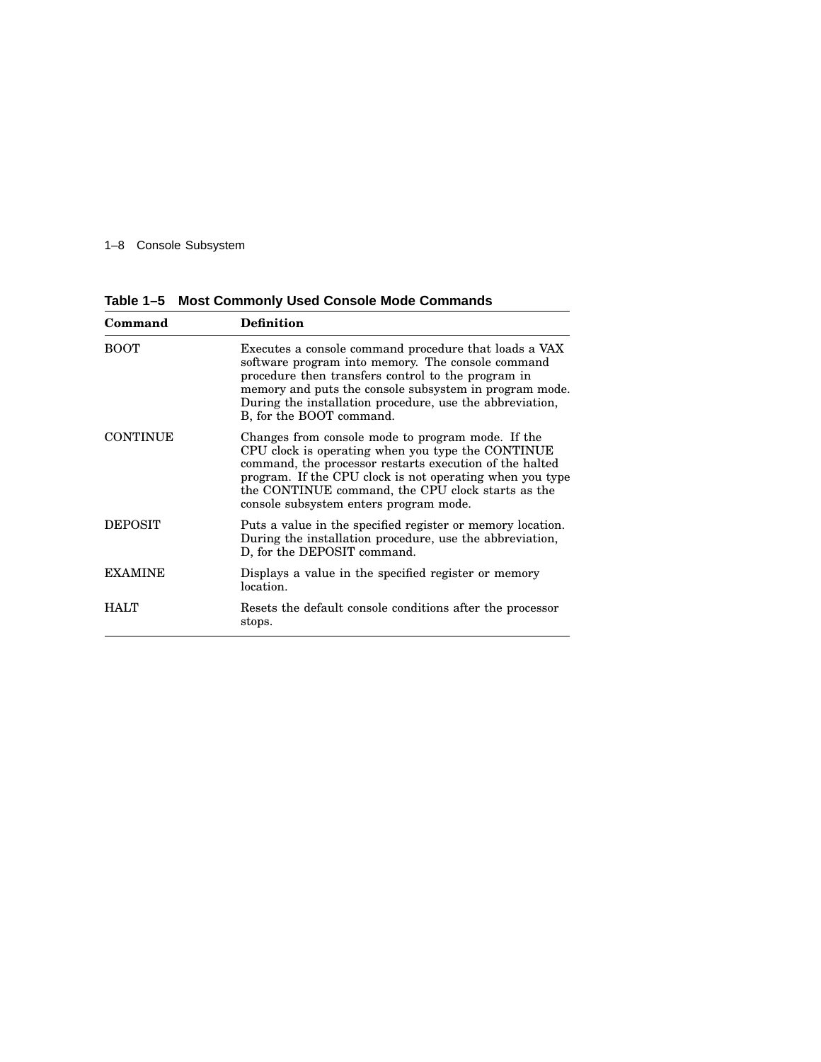**Table 1–5 Most Commonly Used Console Mode Commands**

| Command | Definition |
|---|---|
| BOOT | Executes a console command procedure that loads a VAX software program into memory. The console command procedure then transfers control to the program in memory and puts the console subsystem in program mode. During the installation procedure, use the abbreviation, B, for the BOOT command. |
| CONTINUE | Changes from console mode to program mode. If the CPU clock is operating when you type the CONTINUE command, the processor restarts execution of the halted program. If the CPU clock is not operating when you type the CONTINUE command, the CPU clock starts as the console subsystem enters program mode. |
| DEPOSIT | Puts a value in the specified register or memory location. During the installation procedure, use the abbreviation, D, for the DEPOSIT command. |
| EXAMINE | Displays a value in the specified register or memory location. |
| HALT | Resets the default console conditions after the processor stops. |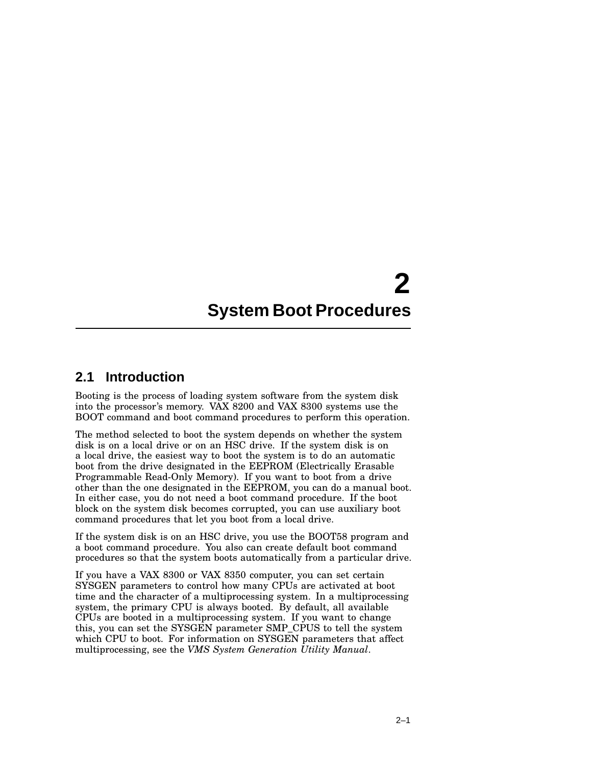# 2 System Boot Procedures

## 2.1 Introduction

Booting is the process of loading system software from the system disk into the processor's memory. VAX 8200 and VAX 8300 systems use the BOOT command and boot command procedures to perform this operation.

The method selected to boot the system depends on whether the system disk is on a local drive or on an HSC drive. If the system disk is on a local drive, the easiest way to boot the system is to do an automatic boot from the drive designated in the EEPROM (Electrically Erasable Programmable Read-Only Memory). If you want to boot from a drive other than the one designated in the EEPROM, you can do a manual boot. In either case, you do not need a boot command procedure. If the boot block on the system disk becomes corrupted, you can use auxiliary boot command procedures that let you boot from a local drive.

If the system disk is on an HSC drive, you use the BOOT58 program and a boot command procedure. You also can create default boot command procedures so that the system boots automatically from a particular drive.

If you have a VAX 8300 or VAX 8350 computer, you can set certain SYSGEN parameters to control how many CPUs are activated at boot time and the character of a multiprocessing system. In a multiprocessing system, the primary CPU is always booted. By default, all available CPUs are booted in a multiprocessing system. If you want to change this, you can set the SYSGEN parameter SMP_CPUS to tell the system which CPU to boot. For information on SYSGEN parameters that affect multiprocessing, see the *VMS System Generation Utility Manual*.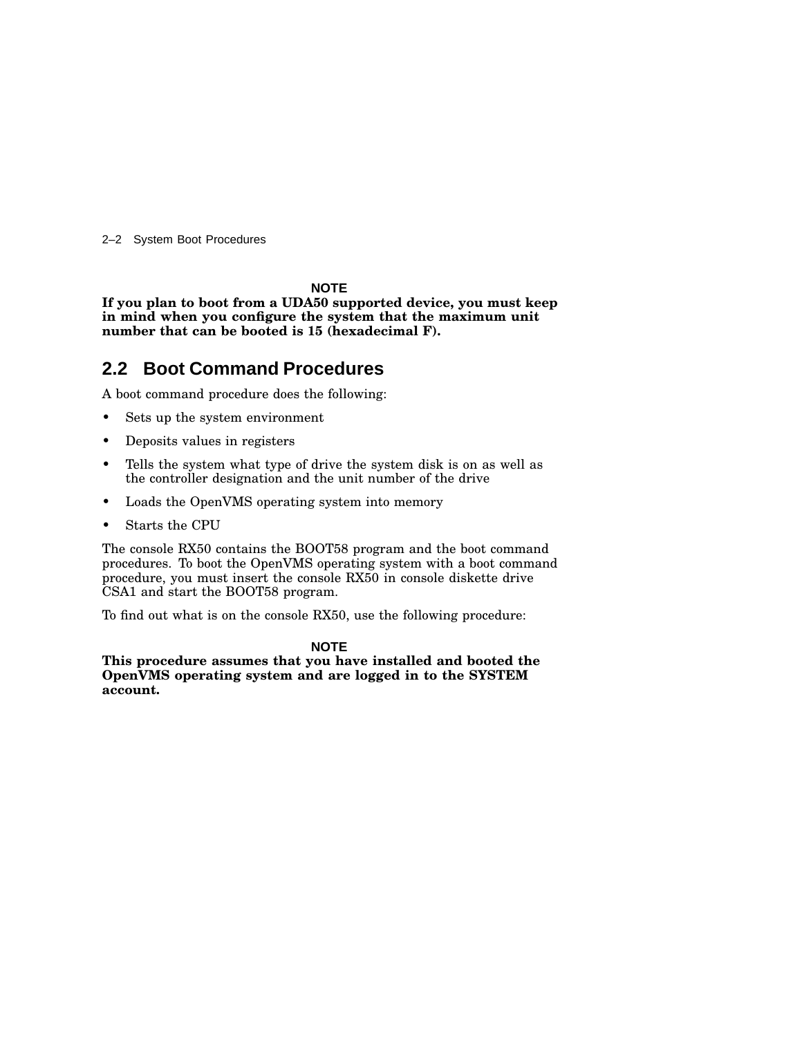**NOTE**

**If you plan to boot from a UDA50 supported device, you must keep in mind when you configure the system that the maximum unit number that can be booted is 15 (hexadecimal F).**

## 2.2 Boot Command Procedures

A boot command procedure does the following:

- Sets up the system environment
- Deposits values in registers
- Tells the system what type of drive the system disk is on as well as the controller designation and the unit number of the drive
- Loads the OpenVMS operating system into memory
- Starts the CPU

The console RX50 contains the BOOT58 program and the boot command procedures. To boot the OpenVMS operating system with a boot command procedure, you must insert the console RX50 in console diskette drive CSA1 and start the BOOT58 program.

To find out what is on the console RX50, use the following procedure:

**NOTE**

**This procedure assumes that you have installed and booted the OpenVMS operating system and are logged in to the SYSTEM account.**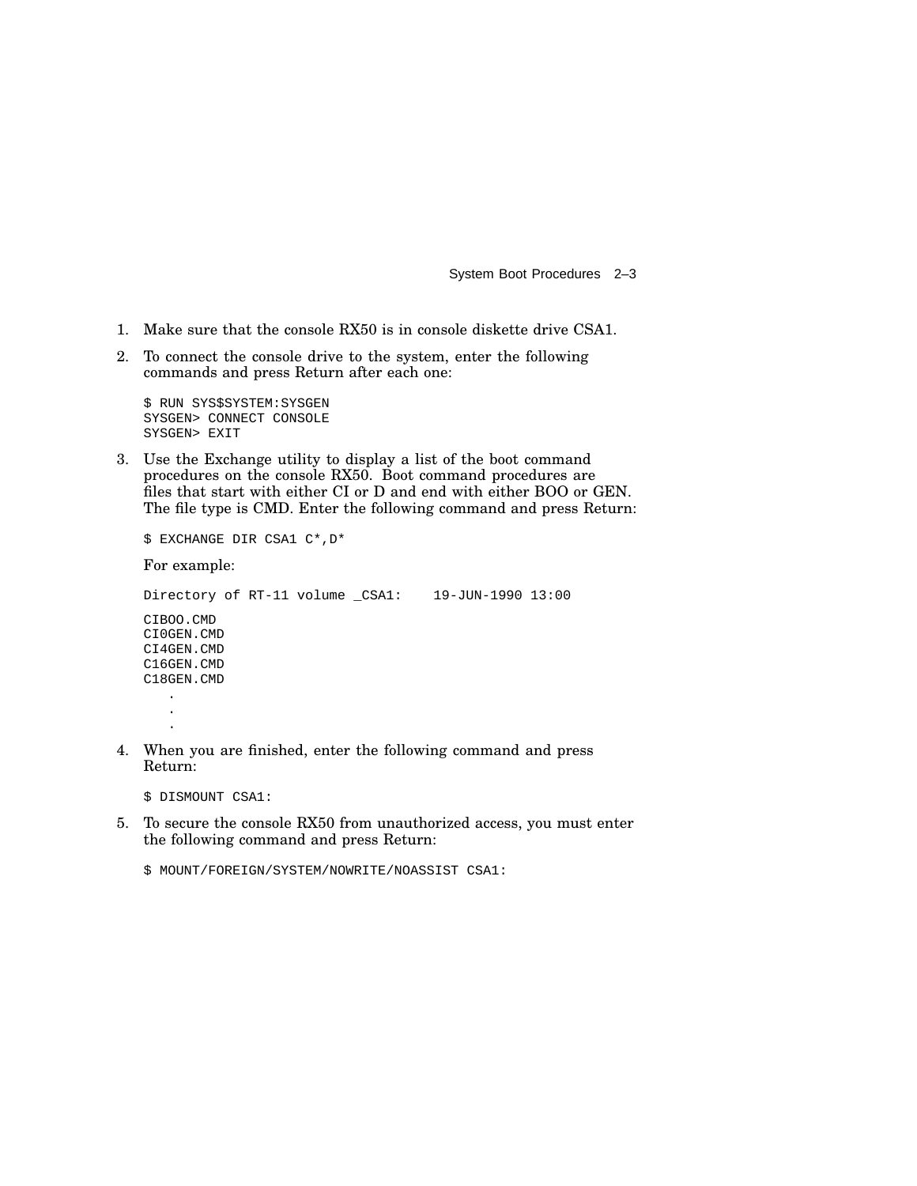1. Make sure that the console RX50 is in console diskette drive CSA1.

2. To connect the console drive to the system, enter the following commands and press Return after each one:

   ```
   $ RUN SYS$SYSTEM:SYSGEN
   SYSGEN> CONNECT CONSOLE
   SYSGEN> EXIT
   ```

3. Use the Exchange utility to display a list of the boot command procedures on the console RX50. Boot command procedures are files that start with either CI or D and end with either BOO or GEN. The file type is CMD. Enter the following command and press Return:

   ```
   $ EXCHANGE DIR CSA1 C*,D*
   ```

   For example:

   ```
   Directory of RT-11 volume _CSA1:    19-JUN-1990 13:00

   CIBOO.CMD
   CI0GEN.CMD
   CI4GEN.CMD
   C16GEN.CMD
   C18GEN.CMD
       .
       .
       .
   ```

4. When you are finished, enter the following command and press Return:

   ```
   $ DISMOUNT CSA1:
   ```

5. To secure the console RX50 from unauthorized access, you must enter the following command and press Return:

   ```
   $ MOUNT/FOREIGN/SYSTEM/NOWRITE/NOASSIST CSA1:
   ```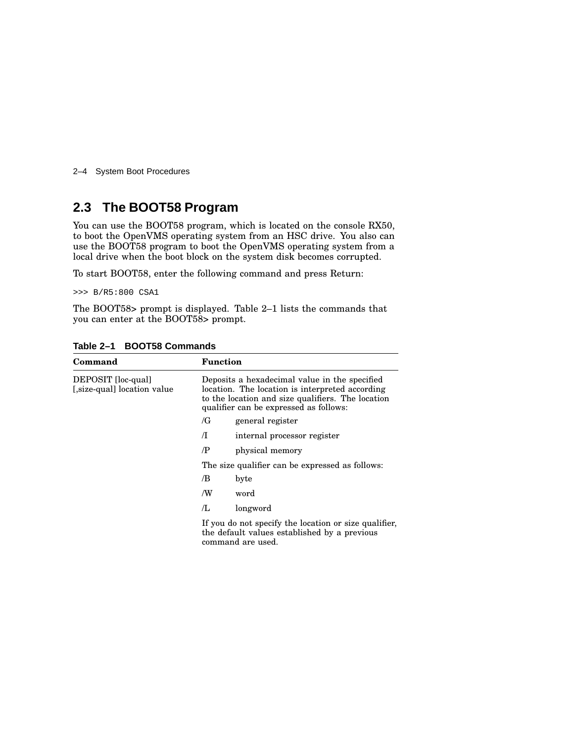## 2.3 The BOOT58 Program

You can use the BOOT58 program, which is located on the console RX50, to boot the OpenVMS operating system from an HSC drive. You also can use the BOOT58 program to boot the OpenVMS operating system from a local drive when the boot block on the system disk becomes corrupted.

To start BOOT58, enter the following command and press Return:

```
>>> B/R5:800 CSA1
```

The BOOT58> prompt is displayed. Table 2–1 lists the commands that you can enter at the BOOT58> prompt.

**Table 2–1 BOOT58 Commands**

| Command | Function |
|---|---|
| DEPOSIT [loc-qual] [,size-qual] location value | Deposits a hexadecimal value in the specified location. The location is interpreted according to the location and size qualifiers. The location qualifier can be expressed as follows:<br>/G general register<br>/I internal processor register<br>/P physical memory<br>The size qualifier can be expressed as follows:<br>/B byte<br>/W word<br>/L longword<br>If you do not specify the location or size qualifier, the default values established by a previous command are used. |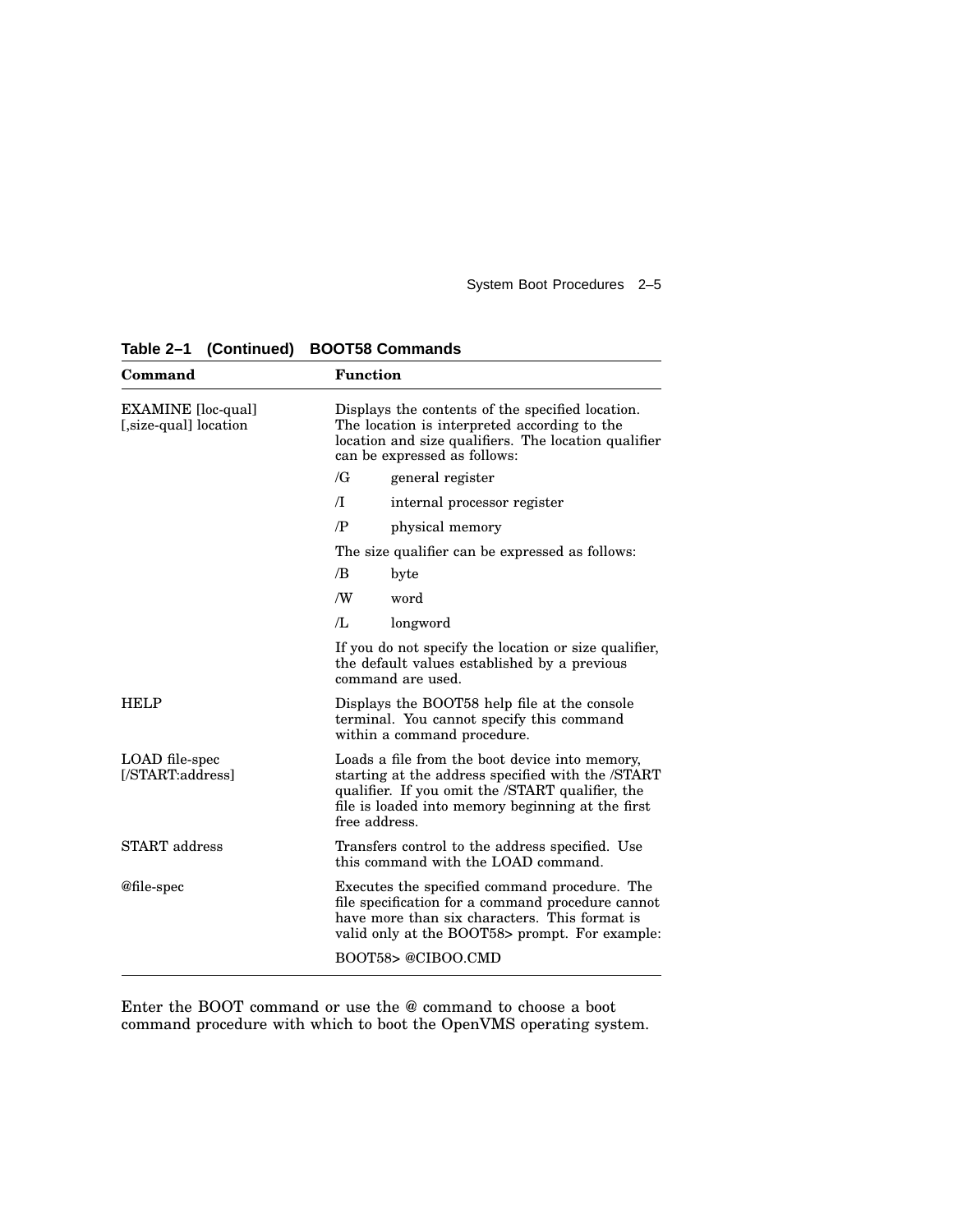**Table 2–1 (Continued) BOOT58 Commands**

| Command | Function |
|---|---|
| EXAMINE [loc-qual] [,size-qual] location | Displays the contents of the specified location. The location is interpreted according to the location and size qualifiers. The location qualifier can be expressed as follows:<br>/G general register<br>/I internal processor register<br>/P physical memory<br>The size qualifier can be expressed as follows:<br>/B byte<br>/W word<br>/L longword<br>If you do not specify the location or size qualifier, the default values established by a previous command are used. |
| HELP | Displays the BOOT58 help file at the console terminal. You cannot specify this command within a command procedure. |
| LOAD file-spec [/START:address] | Loads a file from the boot device into memory, starting at the address specified with the /START qualifier. If you omit the /START qualifier, the file is loaded into memory beginning at the first free address. |
| START address | Transfers control to the address specified. Use this command with the LOAD command. |
| @file-spec | Executes the specified command procedure. The file specification for a command procedure cannot have more than six characters. This format is valid only at the BOOT58> prompt. For example:<br>BOOT58> @CIBOO.CMD |

Enter the BOOT command or use the @ command to choose a boot command procedure with which to boot the OpenVMS operating system.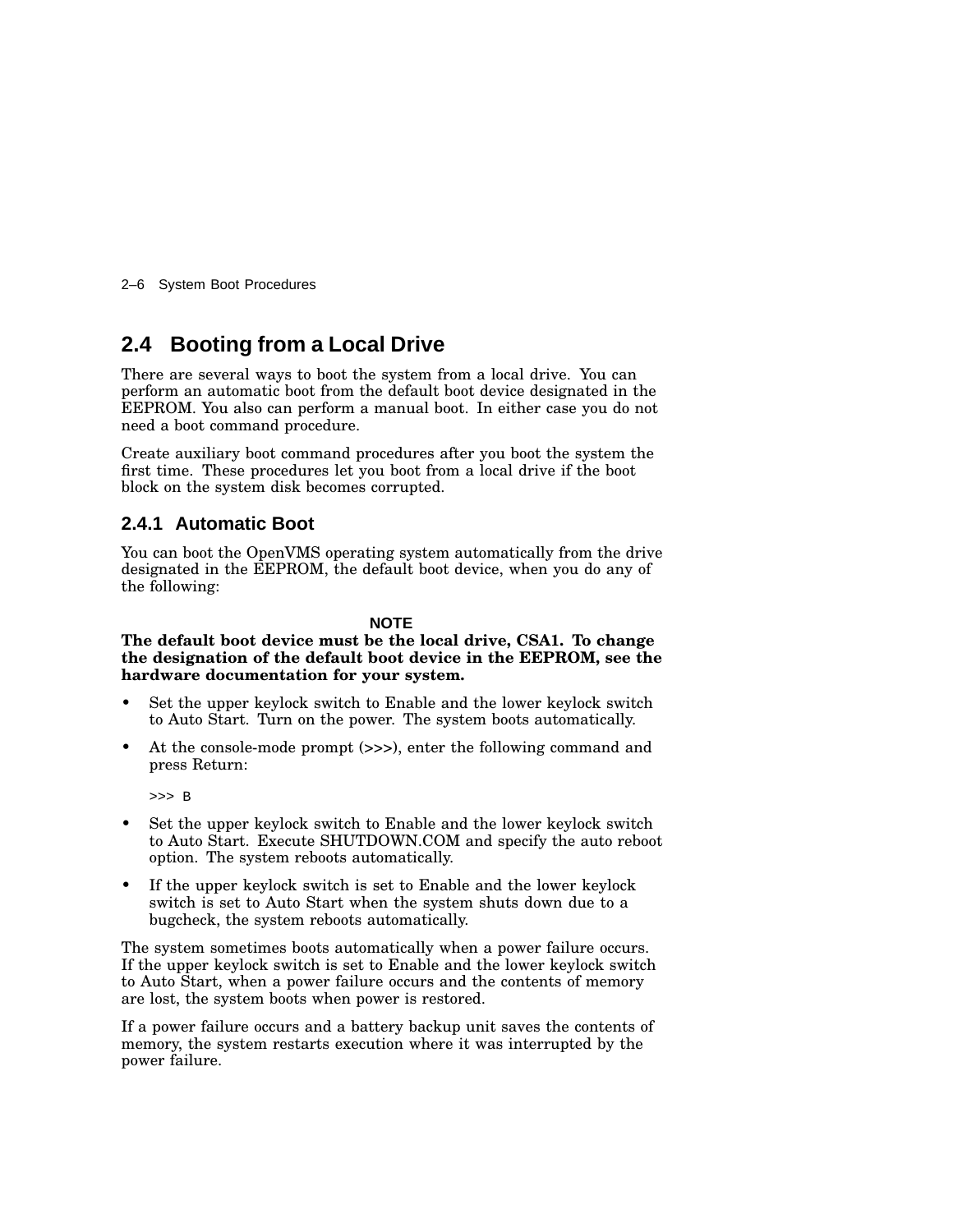## 2.4 Booting from a Local Drive

There are several ways to boot the system from a local drive. You can perform an automatic boot from the default boot device designated in the EEPROM. You also can perform a manual boot. In either case you do not need a boot command procedure.

Create auxiliary boot command procedures after you boot the system the first time. These procedures let you boot from a local drive if the boot block on the system disk becomes corrupted.

### 2.4.1 Automatic Boot

You can boot the OpenVMS operating system automatically from the drive designated in the EEPROM, the default boot device, when you do any of the following:

**NOTE**

**The default boot device must be the local drive, CSA1. To change the designation of the default boot device in the EEPROM, see the hardware documentation for your system.**

- Set the upper keylock switch to Enable and the lower keylock switch to Auto Start. Turn on the power. The system boots automatically.
- At the console-mode prompt (>>>), enter the following command and press Return:

```
>>> B
```

- Set the upper keylock switch to Enable and the lower keylock switch to Auto Start. Execute SHUTDOWN.COM and specify the auto reboot option. The system reboots automatically.
- If the upper keylock switch is set to Enable and the lower keylock switch is set to Auto Start when the system shuts down due to a bugcheck, the system reboots automatically.

The system sometimes boots automatically when a power failure occurs. If the upper keylock switch is set to Enable and the lower keylock switch to Auto Start, when a power failure occurs and the contents of memory are lost, the system boots when power is restored.

If a power failure occurs and a battery backup unit saves the contents of memory, the system restarts execution where it was interrupted by the power failure.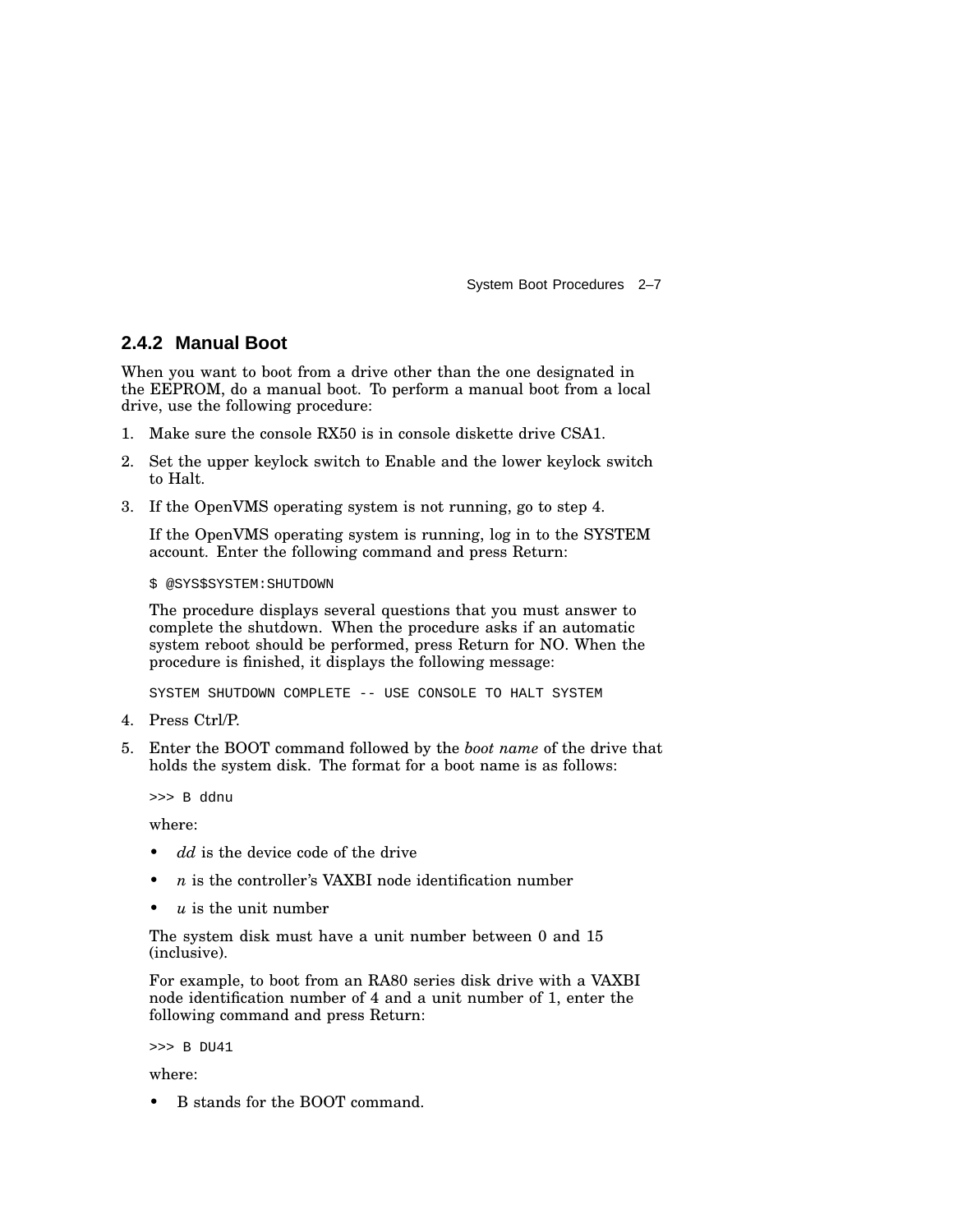### 2.4.2 Manual Boot

When you want to boot from a drive other than the one designated in the EEPROM, do a manual boot. To perform a manual boot from a local drive, use the following procedure:

1. Make sure the console RX50 is in console diskette drive CSA1.
2. Set the upper keylock switch to Enable and the lower keylock switch to Halt.
3. If the OpenVMS operating system is not running, go to step 4.

   If the OpenVMS operating system is running, log in to the SYSTEM account. Enter the following command and press Return:

   ```
   $ @SYS$SYSTEM:SHUTDOWN
   ```

   The procedure displays several questions that you must answer to complete the shutdown. When the procedure asks if an automatic system reboot should be performed, press Return for NO. When the procedure is finished, it displays the following message:

   ```
   SYSTEM SHUTDOWN COMPLETE -- USE CONSOLE TO HALT SYSTEM
   ```

4. Press Ctrl/P.
5. Enter the BOOT command followed by the *boot name* of the drive that holds the system disk. The format for a boot name is as follows:

   ```
   >>> B ddnu
   ```

   where:

   - *dd* is the device code of the drive
   - *n* is the controller's VAXBI node identification number
   - *u* is the unit number

   The system disk must have a unit number between 0 and 15 (inclusive).

   For example, to boot from an RA80 series disk drive with a VAXBI node identification number of 4 and a unit number of 1, enter the following command and press Return:

   ```
   >>> B DU41
   ```

   where:

   - B stands for the BOOT command.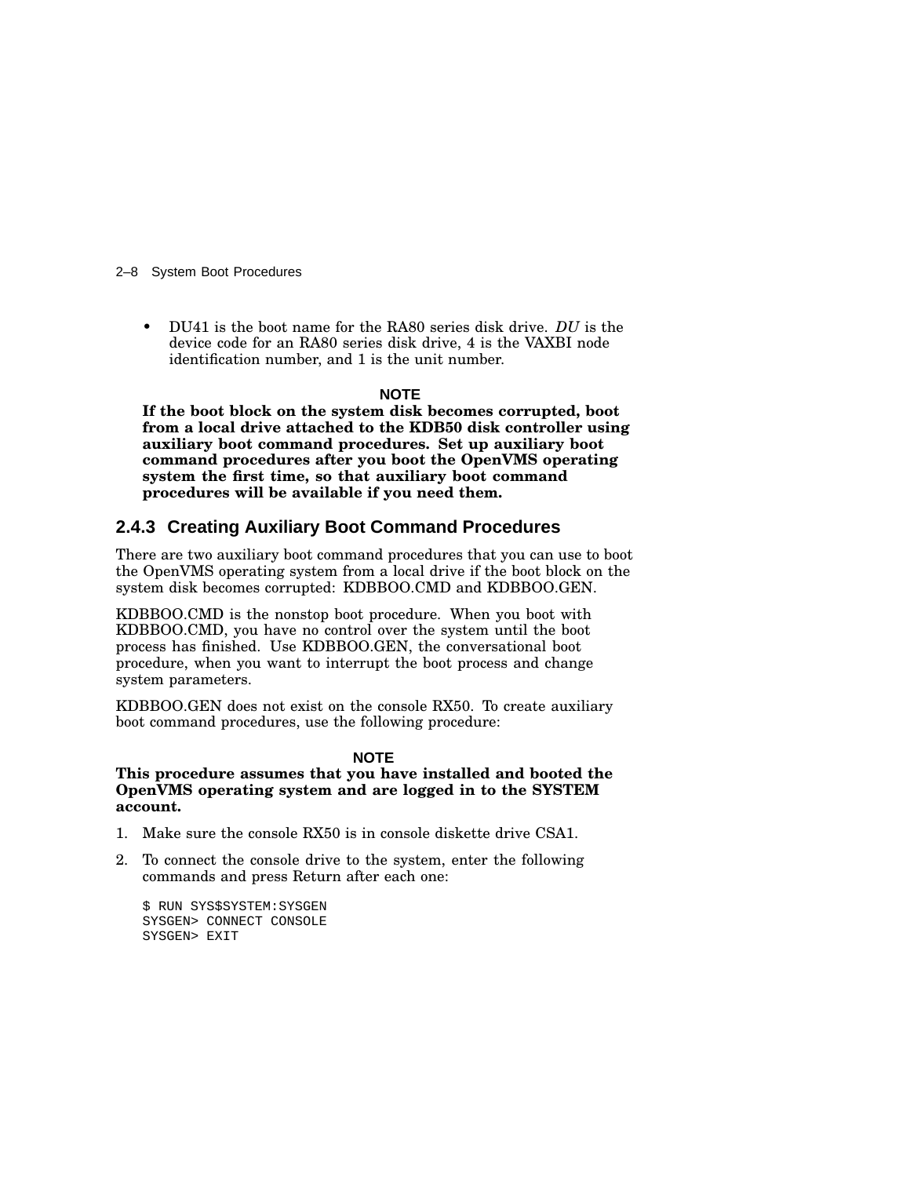- DU41 is the boot name for the RA80 series disk drive. *DU* is the device code for an RA80 series disk drive, 4 is the VAXBI node identification number, and 1 is the unit number.

**NOTE**

**If the boot block on the system disk becomes corrupted, boot from a local drive attached to the KDB50 disk controller using auxiliary boot command procedures. Set up auxiliary boot command procedures after you boot the OpenVMS operating system the first time, so that auxiliary boot command procedures will be available if you need them.**

### 2.4.3 Creating Auxiliary Boot Command Procedures

There are two auxiliary boot command procedures that you can use to boot the OpenVMS operating system from a local drive if the boot block on the system disk becomes corrupted: KDBBOO.CMD and KDBBOO.GEN.

KDBBOO.CMD is the nonstop boot procedure. When you boot with KDBBOO.CMD, you have no control over the system until the boot process has finished. Use KDBBOO.GEN, the conversational boot procedure, when you want to interrupt the boot process and change system parameters.

KDBBOO.GEN does not exist on the console RX50. To create auxiliary boot command procedures, use the following procedure:

**NOTE**

**This procedure assumes that you have installed and booted the OpenVMS operating system and are logged in to the SYSTEM account.**

1. Make sure the console RX50 is in console diskette drive CSA1.
2. To connect the console drive to the system, enter the following commands and press Return after each one:

```
$ RUN SYS$SYSTEM:SYSGEN
SYSGEN> CONNECT CONSOLE
SYSGEN> EXIT
```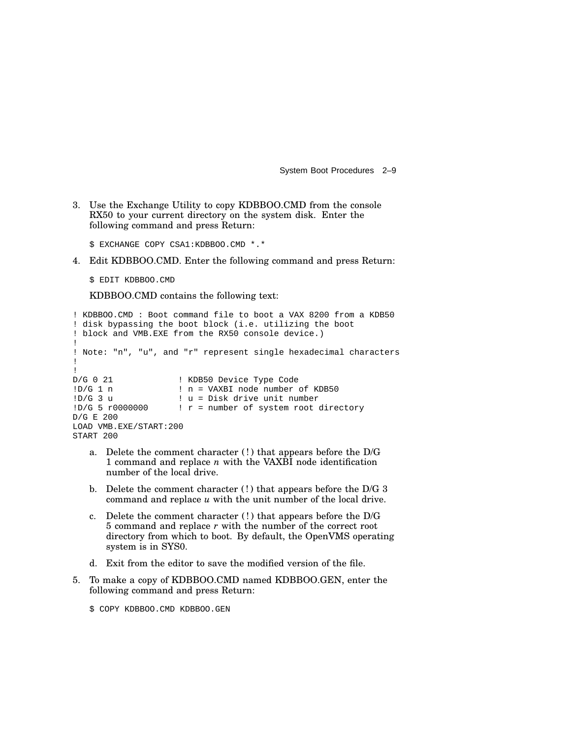3. Use the Exchange Utility to copy KDBBOO.CMD from the console RX50 to your current directory on the system disk. Enter the following command and press Return:

   ```
   $ EXCHANGE COPY CSA1:KDBBOO.CMD *.*
   ```

4. Edit KDBBOO.CMD. Enter the following command and press Return:

   ```
   $ EDIT KDBBOO.CMD
   ```

   KDBBOO.CMD contains the following text:

```
! KDBBOO.CMD : Boot command file to boot a VAX 8200 from a KDB50
! disk bypassing the boot block (i.e. utilizing the boot
! block and VMB.EXE from the RX50 console device.)
!
! Note: "n", "u", and "r" represent single hexadecimal characters
!
!
D/G 0 21              ! KDB50 Device Type Code
!D/G 1 n              ! n = VAXBI node number of KDB50
!D/G 3 u              ! u = Disk drive unit number
!D/G 5 r0000000       ! r = number of system root directory
D/G E 200
LOAD VMB.EXE/START:200
START 200
```

   a. Delete the comment character (!) that appears before the D/G 1 command and replace *n* with the VAXBI node identification number of the local drive.

   b. Delete the comment character (!) that appears before the D/G 3 command and replace *u* with the unit number of the local drive.

   c. Delete the comment character (!) that appears before the D/G 5 command and replace *r* with the number of the correct root directory from which to boot. By default, the OpenVMS operating system is in SYS0.

   d. Exit from the editor to save the modified version of the file.

5. To make a copy of KDBBOO.CMD named KDBBOO.GEN, enter the following command and press Return:

   ```
   $ COPY KDBBOO.CMD KDBBOO.GEN
   ```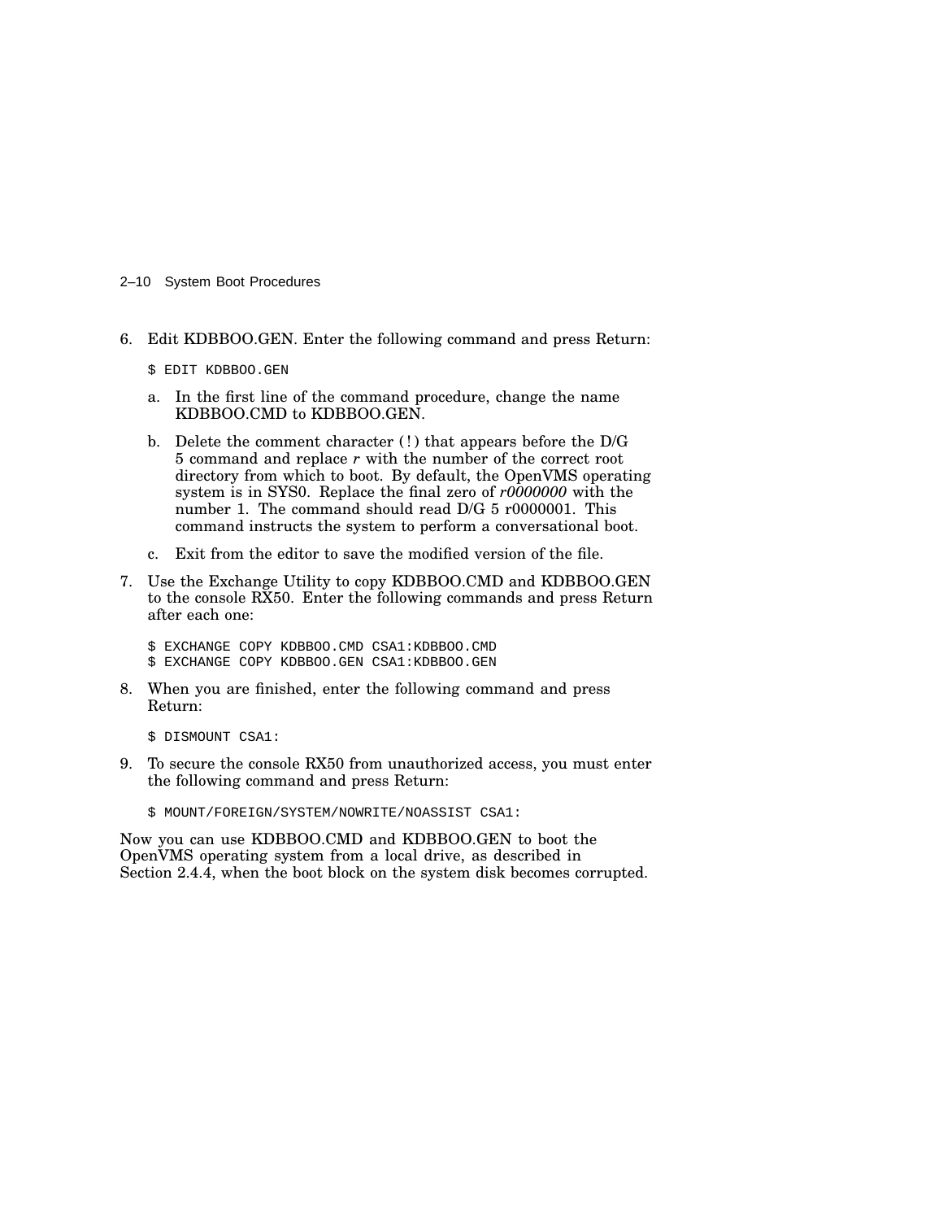6. Edit KDBBOO.GEN. Enter the following command and press Return:

   ```
   $ EDIT KDBBOO.GEN
   ```

   a. In the first line of the command procedure, change the name KDBBOO.CMD to KDBBOO.GEN.

   b. Delete the comment character (!) that appears before the D/G 5 command and replace *r* with the number of the correct root directory from which to boot. By default, the OpenVMS operating system is in SYS0. Replace the final zero of *r0000000* with the number 1. The command should read D/G 5 r0000001. This command instructs the system to perform a conversational boot.

   c. Exit from the editor to save the modified version of the file.

7. Use the Exchange Utility to copy KDBBOO.CMD and KDBBOO.GEN to the console RX50. Enter the following commands and press Return after each one:

   ```
   $ EXCHANGE COPY KDBBOO.CMD CSA1:KDBBOO.CMD
   $ EXCHANGE COPY KDBBOO.GEN CSA1:KDBBOO.GEN
   ```

8. When you are finished, enter the following command and press Return:

   ```
   $ DISMOUNT CSA1:
   ```

9. To secure the console RX50 from unauthorized access, you must enter the following command and press Return:

   ```
   $ MOUNT/FOREIGN/SYSTEM/NOWRITE/NOASSIST CSA1:
   ```

Now you can use KDBBOO.CMD and KDBBOO.GEN to boot the OpenVMS operating system from a local drive, as described in Section 2.4.4, when the boot block on the system disk becomes corrupted.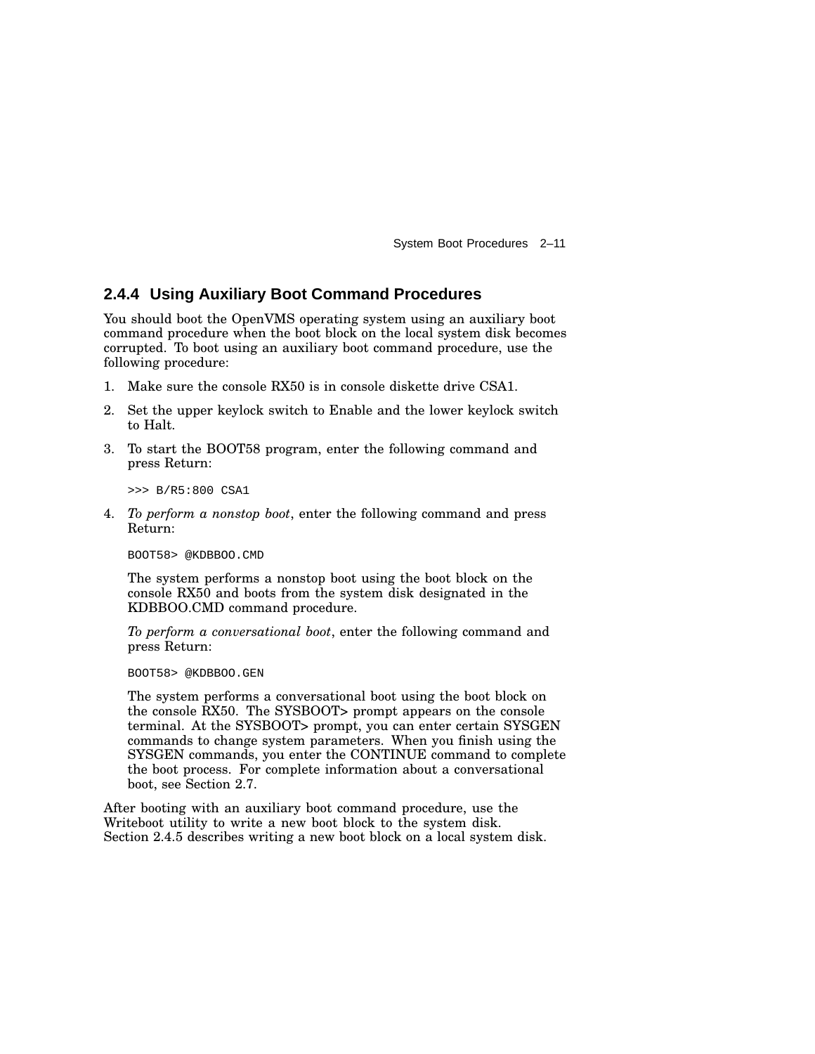### 2.4.4 Using Auxiliary Boot Command Procedures

You should boot the OpenVMS operating system using an auxiliary boot command procedure when the boot block on the local system disk becomes corrupted. To boot using an auxiliary boot command procedure, use the following procedure:

1. Make sure the console RX50 is in console diskette drive CSA1.
2. Set the upper keylock switch to Enable and the lower keylock switch to Halt.
3. To start the BOOT58 program, enter the following command and press Return:

   ```
   >>> B/R5:800 CSA1
   ```

4. *To perform a nonstop boot*, enter the following command and press Return:

   ```
   BOOT58> @KDBBOO.CMD
   ```

   The system performs a nonstop boot using the boot block on the console RX50 and boots from the system disk designated in the KDBBOO.CMD command procedure.

   *To perform a conversational boot*, enter the following command and press Return:

   ```
   BOOT58> @KDBBOO.GEN
   ```

   The system performs a conversational boot using the boot block on the console RX50. The SYSBOOT> prompt appears on the console terminal. At the SYSBOOT> prompt, you can enter certain SYSGEN commands to change system parameters. When you finish using the SYSGEN commands, you enter the CONTINUE command to complete the boot process. For complete information about a conversational boot, see Section 2.7.

After booting with an auxiliary boot command procedure, use the Writeboot utility to write a new boot block to the system disk. Section 2.4.5 describes writing a new boot block on a local system disk.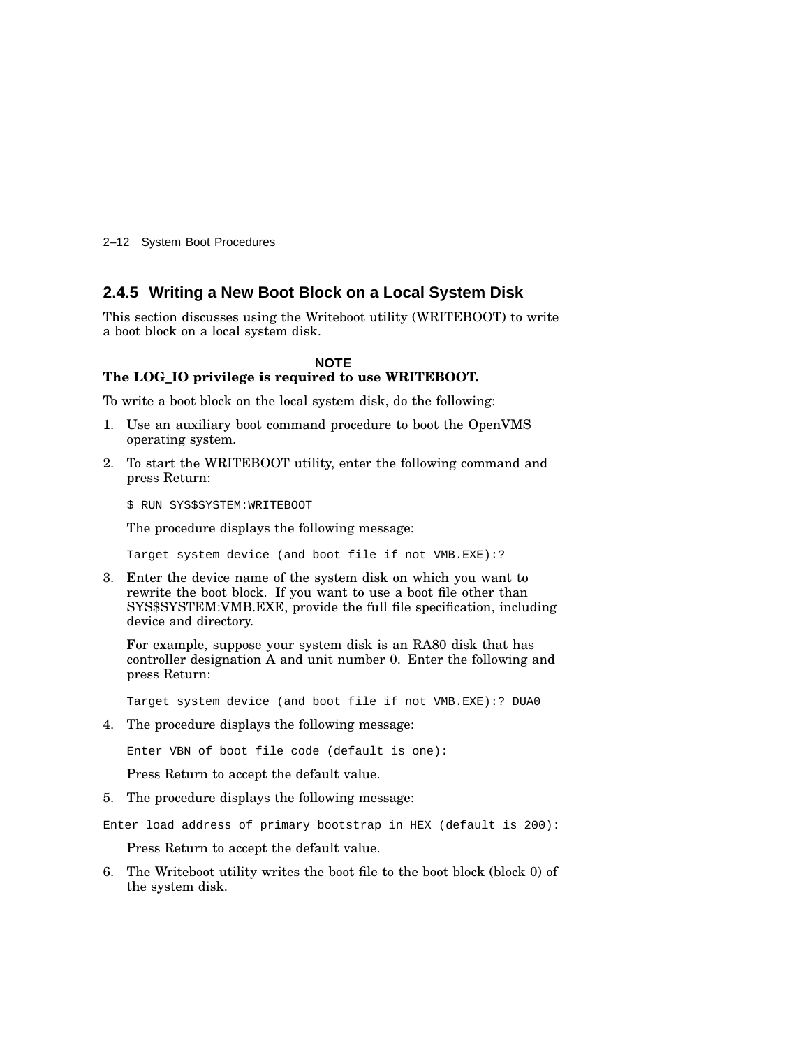### 2.4.5 Writing a New Boot Block on a Local System Disk

This section discusses using the Writeboot utility (WRITEBOOT) to write a boot block on a local system disk.

**NOTE**

**The LOG_IO privilege is required to use WRITEBOOT.**

To write a boot block on the local system disk, do the following:

1. Use an auxiliary boot command procedure to boot the OpenVMS operating system.
2. To start the WRITEBOOT utility, enter the following command and press Return:

   ```
   $ RUN SYS$SYSTEM:WRITEBOOT
   ```

   The procedure displays the following message:

   ```
   Target system device (and boot file if not VMB.EXE):?
   ```

3. Enter the device name of the system disk on which you want to rewrite the boot block. If you want to use a boot file other than SYS$SYSTEM:VMB.EXE, provide the full file specification, including device and directory.

   For example, suppose your system disk is an RA80 disk that has controller designation A and unit number 0. Enter the following and press Return:

   ```
   Target system device (and boot file if not VMB.EXE):? DUA0
   ```

4. The procedure displays the following message:

   ```
   Enter VBN of boot file code (default is one):
   ```

   Press Return to accept the default value.

5. The procedure displays the following message:

   ```
   Enter load address of primary bootstrap in HEX (default is 200):
   ```

   Press Return to accept the default value.

6. The Writeboot utility writes the boot file to the boot block (block 0) of the system disk.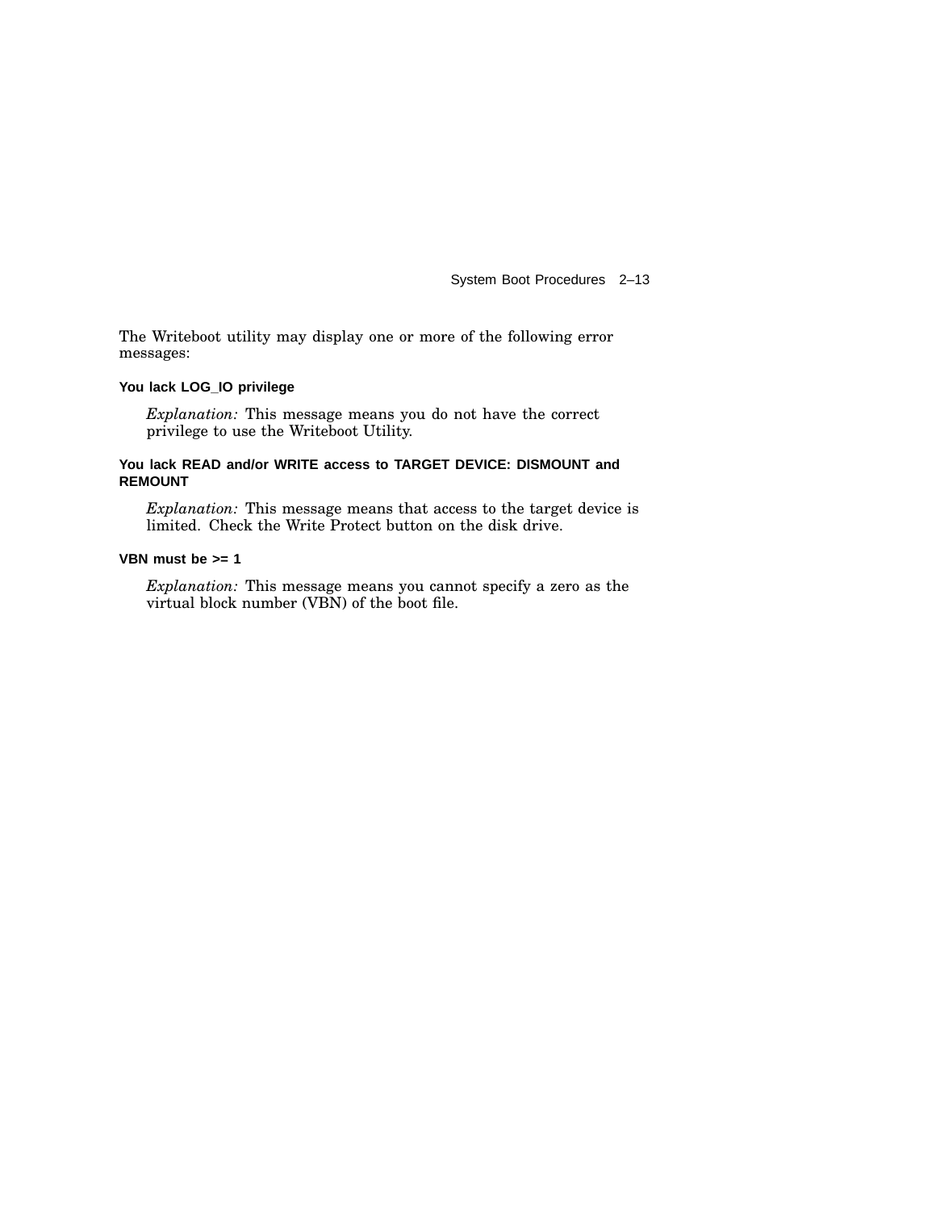The Writeboot utility may display one or more of the following error messages:

**You lack LOG_IO privilege**

*Explanation:* This message means you do not have the correct privilege to use the Writeboot Utility.

**You lack READ and/or WRITE access to TARGET DEVICE: DISMOUNT and REMOUNT**

*Explanation:* This message means that access to the target device is limited. Check the Write Protect button on the disk drive.

**VBN must be >= 1**

*Explanation:* This message means you cannot specify a zero as the virtual block number (VBN) of the boot file.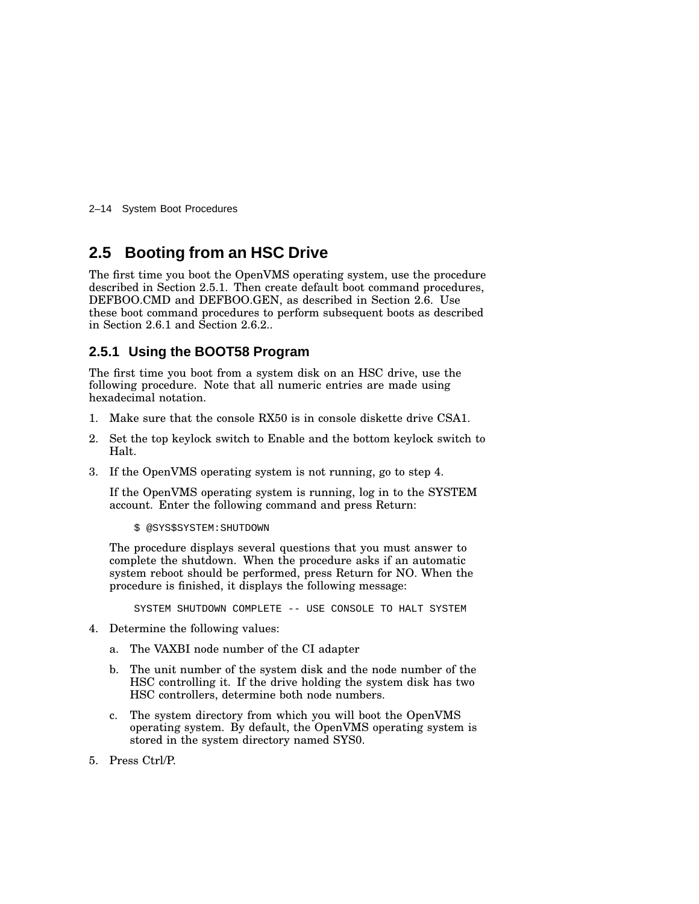## 2.5 Booting from an HSC Drive

The first time you boot the OpenVMS operating system, use the procedure described in Section 2.5.1. Then create default boot command procedures, DEFBOO.CMD and DEFBOO.GEN, as described in Section 2.6. Use these boot command procedures to perform subsequent boots as described in Section 2.6.1 and Section 2.6.2..

### 2.5.1 Using the BOOT58 Program

The first time you boot from a system disk on an HSC drive, use the following procedure. Note that all numeric entries are made using hexadecimal notation.

1. Make sure that the console RX50 is in console diskette drive CSA1.
2. Set the top keylock switch to Enable and the bottom keylock switch to Halt.
3. If the OpenVMS operating system is not running, go to step 4.

   If the OpenVMS operating system is running, log in to the SYSTEM account. Enter the following command and press Return:

   ```
   $ @SYS$SYSTEM:SHUTDOWN
   ```

   The procedure displays several questions that you must answer to complete the shutdown. When the procedure asks if an automatic system reboot should be performed, press Return for NO. When the procedure is finished, it displays the following message:

   ```
   SYSTEM SHUTDOWN COMPLETE -- USE CONSOLE TO HALT SYSTEM
   ```

4. Determine the following values:

   a. The VAXBI node number of the CI adapter

   b. The unit number of the system disk and the node number of the HSC controlling it. If the drive holding the system disk has two HSC controllers, determine both node numbers.

   c. The system directory from which you will boot the OpenVMS operating system. By default, the OpenVMS operating system is stored in the system directory named SYS0.

5. Press Ctrl/P.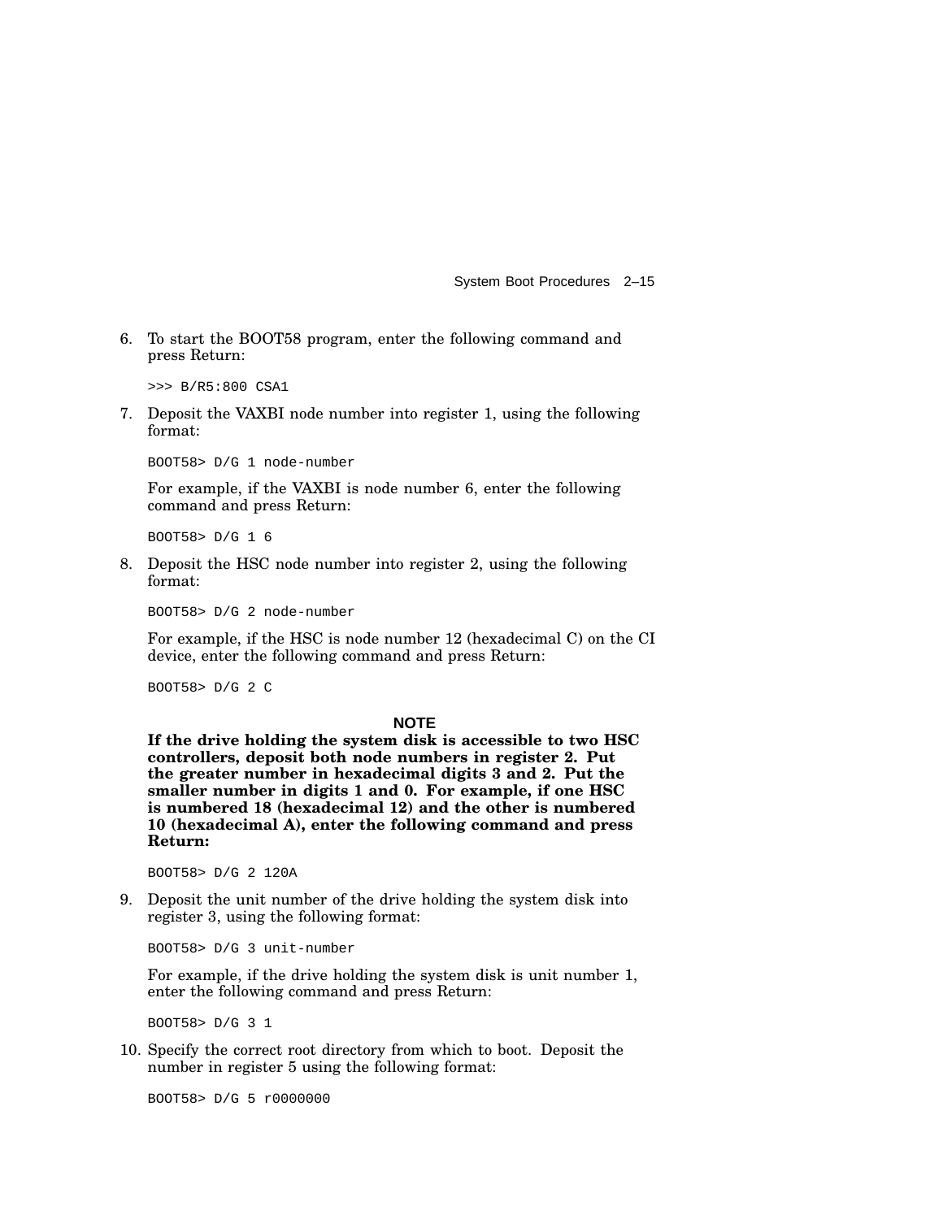6. To start the BOOT58 program, enter the following command and press Return:

   ```
   >>> B/R5:800 CSA1
   ```

7. Deposit the VAXBI node number into register 1, using the following format:

   ```
   BOOT58> D/G 1 node-number
   ```

   For example, if the VAXBI is node number 6, enter the following command and press Return:

   ```
   BOOT58> D/G 1 6
   ```

8. Deposit the HSC node number into register 2, using the following format:

   ```
   BOOT58> D/G 2 node-number
   ```

   For example, if the HSC is node number 12 (hexadecimal C) on the CI device, enter the following command and press Return:

   ```
   BOOT58> D/G 2 C
   ```

   **NOTE**

   **If the drive holding the system disk is accessible to two HSC controllers, deposit both node numbers in register 2. Put the greater number in hexadecimal digits 3 and 2. Put the smaller number in digits 1 and 0. For example, if one HSC is numbered 18 (hexadecimal 12) and the other is numbered 10 (hexadecimal A), enter the following command and press Return:**

   ```
   BOOT58> D/G 2 120A
   ```

9. Deposit the unit number of the drive holding the system disk into register 3, using the following format:

   ```
   BOOT58> D/G 3 unit-number
   ```

   For example, if the drive holding the system disk is unit number 1, enter the following command and press Return:

   ```
   BOOT58> D/G 3 1
   ```

10. Specify the correct root directory from which to boot. Deposit the number in register 5 using the following format:

    ```
    BOOT58> D/G 5 r0000000
    ```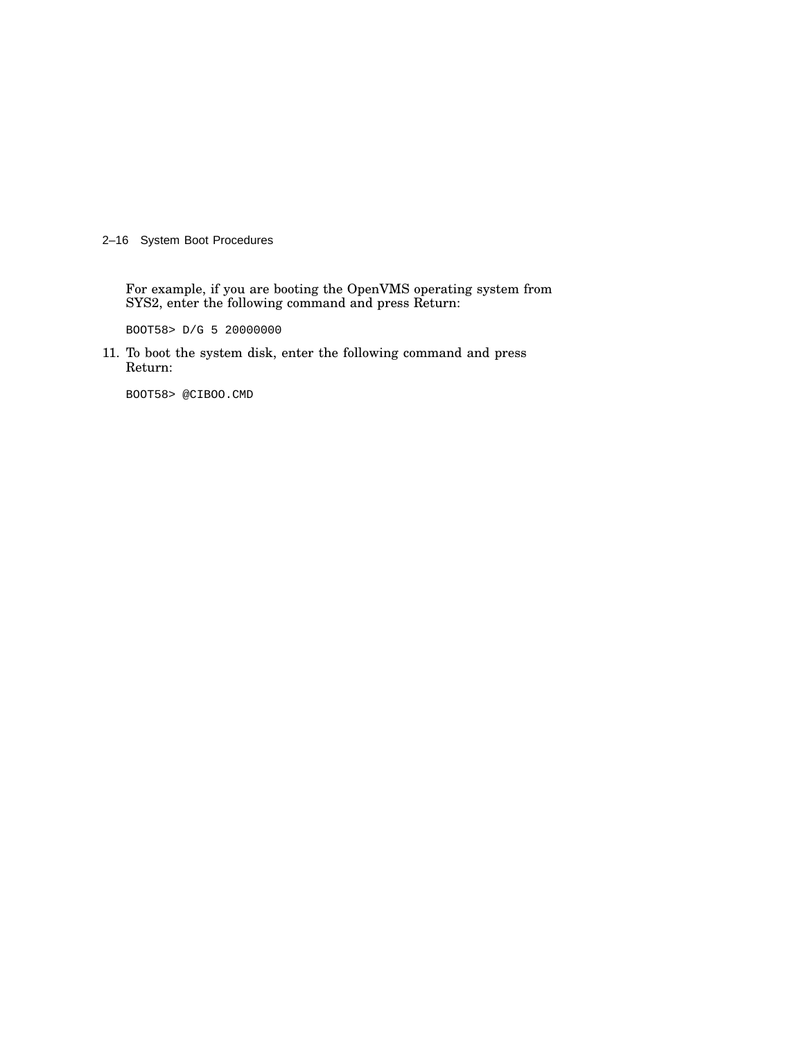For example, if you are booting the OpenVMS operating system from SYS2, enter the following command and press Return:

```
BOOT58> D/G 5 20000000
```

11. To boot the system disk, enter the following command and press Return:

```
BOOT58> @CIBOO.CMD
```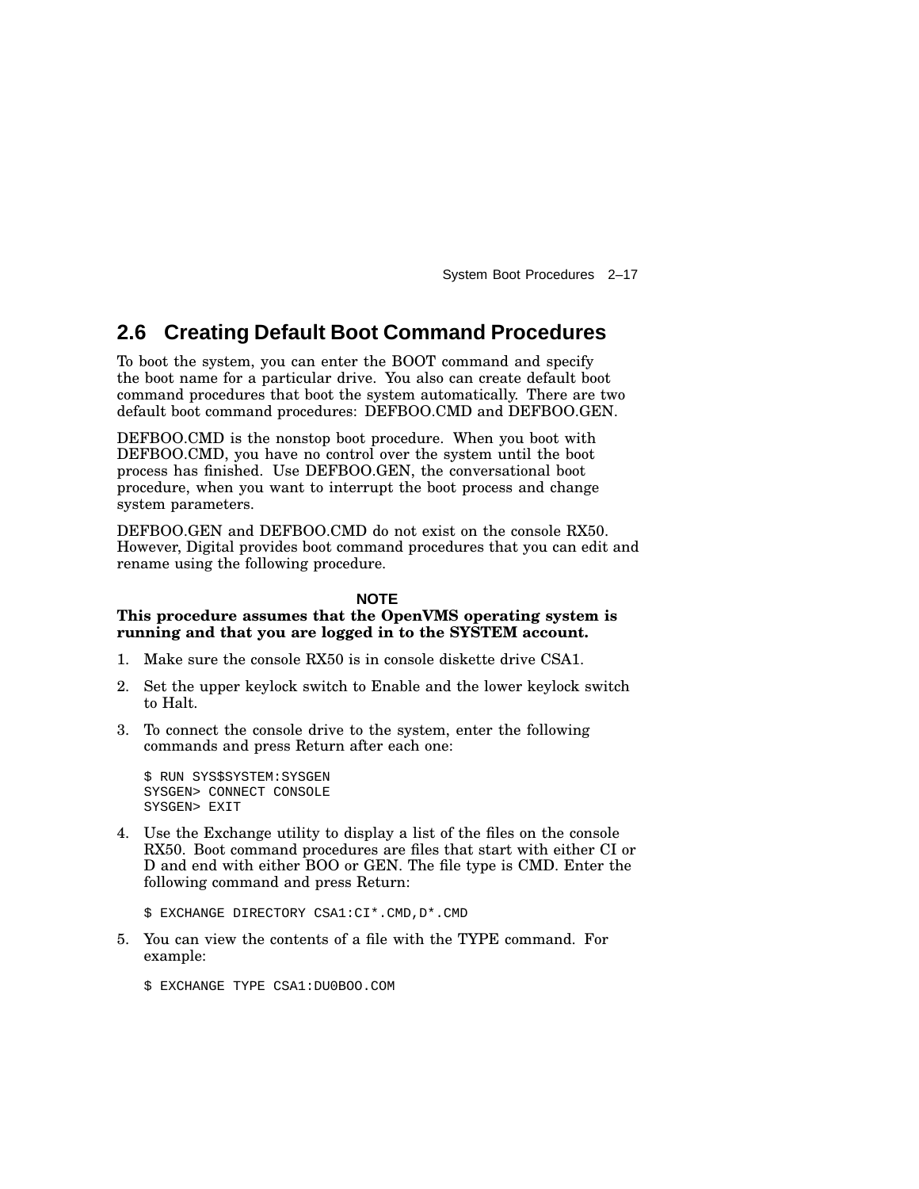## 2.6 Creating Default Boot Command Procedures

To boot the system, you can enter the BOOT command and specify the boot name for a particular drive. You also can create default boot command procedures that boot the system automatically. There are two default boot command procedures: DEFBOO.CMD and DEFBOO.GEN.

DEFBOO.CMD is the nonstop boot procedure. When you boot with DEFBOO.CMD, you have no control over the system until the boot process has finished. Use DEFBOO.GEN, the conversational boot procedure, when you want to interrupt the boot process and change system parameters.

DEFBOO.GEN and DEFBOO.CMD do not exist on the console RX50. However, Digital provides boot command procedures that you can edit and rename using the following procedure.

**NOTE**

**This procedure assumes that the OpenVMS operating system is running and that you are logged in to the SYSTEM account.**

1. Make sure the console RX50 is in console diskette drive CSA1.
2. Set the upper keylock switch to Enable and the lower keylock switch to Halt.
3. To connect the console drive to the system, enter the following commands and press Return after each one:

   ```
   $ RUN SYS$SYSTEM:SYSGEN
   SYSGEN> CONNECT CONSOLE
   SYSGEN> EXIT
   ```

4. Use the Exchange utility to display a list of the files on the console RX50. Boot command procedures are files that start with either CI or D and end with either BOO or GEN. The file type is CMD. Enter the following command and press Return:

   ```
   $ EXCHANGE DIRECTORY CSA1:CI*.CMD,D*.CMD
   ```

5. You can view the contents of a file with the TYPE command. For example:

   ```
   $ EXCHANGE TYPE CSA1:DU0BOO.COM
   ```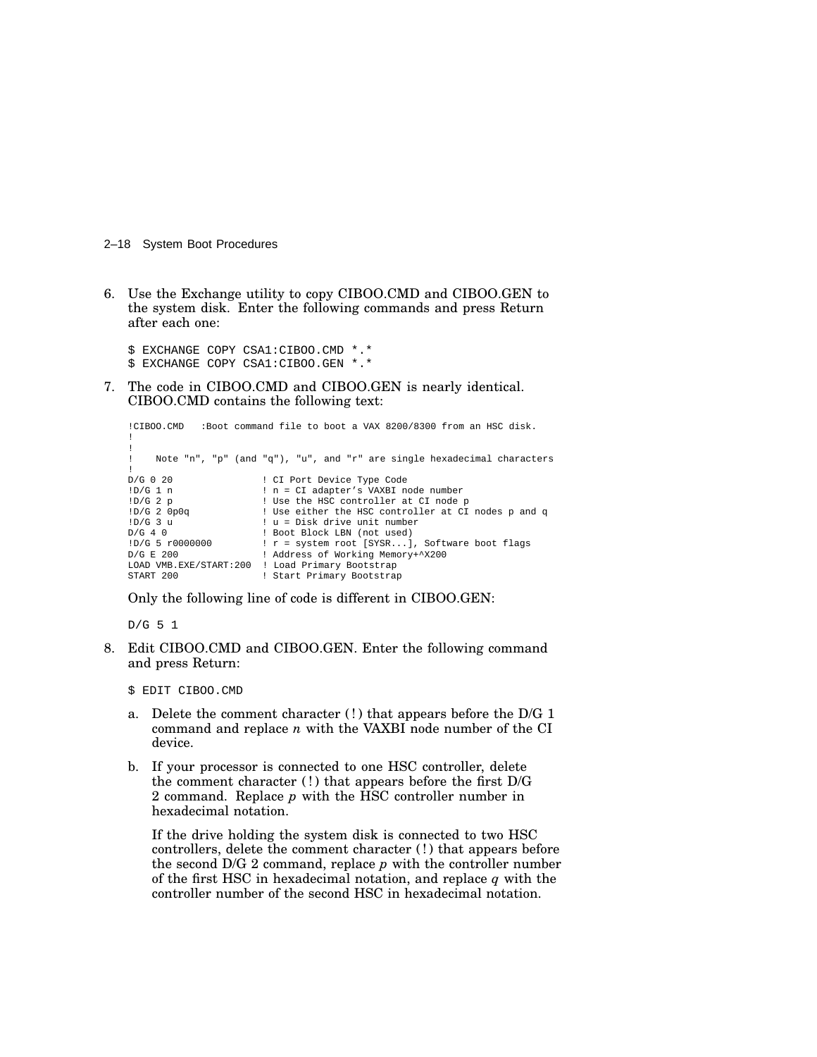6. Use the Exchange utility to copy CIBOO.CMD and CIBOO.GEN to the system disk. Enter the following commands and press Return after each one:

```
$ EXCHANGE COPY CSA1:CIBOO.CMD *.*
$ EXCHANGE COPY CSA1:CIBOO.GEN *.*
```

7. The code in CIBOO.CMD and CIBOO.GEN is nearly identical. CIBOO.CMD contains the following text:

```
!CIBOO.CMD   :Boot command file to boot a VAX 8200/8300 from an HSC disk.
!
!
!    Note "n", "p" (and "q"), "u", and "r" are single hexadecimal characters
!
D/G 0 20                ! CI Port Device Type Code
!D/G 1 n                ! n = CI adapter's VAXBI node number
!D/G 2 p                ! Use the HSC controller at CI node p
!D/G 2 0p0q             ! Use either the HSC controller at CI nodes p and q
!D/G 3 u                ! u = Disk drive unit number
D/G 4 0                 ! Boot Block LBN (not used)
!D/G 5 r0000000         ! r = system root [SYSR...], Software boot flags
D/G E 200               ! Address of Working Memory+^X200
LOAD VMB.EXE/START:200  ! Load Primary Bootstrap
START 200               ! Start Primary Bootstrap
```

   Only the following line of code is different in CIBOO.GEN:

```
D/G 5 1
```

8. Edit CIBOO.CMD and CIBOO.GEN. Enter the following command and press Return:

```
$ EDIT CIBOO.CMD
```

   a. Delete the comment character (!) that appears before the D/G 1 command and replace *n* with the VAXBI node number of the CI device.

   b. If your processor is connected to one HSC controller, delete the comment character (!) that appears before the first D/G 2 command. Replace *p* with the HSC controller number in hexadecimal notation.

      If the drive holding the system disk is connected to two HSC controllers, delete the comment character (!) that appears before the second D/G 2 command, replace *p* with the controller number of the first HSC in hexadecimal notation, and replace *q* with the controller number of the second HSC in hexadecimal notation.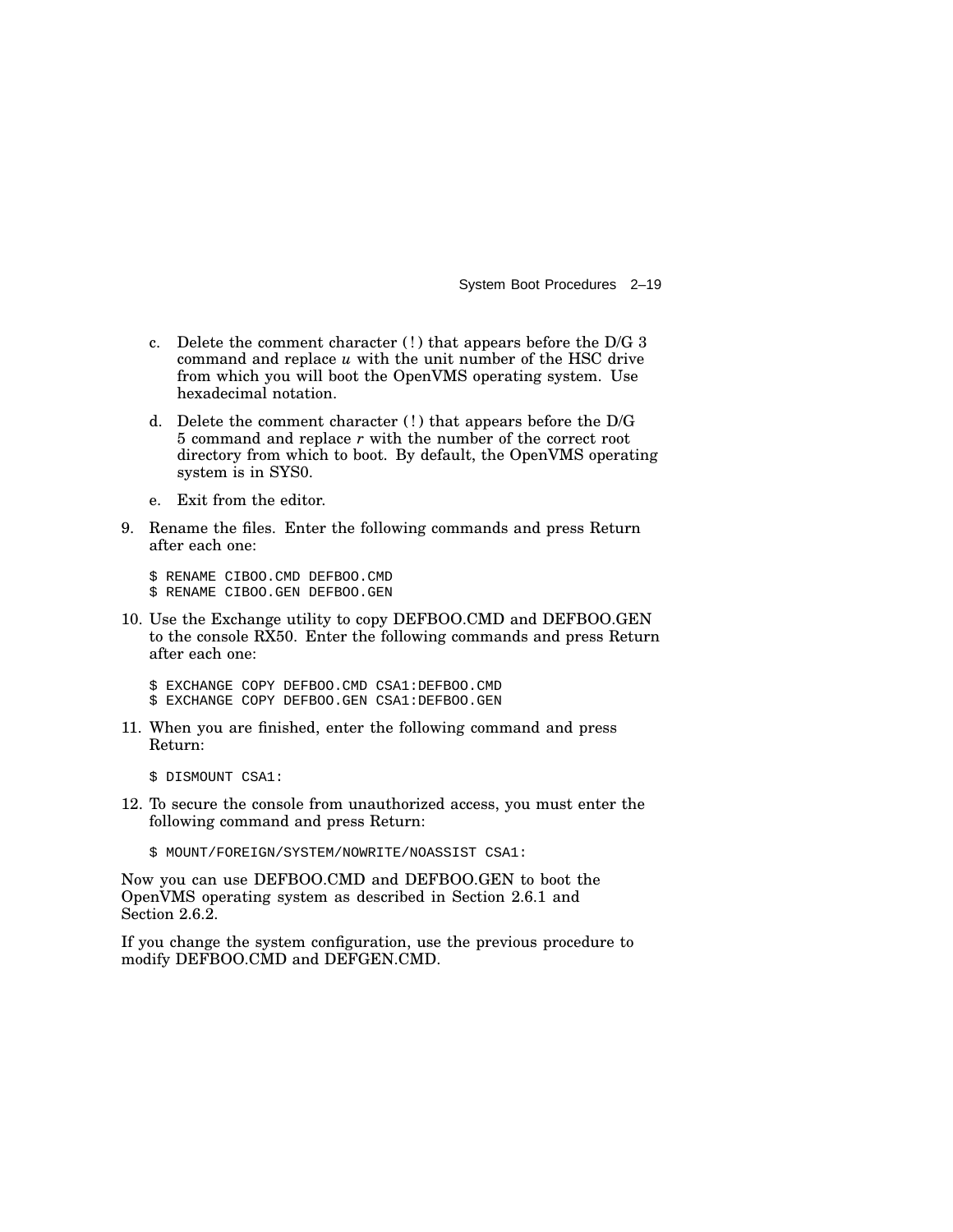c. Delete the comment character (!) that appears before the D/G 3 command and replace *u* with the unit number of the HSC drive from which you will boot the OpenVMS operating system. Use hexadecimal notation.

d. Delete the comment character (!) that appears before the D/G 5 command and replace *r* with the number of the correct root directory from which to boot. By default, the OpenVMS operating system is in SYS0.

e. Exit from the editor.

9. Rename the files. Enter the following commands and press Return after each one:

```
$ RENAME CIBOO.CMD DEFBOO.CMD
$ RENAME CIBOO.GEN DEFBOO.GEN
```

10. Use the Exchange utility to copy DEFBOO.CMD and DEFBOO.GEN to the console RX50. Enter the following commands and press Return after each one:

```
$ EXCHANGE COPY DEFBOO.CMD CSA1:DEFBOO.CMD
$ EXCHANGE COPY DEFBOO.GEN CSA1:DEFBOO.GEN
```

11. When you are finished, enter the following command and press Return:

```
$ DISMOUNT CSA1:
```

12. To secure the console from unauthorized access, you must enter the following command and press Return:

```
$ MOUNT/FOREIGN/SYSTEM/NOWRITE/NOASSIST CSA1:
```

Now you can use DEFBOO.CMD and DEFBOO.GEN to boot the OpenVMS operating system as described in Section 2.6.1 and Section 2.6.2.

If you change the system configuration, use the previous procedure to modify DEFBOO.CMD and DEFGEN.CMD.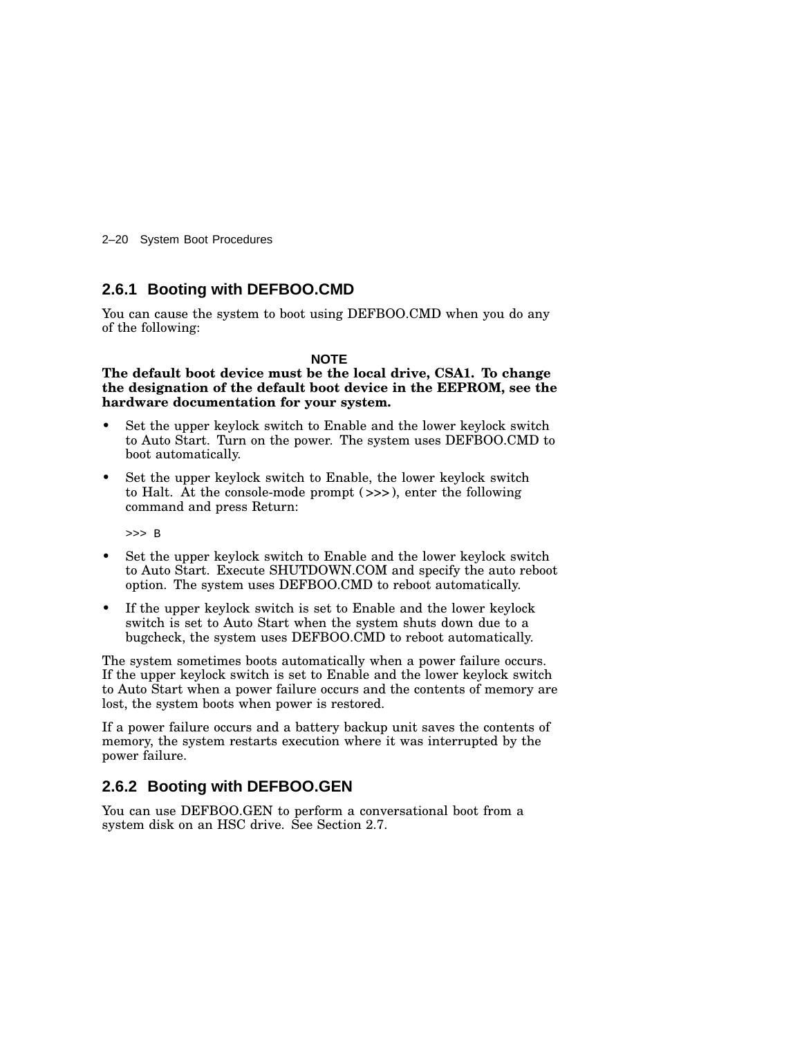### 2.6.1 Booting with DEFBOO.CMD

You can cause the system to boot using DEFBOO.CMD when you do any of the following:

**NOTE**

**The default boot device must be the local drive, CSA1. To change the designation of the default boot device in the EEPROM, see the hardware documentation for your system.**

- Set the upper keylock switch to Enable and the lower keylock switch to Auto Start. Turn on the power. The system uses DEFBOO.CMD to boot automatically.
- Set the upper keylock switch to Enable, the lower keylock switch to Halt. At the console-mode prompt ( >>> ), enter the following command and press Return:

```
>>> B
```

- Set the upper keylock switch to Enable and the lower keylock switch to Auto Start. Execute SHUTDOWN.COM and specify the auto reboot option. The system uses DEFBOO.CMD to reboot automatically.
- If the upper keylock switch is set to Enable and the lower keylock switch is set to Auto Start when the system shuts down due to a bugcheck, the system uses DEFBOO.CMD to reboot automatically.

The system sometimes boots automatically when a power failure occurs. If the upper keylock switch is set to Enable and the lower keylock switch to Auto Start when a power failure occurs and the contents of memory are lost, the system boots when power is restored.

If a power failure occurs and a battery backup unit saves the contents of memory, the system restarts execution where it was interrupted by the power failure.

### 2.6.2 Booting with DEFBOO.GEN

You can use DEFBOO.GEN to perform a conversational boot from a system disk on an HSC drive. See Section 2.7.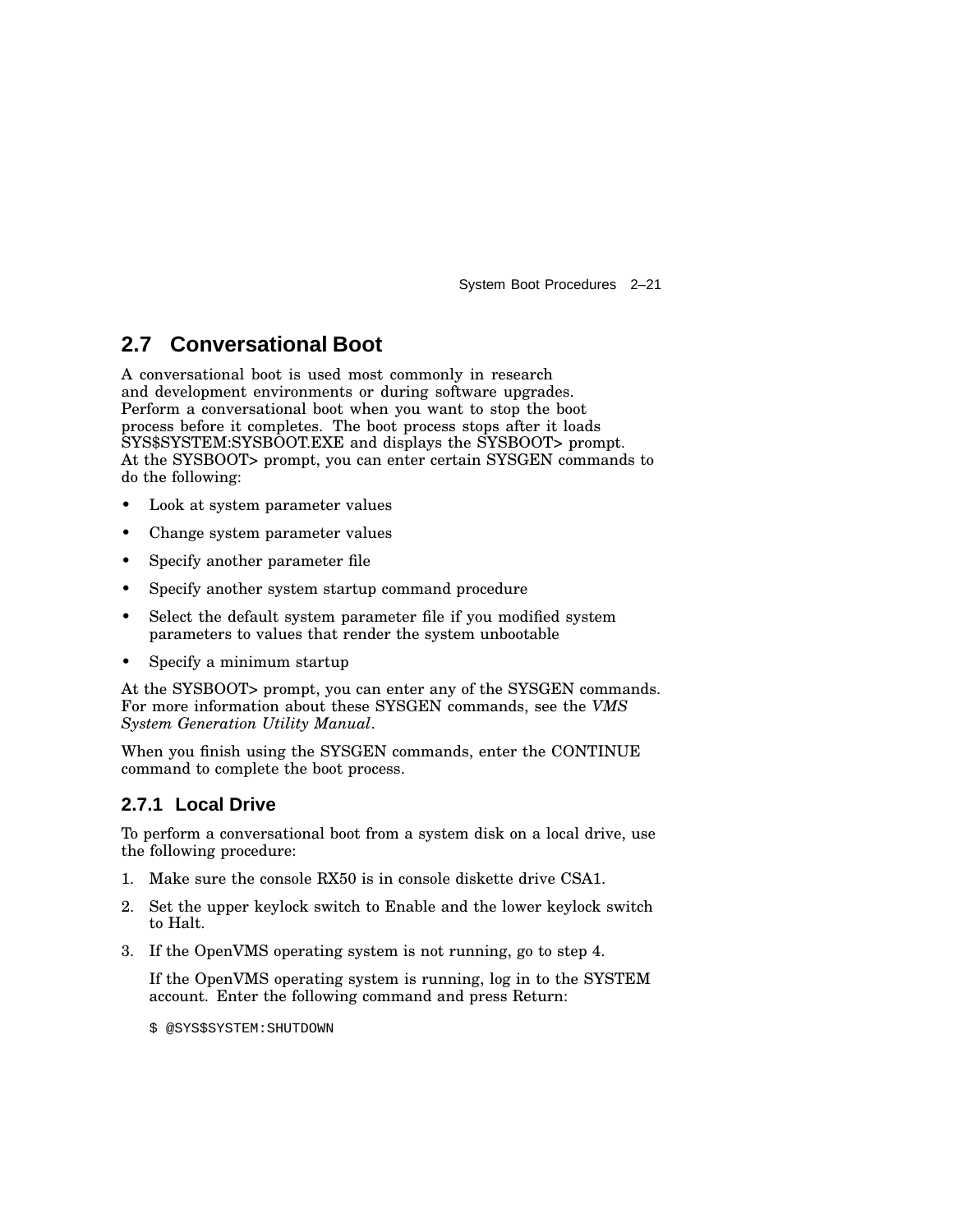## 2.7 Conversational Boot

A conversational boot is used most commonly in research and development environments or during software upgrades. Perform a conversational boot when you want to stop the boot process before it completes. The boot process stops after it loads SYS$SYSTEM:SYSBOOT.EXE and displays the SYSBOOT> prompt. At the SYSBOOT> prompt, you can enter certain SYSGEN commands to do the following:

- Look at system parameter values
- Change system parameter values
- Specify another parameter file
- Specify another system startup command procedure
- Select the default system parameter file if you modified system parameters to values that render the system unbootable
- Specify a minimum startup

At the SYSBOOT> prompt, you can enter any of the SYSGEN commands. For more information about these SYSGEN commands, see the *VMS System Generation Utility Manual*.

When you finish using the SYSGEN commands, enter the CONTINUE command to complete the boot process.

### 2.7.1 Local Drive

To perform a conversational boot from a system disk on a local drive, use the following procedure:

1. Make sure the console RX50 is in console diskette drive CSA1.
2. Set the upper keylock switch to Enable and the lower keylock switch to Halt.
3. If the OpenVMS operating system is not running, go to step 4.

   If the OpenVMS operating system is running, log in to the SYSTEM account. Enter the following command and press Return:

   ```
   $ @SYS$SYSTEM:SHUTDOWN
   ```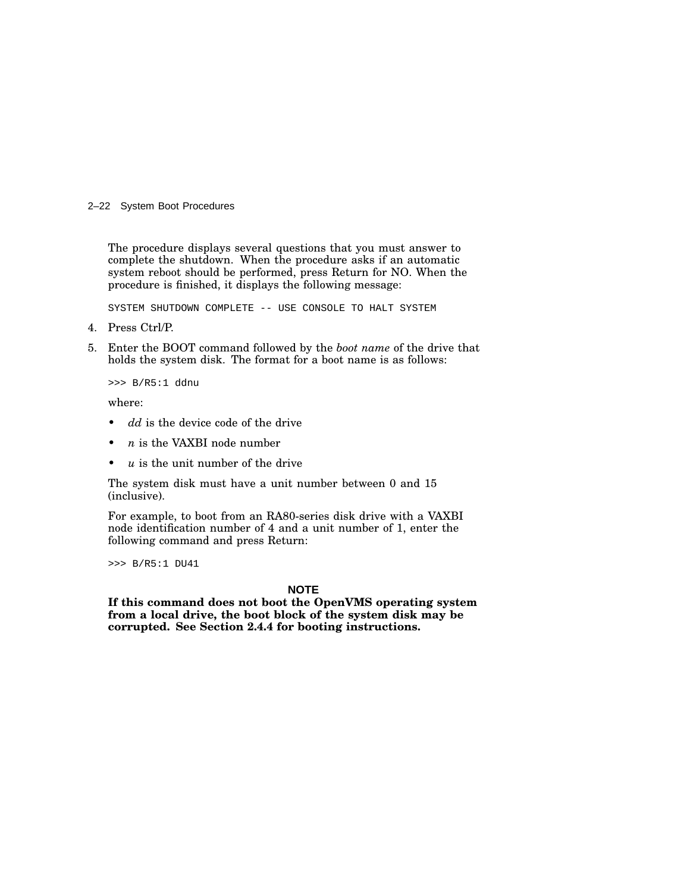The procedure displays several questions that you must answer to complete the shutdown. When the procedure asks if an automatic system reboot should be performed, press Return for NO. When the procedure is finished, it displays the following message:

```
SYSTEM SHUTDOWN COMPLETE -- USE CONSOLE TO HALT SYSTEM
```

4. Press Ctrl/P.
5. Enter the BOOT command followed by the *boot name* of the drive that holds the system disk. The format for a boot name is as follows:

   ```
   >>> B/R5:1 ddnu
   ```

   where:

   - *dd* is the device code of the drive
   - *n* is the VAXBI node number
   - *u* is the unit number of the drive

   The system disk must have a unit number between 0 and 15 (inclusive).

   For example, to boot from an RA80-series disk drive with a VAXBI node identification number of 4 and a unit number of 1, enter the following command and press Return:

   ```
   >>> B/R5:1 DU41
   ```

   **NOTE**

   **If this command does not boot the OpenVMS operating system from a local drive, the boot block of the system disk may be corrupted. See Section 2.4.4 for booting instructions.**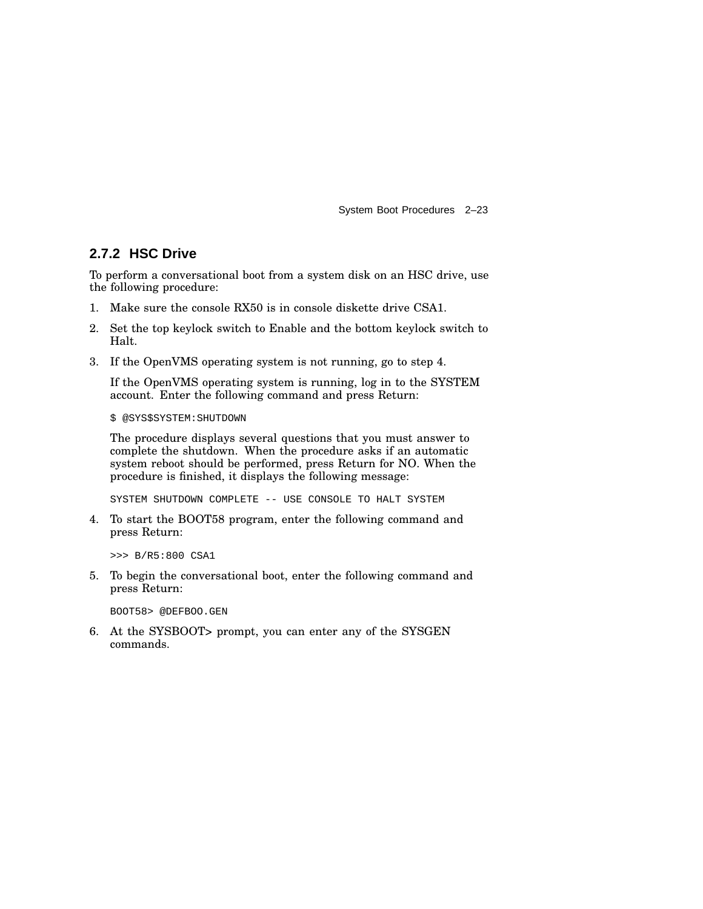### 2.7.2 HSC Drive

To perform a conversational boot from a system disk on an HSC drive, use the following procedure:

1. Make sure the console RX50 is in console diskette drive CSA1.
2. Set the top keylock switch to Enable and the bottom keylock switch to Halt.
3. If the OpenVMS operating system is not running, go to step 4.

   If the OpenVMS operating system is running, log in to the SYSTEM account. Enter the following command and press Return:

   ```
   $ @SYS$SYSTEM:SHUTDOWN
   ```

   The procedure displays several questions that you must answer to complete the shutdown. When the procedure asks if an automatic system reboot should be performed, press Return for NO. When the procedure is finished, it displays the following message:

   ```
   SYSTEM SHUTDOWN COMPLETE -- USE CONSOLE TO HALT SYSTEM
   ```

4. To start the BOOT58 program, enter the following command and press Return:

   ```
   >>> B/R5:800 CSA1
   ```

5. To begin the conversational boot, enter the following command and press Return:

   ```
   BOOT58> @DEFBOO.GEN
   ```

6. At the SYSBOOT> prompt, you can enter any of the SYSGEN commands.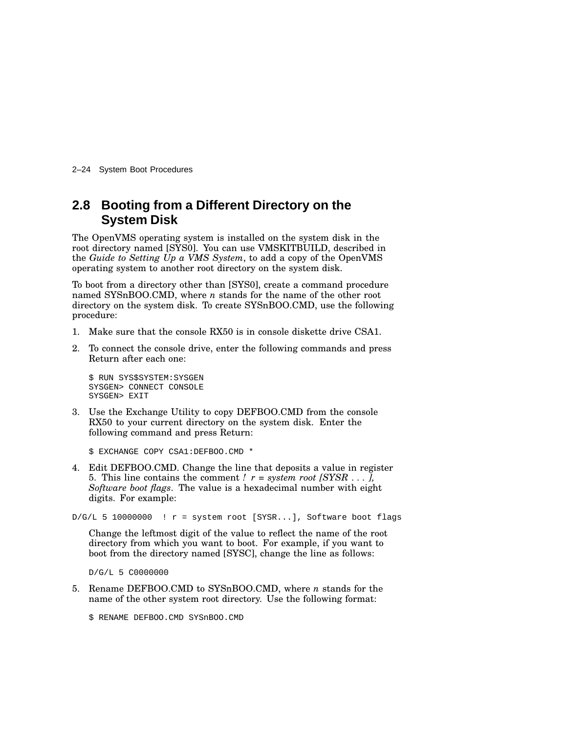## 2.8 Booting from a Different Directory on the System Disk

The OpenVMS operating system is installed on the system disk in the root directory named [SYS0]. You can use VMSKITBUILD, described in the *Guide to Setting Up a VMS System*, to add a copy of the OpenVMS operating system to another root directory on the system disk.

To boot from a directory other than [SYS0], create a command procedure named SYSnBOO.CMD, where *n* stands for the name of the other root directory on the system disk. To create SYSnBOO.CMD, use the following procedure:

1. Make sure that the console RX50 is in console diskette drive CSA1.
2. To connect the console drive, enter the following commands and press Return after each one:

   ```
   $ RUN SYS$SYSTEM:SYSGEN
   SYSGEN> CONNECT CONSOLE
   SYSGEN> EXIT
   ```

3. Use the Exchange Utility to copy DEFBOO.CMD from the console RX50 to your current directory on the system disk. Enter the following command and press Return:

   ```
   $ EXCHANGE COPY CSA1:DEFBOO.CMD *
   ```

4. Edit DEFBOO.CMD. Change the line that deposits a value in register 5. This line contains the comment *! r = system root [SYSR . . . ], Software boot flags*. The value is a hexadecimal number with eight digits. For example:

```
D/G/L 5 10000000  ! r = system root [SYSR...], Software boot flags
```

   Change the leftmost digit of the value to reflect the name of the root directory from which you want to boot. For example, if you want to boot from the directory named [SYSC], change the line as follows:

   ```
   D/G/L 5 C0000000
   ```

5. Rename DEFBOO.CMD to SYSnBOO.CMD, where *n* stands for the name of the other system root directory. Use the following format:

   ```
   $ RENAME DEFBOO.CMD SYSnBOO.CMD
   ```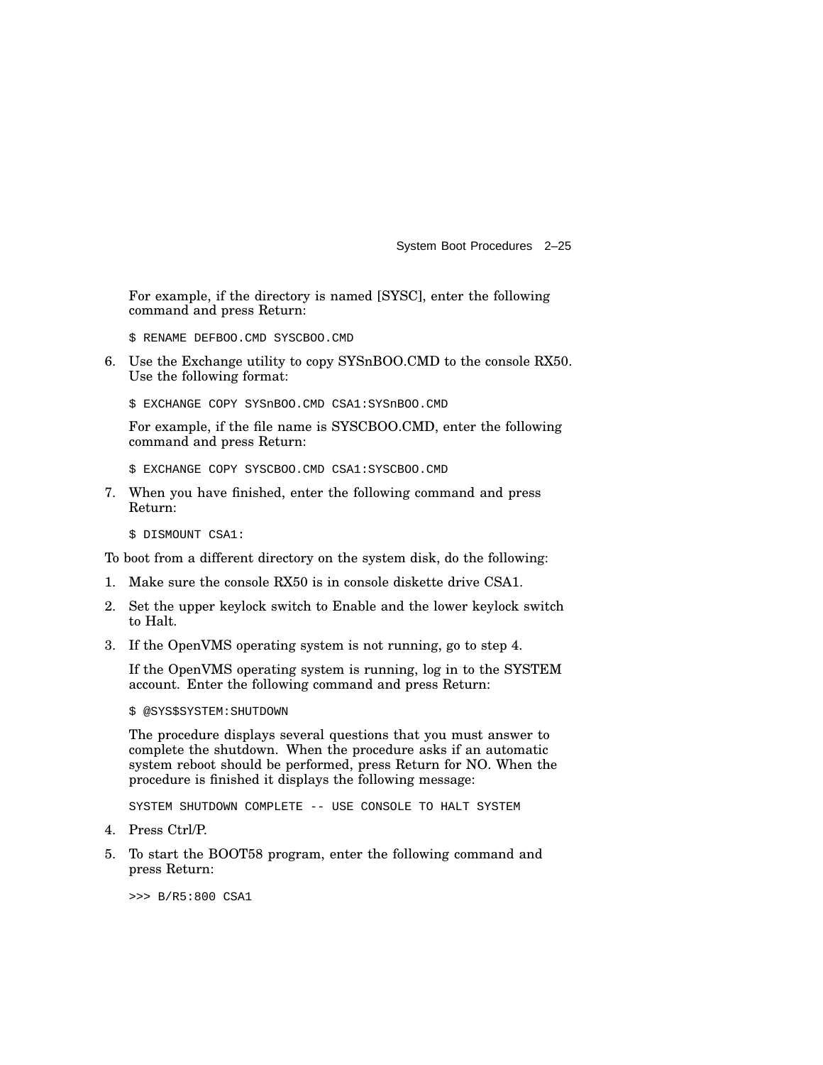For example, if the directory is named [SYSC], enter the following command and press Return:

```
$ RENAME DEFBOO.CMD SYSCBOO.CMD
```

6. Use the Exchange utility to copy SYSnBOO.CMD to the console RX50. Use the following format:

   ```
   $ EXCHANGE COPY SYSnBOO.CMD CSA1:SYSnBOO.CMD
   ```

   For example, if the file name is SYSCBOO.CMD, enter the following command and press Return:

   ```
   $ EXCHANGE COPY SYSCBOO.CMD CSA1:SYSCBOO.CMD
   ```

7. When you have finished, enter the following command and press Return:

   ```
   $ DISMOUNT CSA1:
   ```

To boot from a different directory on the system disk, do the following:

1. Make sure the console RX50 is in console diskette drive CSA1.
2. Set the upper keylock switch to Enable and the lower keylock switch to Halt.
3. If the OpenVMS operating system is not running, go to step 4.

   If the OpenVMS operating system is running, log in to the SYSTEM account. Enter the following command and press Return:

   ```
   $ @SYS$SYSTEM:SHUTDOWN
   ```

   The procedure displays several questions that you must answer to complete the shutdown. When the procedure asks if an automatic system reboot should be performed, press Return for NO. When the procedure is finished it displays the following message:

   ```
   SYSTEM SHUTDOWN COMPLETE -- USE CONSOLE TO HALT SYSTEM
   ```

4. Press Ctrl/P.
5. To start the BOOT58 program, enter the following command and press Return:

   ```
   >>> B/R5:800 CSA1
   ```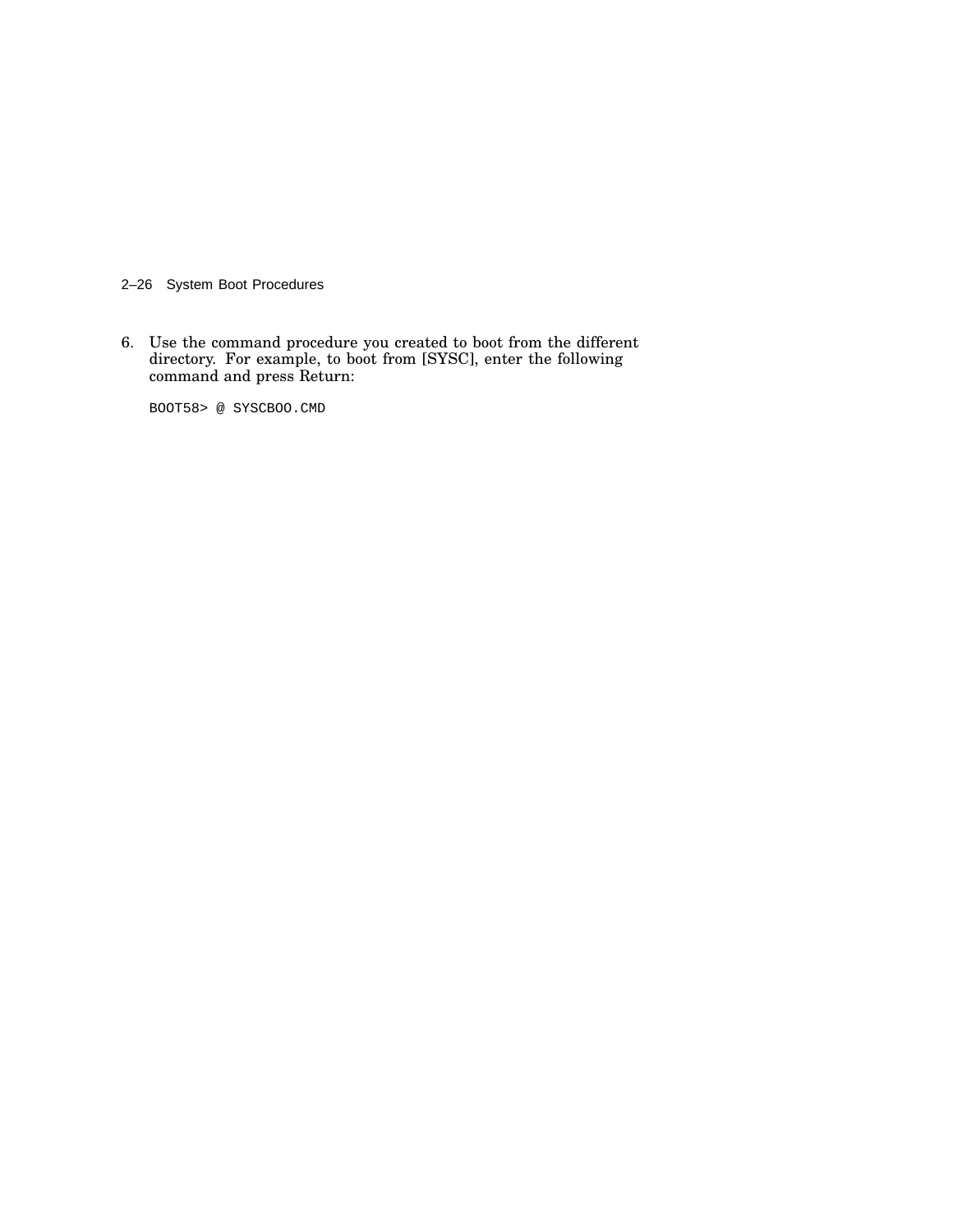6. Use the command procedure you created to boot from the different directory. For example, to boot from [SYSC], enter the following command and press Return:

```
BOOT58> @ SYSCBOO.CMD
```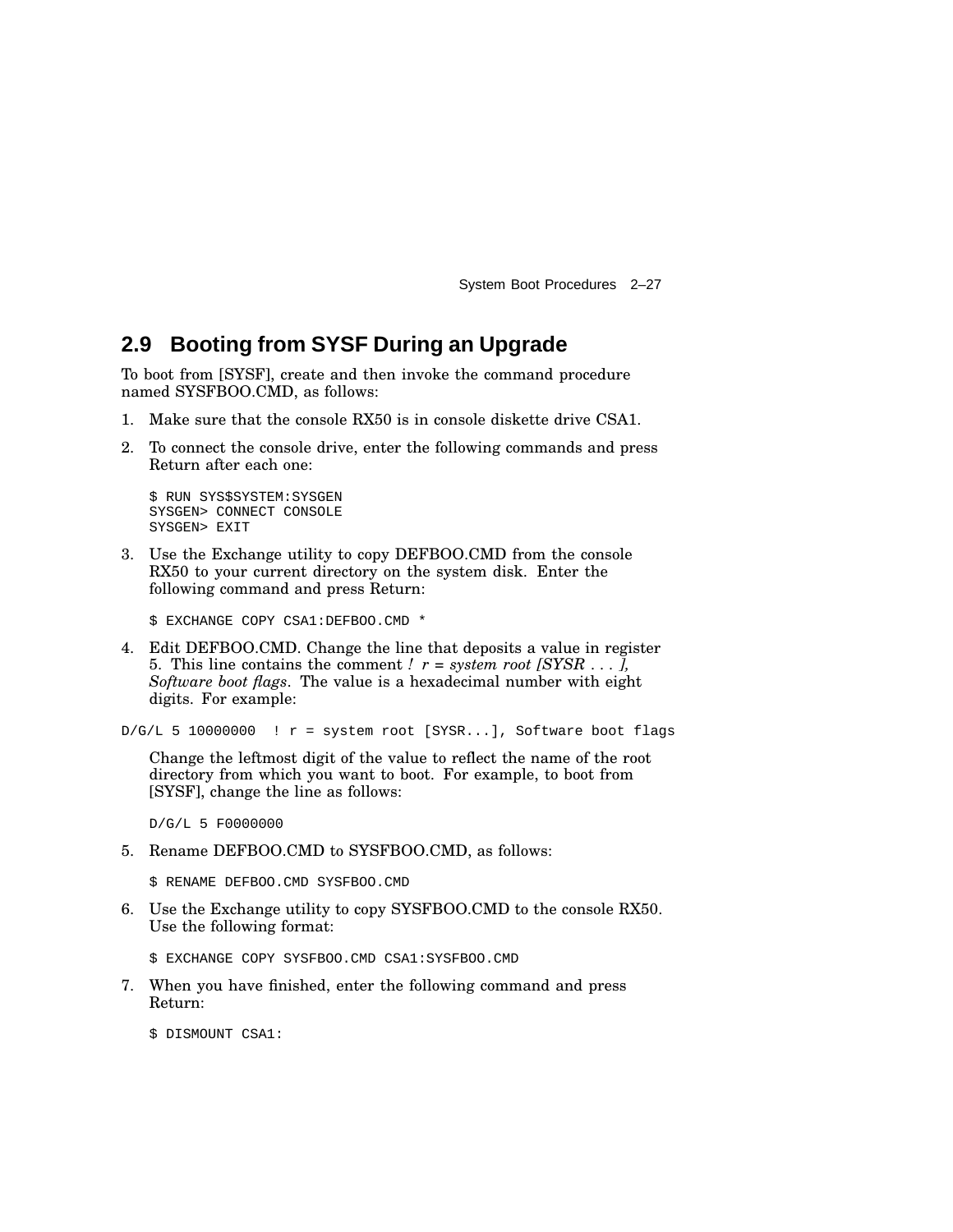## 2.9 Booting from SYSF During an Upgrade

To boot from [SYSF], create and then invoke the command procedure named SYSFBOO.CMD, as follows:

1. Make sure that the console RX50 is in console diskette drive CSA1.

2. To connect the console drive, enter the following commands and press Return after each one:

   ```
   $ RUN SYS$SYSTEM:SYSGEN
   SYSGEN> CONNECT CONSOLE
   SYSGEN> EXIT
   ```

3. Use the Exchange utility to copy DEFBOO.CMD from the console RX50 to your current directory on the system disk. Enter the following command and press Return:

   ```
   $ EXCHANGE COPY CSA1:DEFBOO.CMD *
   ```

4. Edit DEFBOO.CMD. Change the line that deposits a value in register 5. This line contains the comment *! r = system root [SYSR . . . ], Software boot flags*. The value is a hexadecimal number with eight digits. For example:

```
D/G/L 5 10000000  ! r = system root [SYSR...], Software boot flags
```

   Change the leftmost digit of the value to reflect the name of the root directory from which you want to boot. For example, to boot from [SYSF], change the line as follows:

   ```
   D/G/L 5 F0000000
   ```

5. Rename DEFBOO.CMD to SYSFBOO.CMD, as follows:

   ```
   $ RENAME DEFBOO.CMD SYSFBOO.CMD
   ```

6. Use the Exchange utility to copy SYSFBOO.CMD to the console RX50. Use the following format:

   ```
   $ EXCHANGE COPY SYSFBOO.CMD CSA1:SYSFBOO.CMD
   ```

7. When you have finished, enter the following command and press Return:

   ```
   $ DISMOUNT CSA1:
   ```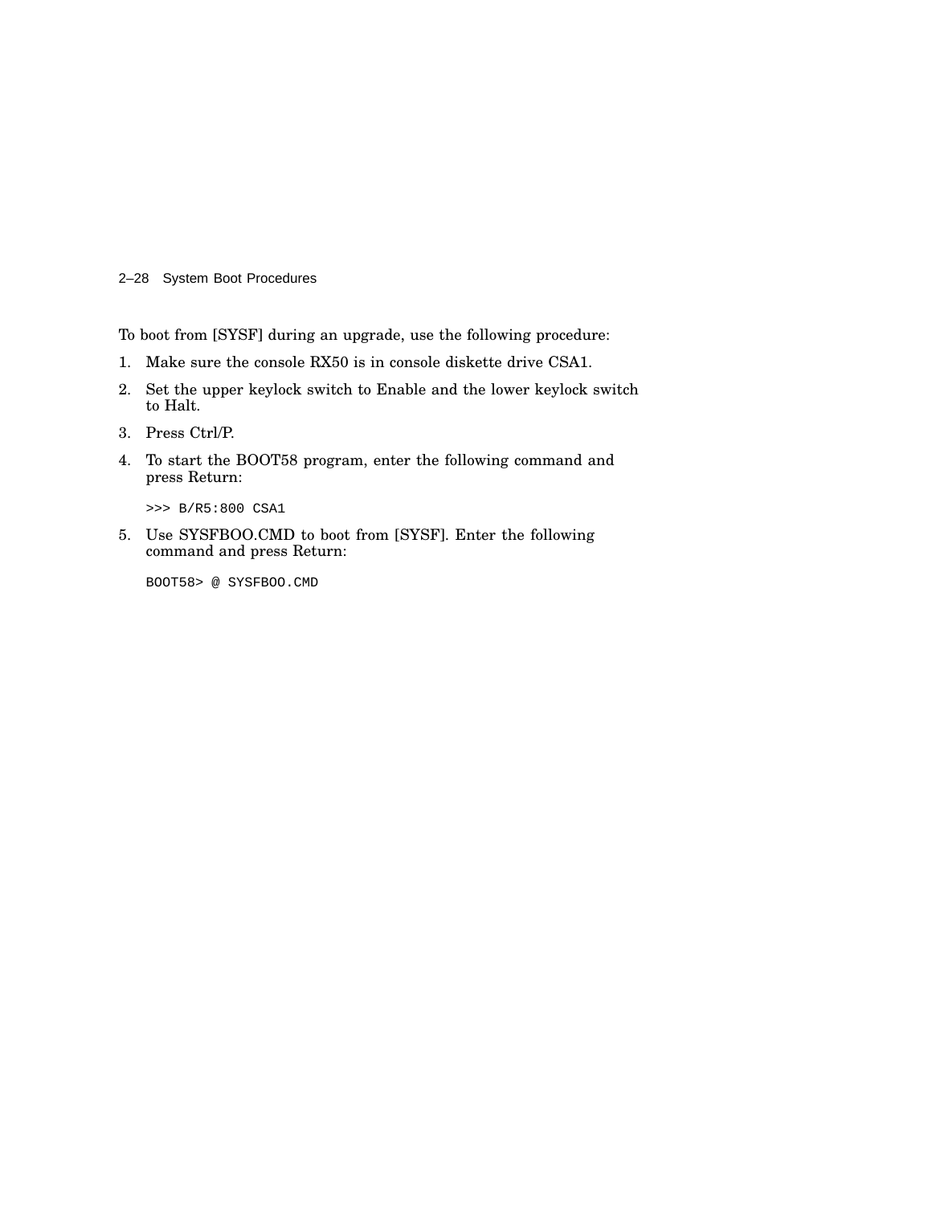To boot from [SYSF] during an upgrade, use the following procedure:

1. Make sure the console RX50 is in console diskette drive CSA1.
2. Set the upper keylock switch to Enable and the lower keylock switch to Halt.
3. Press Ctrl/P.
4. To start the BOOT58 program, enter the following command and press Return:

   ```
   >>> B/R5:800 CSA1
   ```

5. Use SYSFBOO.CMD to boot from [SYSF]. Enter the following command and press Return:

   ```
   BOOT58> @ SYSFBOO.CMD
   ```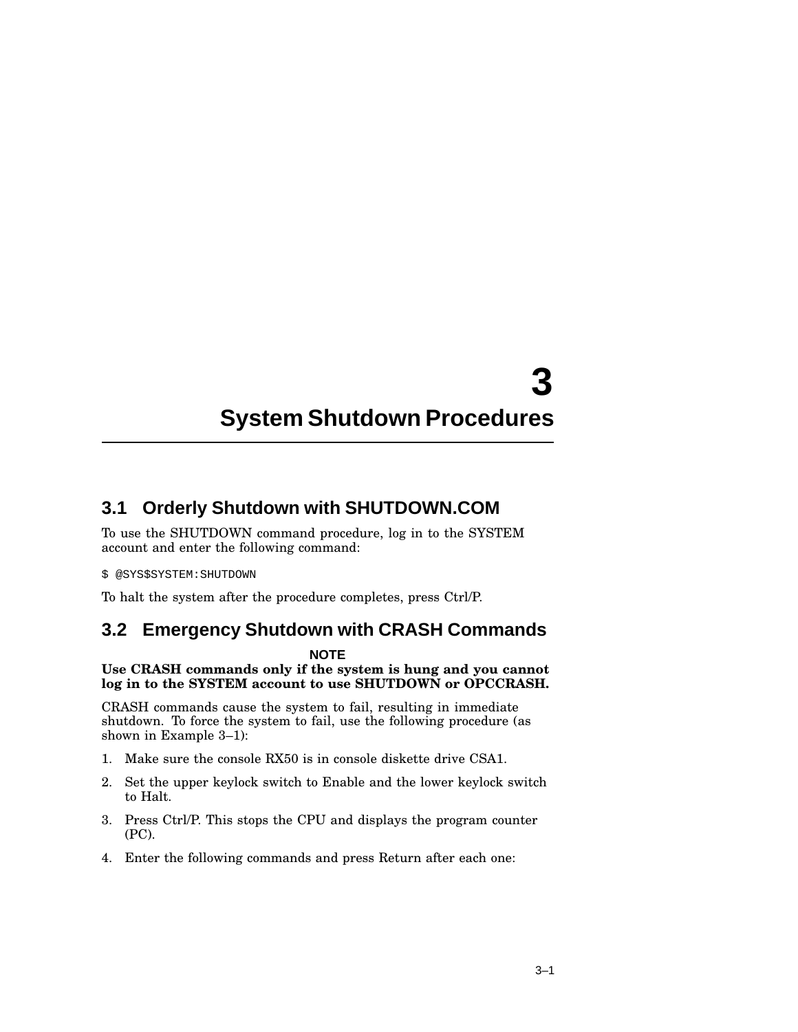# 3 System Shutdown Procedures

## 3.1 Orderly Shutdown with SHUTDOWN.COM

To use the SHUTDOWN command procedure, log in to the SYSTEM account and enter the following command:

```
$ @SYS$SYSTEM:SHUTDOWN
```

To halt the system after the procedure completes, press Ctrl/P.

## 3.2 Emergency Shutdown with CRASH Commands

**NOTE**

**Use CRASH commands only if the system is hung and you cannot log in to the SYSTEM account to use SHUTDOWN or OPCCRASH.**

CRASH commands cause the system to fail, resulting in immediate shutdown. To force the system to fail, use the following procedure (as shown in Example 3–1):

1. Make sure the console RX50 is in console diskette drive CSA1.
2. Set the upper keylock switch to Enable and the lower keylock switch to Halt.
3. Press Ctrl/P. This stops the CPU and displays the program counter (PC).
4. Enter the following commands and press Return after each one: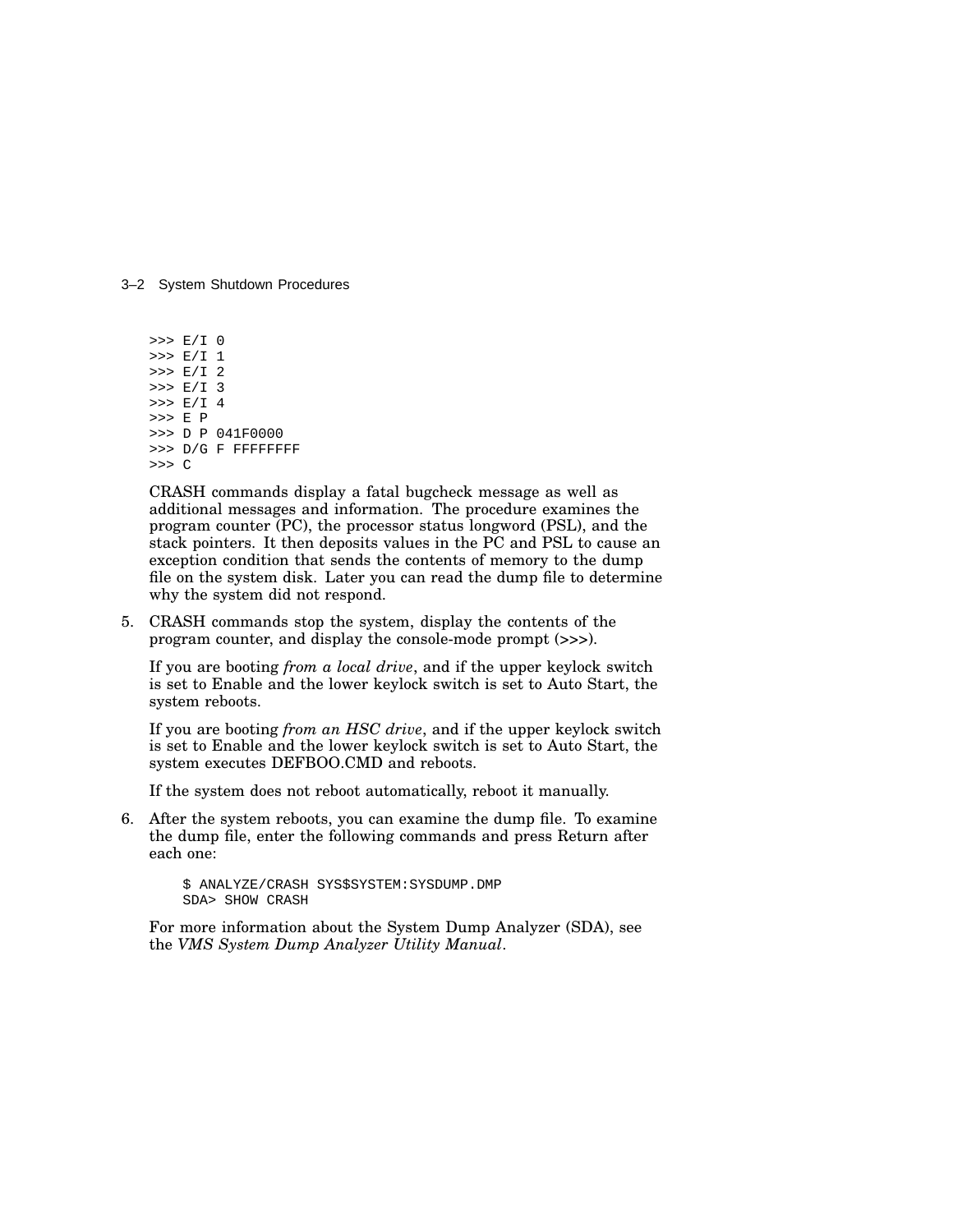```
>>> E/I 0
>>> E/I 1
>>> E/I 2
>>> E/I 3
>>> E/I 4
>>> E P
>>> D P 041F0000
>>> D/G F FFFFFFFF
>>> C
```

CRASH commands display a fatal bugcheck message as well as additional messages and information. The procedure examines the program counter (PC), the processor status longword (PSL), and the stack pointers. It then deposits values in the PC and PSL to cause an exception condition that sends the contents of memory to the dump file on the system disk. Later you can read the dump file to determine why the system did not respond.

5. CRASH commands stop the system, display the contents of the program counter, and display the console-mode prompt (>>>).

   If you are booting *from a local drive*, and if the upper keylock switch is set to Enable and the lower keylock switch is set to Auto Start, the system reboots.

   If you are booting *from an HSC drive*, and if the upper keylock switch is set to Enable and the lower keylock switch is set to Auto Start, the system executes DEFBOO.CMD and reboots.

   If the system does not reboot automatically, reboot it manually.

6. After the system reboots, you can examine the dump file. To examine the dump file, enter the following commands and press Return after each one:

   ```
   $ ANALYZE/CRASH SYS$SYSTEM:SYSDUMP.DMP
   SDA> SHOW CRASH
   ```

   For more information about the System Dump Analyzer (SDA), see the *VMS System Dump Analyzer Utility Manual*.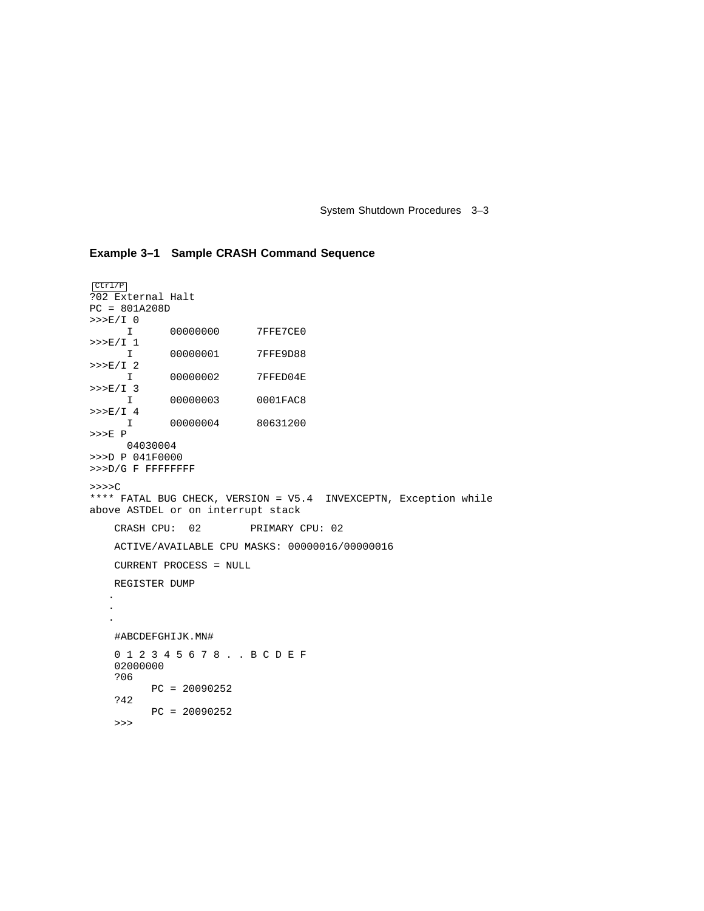**Example 3–1 Sample CRASH Command Sequence**

```
Ctrl/P
?02 External Halt
PC = 801A208D
>>>E/I 0
     I      00000000      7FFE7CE0
>>>E/I 1
     I      00000001      7FFE9D88
>>>E/I 2
     I      00000002      7FFED04E
>>>E/I 3
     I      00000003      0001FAC8
>>>E/I 4
     I      00000004      80631200
>>>E P
     04030004
>>>D P 041F0000
>>>D/G F FFFFFFFF

>>>>C
**** FATAL BUG CHECK, VERSION = V5.4  INVEXCEPTN, Exception while
above ASTDEL or on interrupt stack

    CRASH CPU:  02        PRIMARY CPU: 02

    ACTIVE/AVAILABLE CPU MASKS: 00000016/00000016

    CURRENT PROCESS = NULL

    REGISTER DUMP
   .
   .
   .

    #ABCDEFGHIJK.MN#

    0 1 2 3 4 5 6 7 8 . . B C D E F
    02000000
    ?06
          PC = 20090252
    ?42
          PC = 20090252
    >>>
```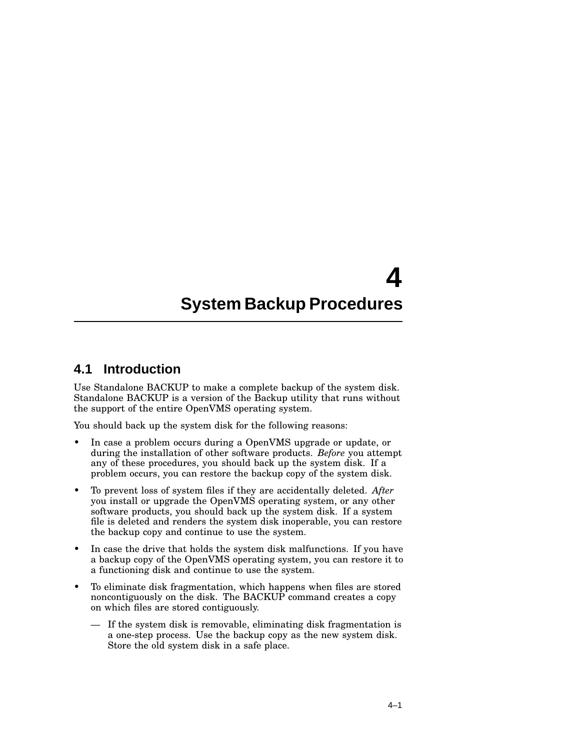# 4 System Backup Procedures

## 4.1 Introduction

Use Standalone BACKUP to make a complete backup of the system disk. Standalone BACKUP is a version of the Backup utility that runs without the support of the entire OpenVMS operating system.

You should back up the system disk for the following reasons:

- In case a problem occurs during a OpenVMS upgrade or update, or during the installation of other software products. *Before* you attempt any of these procedures, you should back up the system disk. If a problem occurs, you can restore the backup copy of the system disk.
- To prevent loss of system files if they are accidentally deleted. *After* you install or upgrade the OpenVMS operating system, or any other software products, you should back up the system disk. If a system file is deleted and renders the system disk inoperable, you can restore the backup copy and continue to use the system.
- In case the drive that holds the system disk malfunctions. If you have a backup copy of the OpenVMS operating system, you can restore it to a functioning disk and continue to use the system.
- To eliminate disk fragmentation, which happens when files are stored noncontiguously on the disk. The BACKUP command creates a copy on which files are stored contiguously.
  - If the system disk is removable, eliminating disk fragmentation is a one-step process. Use the backup copy as the new system disk. Store the old system disk in a safe place.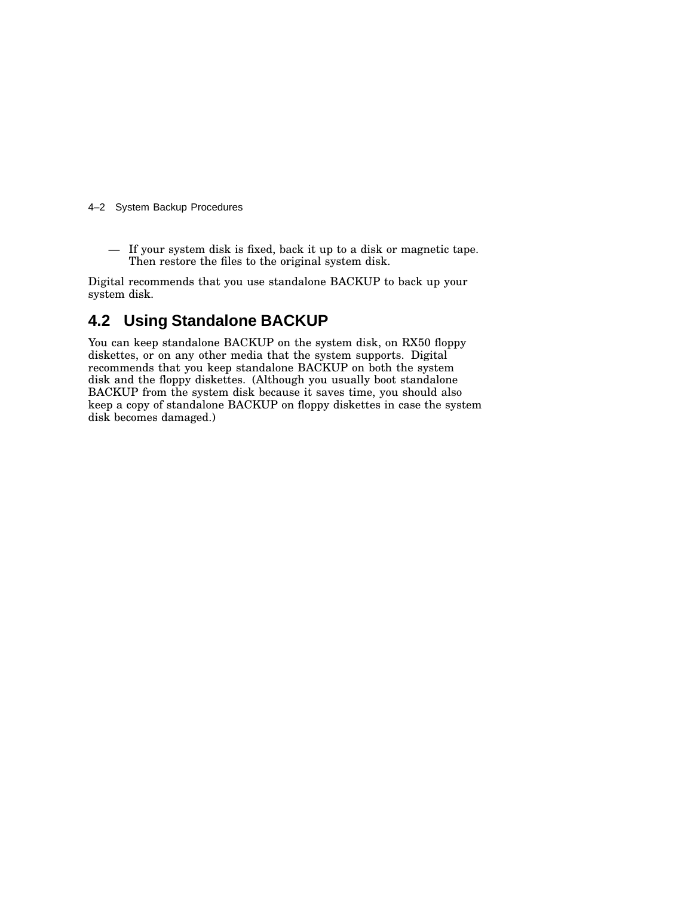— If your system disk is fixed, back it up to a disk or magnetic tape. Then restore the files to the original system disk.

Digital recommends that you use standalone BACKUP to back up your system disk.

## 4.2 Using Standalone BACKUP

You can keep standalone BACKUP on the system disk, on RX50 floppy diskettes, or on any other media that the system supports. Digital recommends that you keep standalone BACKUP on both the system disk and the floppy diskettes. (Although you usually boot standalone BACKUP from the system disk because it saves time, you should also keep a copy of standalone BACKUP on floppy diskettes in case the system disk becomes damaged.)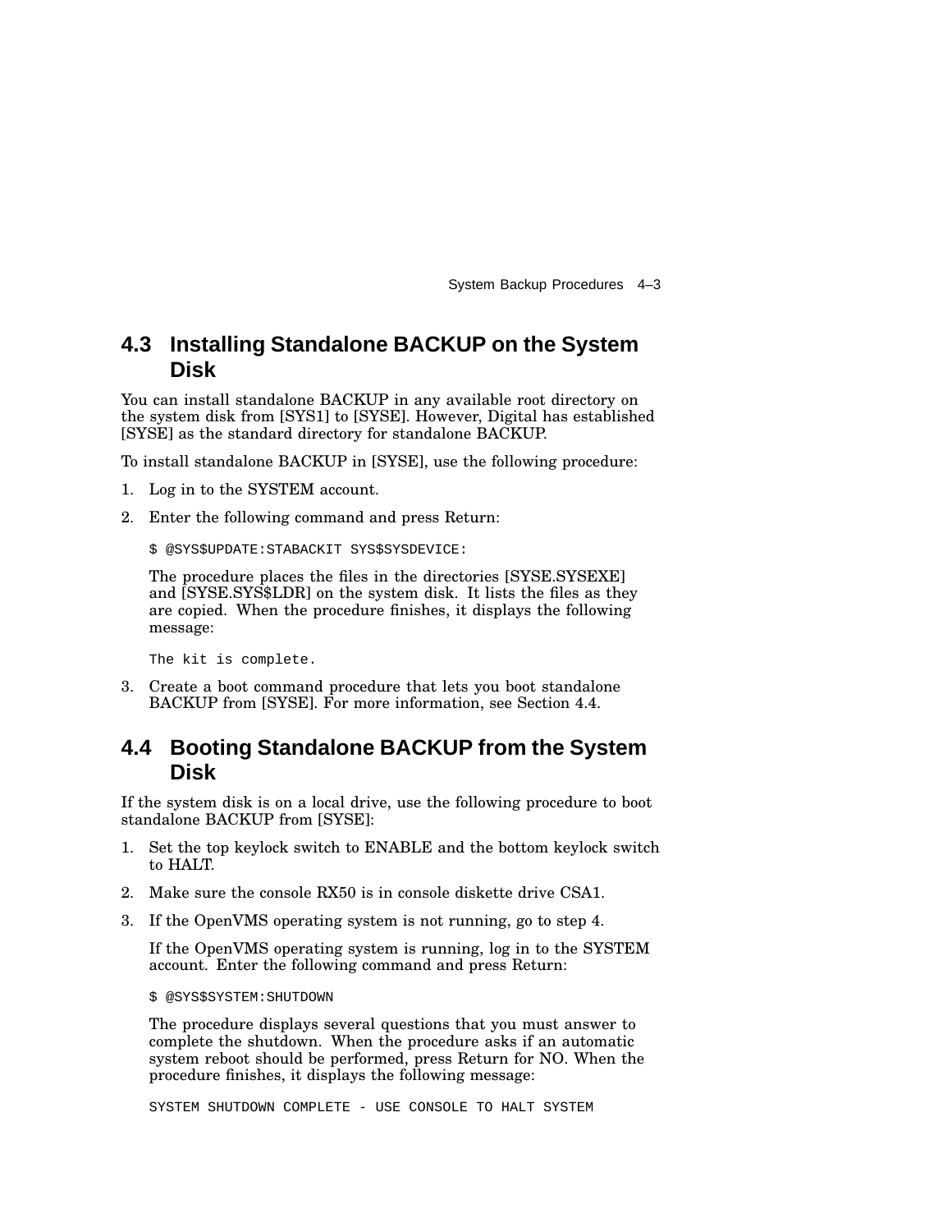## 4.3 Installing Standalone BACKUP on the System Disk

You can install standalone BACKUP in any available root directory on the system disk from [SYS1] to [SYSE]. However, Digital has established [SYSE] as the standard directory for standalone BACKUP.

To install standalone BACKUP in [SYSE], use the following procedure:

1. Log in to the SYSTEM account.
2. Enter the following command and press Return:

   ```
   $ @SYS$UPDATE:STABACKIT SYS$SYSDEVICE:
   ```

   The procedure places the files in the directories [SYSE.SYSEXE] and [SYSE.SYS$LDR] on the system disk. It lists the files as they are copied. When the procedure finishes, it displays the following message:

   ```
   The kit is complete.
   ```

3. Create a boot command procedure that lets you boot standalone BACKUP from [SYSE]. For more information, see Section 4.4.

## 4.4 Booting Standalone BACKUP from the System Disk

If the system disk is on a local drive, use the following procedure to boot standalone BACKUP from [SYSE]:

1. Set the top keylock switch to ENABLE and the bottom keylock switch to HALT.
2. Make sure the console RX50 is in console diskette drive CSA1.
3. If the OpenVMS operating system is not running, go to step 4.

   If the OpenVMS operating system is running, log in to the SYSTEM account. Enter the following command and press Return:

   ```
   $ @SYS$SYSTEM:SHUTDOWN
   ```

   The procedure displays several questions that you must answer to complete the shutdown. When the procedure asks if an automatic system reboot should be performed, press Return for NO. When the procedure finishes, it displays the following message:

   ```
   SYSTEM SHUTDOWN COMPLETE - USE CONSOLE TO HALT SYSTEM
   ```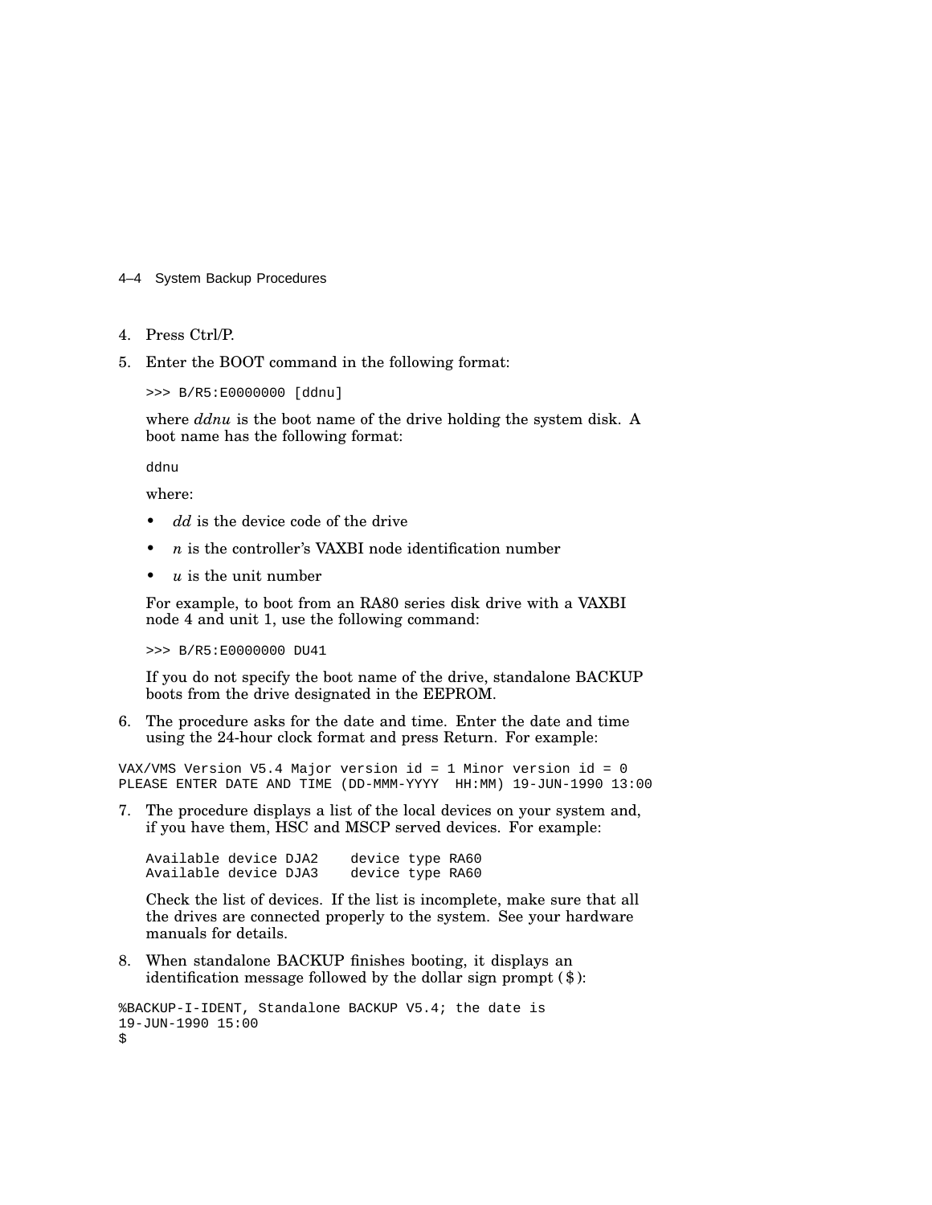4. Press Ctrl/P.
5. Enter the BOOT command in the following format:

   ```
   >>> B/R5:E0000000 [ddnu]
   ```

   where *ddnu* is the boot name of the drive holding the system disk. A boot name has the following format:

   ```
   ddnu
   ```

   where:

   - *dd* is the device code of the drive
   - *n* is the controller's VAXBI node identification number
   - *u* is the unit number

   For example, to boot from an RA80 series disk drive with a VAXBI node 4 and unit 1, use the following command:

   ```
   >>> B/R5:E0000000 DU41
   ```

   If you do not specify the boot name of the drive, standalone BACKUP boots from the drive designated in the EEPROM.

6. The procedure asks for the date and time. Enter the date and time using the 24-hour clock format and press Return. For example:

```
VAX/VMS Version V5.4 Major version id = 1 Minor version id = 0
PLEASE ENTER DATE AND TIME (DD-MMM-YYYY  HH:MM) 19-JUN-1990 13:00
```

7. The procedure displays a list of the local devices on your system and, if you have them, HSC and MSCP served devices. For example:

   ```
   Available device DJA2    device type RA60
   Available device DJA3    device type RA60
   ```

   Check the list of devices. If the list is incomplete, make sure that all the drives are connected properly to the system. See your hardware manuals for details.

8. When standalone BACKUP finishes booting, it displays an identification message followed by the dollar sign prompt ($):

```
%BACKUP-I-IDENT, Standalone BACKUP V5.4; the date is
19-JUN-1990 15:00
$
```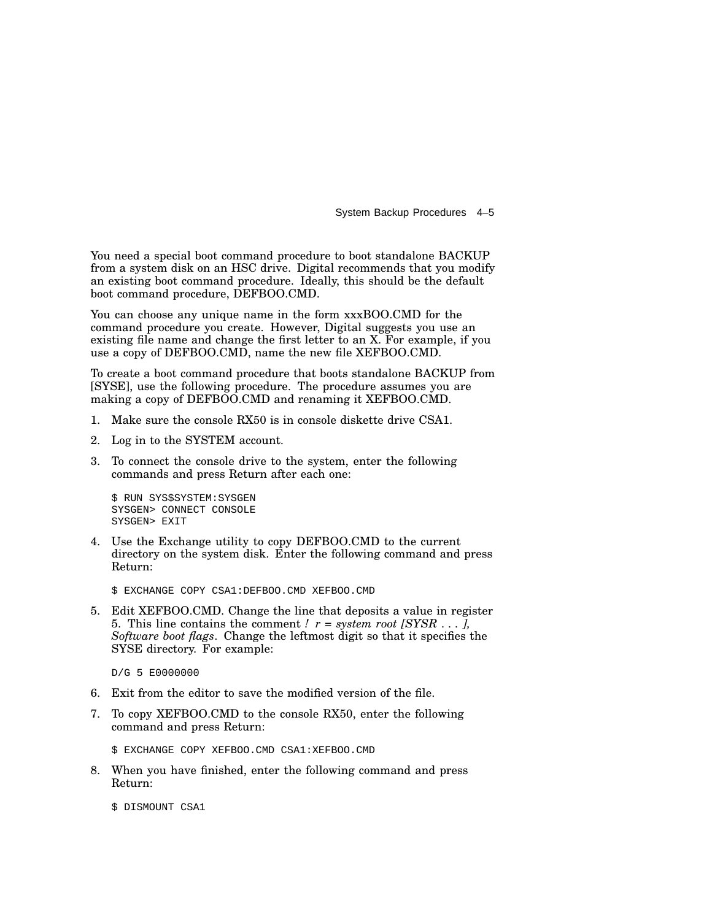You need a special boot command procedure to boot standalone BACKUP from a system disk on an HSC drive. Digital recommends that you modify an existing boot command procedure. Ideally, this should be the default boot command procedure, DEFBOO.CMD.

You can choose any unique name in the form xxxBOO.CMD for the command procedure you create. However, Digital suggests you use an existing file name and change the first letter to an X. For example, if you use a copy of DEFBOO.CMD, name the new file XEFBOO.CMD.

To create a boot command procedure that boots standalone BACKUP from [SYSE], use the following procedure. The procedure assumes you are making a copy of DEFBOO.CMD and renaming it XEFBOO.CMD.

1. Make sure the console RX50 is in console diskette drive CSA1.
2. Log in to the SYSTEM account.
3. To connect the console drive to the system, enter the following commands and press Return after each one:

   ```
   $ RUN SYS$SYSTEM:SYSGEN
   SYSGEN> CONNECT CONSOLE
   SYSGEN> EXIT
   ```

4. Use the Exchange utility to copy DEFBOO.CMD to the current directory on the system disk. Enter the following command and press Return:

   ```
   $ EXCHANGE COPY CSA1:DEFBOO.CMD XEFBOO.CMD
   ```

5. Edit XEFBOO.CMD. Change the line that deposits a value in register 5. This line contains the comment *! r = system root [SYSR . . . ], Software boot flags*. Change the leftmost digit so that it specifies the SYSE directory. For example:

   ```
   D/G 5 E0000000
   ```

6. Exit from the editor to save the modified version of the file.
7. To copy XEFBOO.CMD to the console RX50, enter the following command and press Return:

   ```
   $ EXCHANGE COPY XEFBOO.CMD CSA1:XEFBOO.CMD
   ```

8. When you have finished, enter the following command and press Return:

   ```
   $ DISMOUNT CSA1
   ```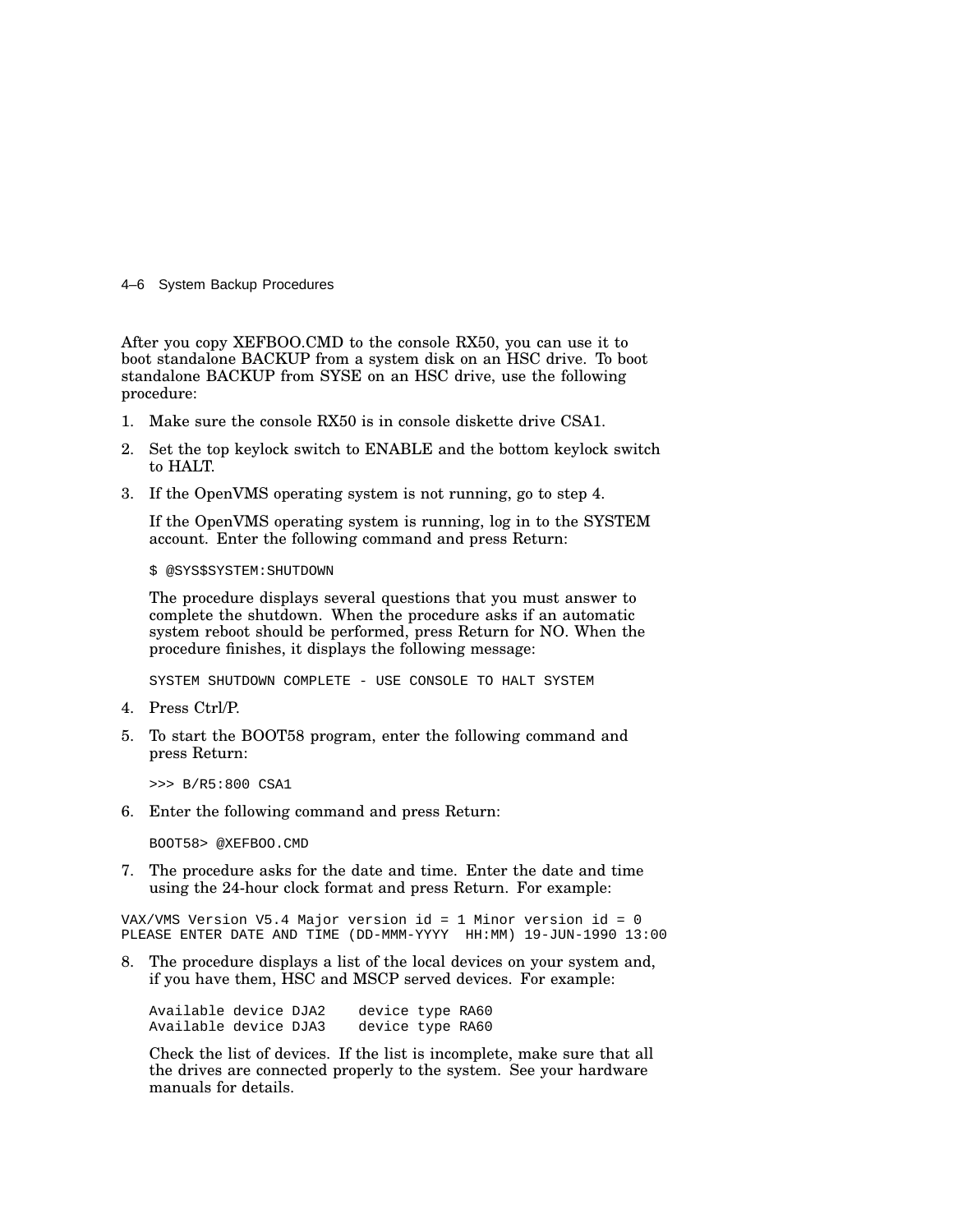After you copy XEFBOO.CMD to the console RX50, you can use it to boot standalone BACKUP from a system disk on an HSC drive. To boot standalone BACKUP from SYSE on an HSC drive, use the following procedure:

1. Make sure the console RX50 is in console diskette drive CSA1.
2. Set the top keylock switch to ENABLE and the bottom keylock switch to HALT.
3. If the OpenVMS operating system is not running, go to step 4.

   If the OpenVMS operating system is running, log in to the SYSTEM account. Enter the following command and press Return:

   ```
   $ @SYS$SYSTEM:SHUTDOWN
   ```

   The procedure displays several questions that you must answer to complete the shutdown. When the procedure asks if an automatic system reboot should be performed, press Return for NO. When the procedure finishes, it displays the following message:

   ```
   SYSTEM SHUTDOWN COMPLETE - USE CONSOLE TO HALT SYSTEM
   ```

4. Press Ctrl/P.
5. To start the BOOT58 program, enter the following command and press Return:

   ```
   >>> B/R5:800 CSA1
   ```

6. Enter the following command and press Return:

   ```
   BOOT58> @XEFBOO.CMD
   ```

7. The procedure asks for the date and time. Enter the date and time using the 24-hour clock format and press Return. For example:

```
VAX/VMS Version V5.4 Major version id = 1 Minor version id = 0
PLEASE ENTER DATE AND TIME (DD-MMM-YYYY  HH:MM) 19-JUN-1990 13:00
```

8. The procedure displays a list of the local devices on your system and, if you have them, HSC and MSCP served devices. For example:

   ```
   Available device DJA2    device type RA60
   Available device DJA3    device type RA60
   ```

   Check the list of devices. If the list is incomplete, make sure that all the drives are connected properly to the system. See your hardware manuals for details.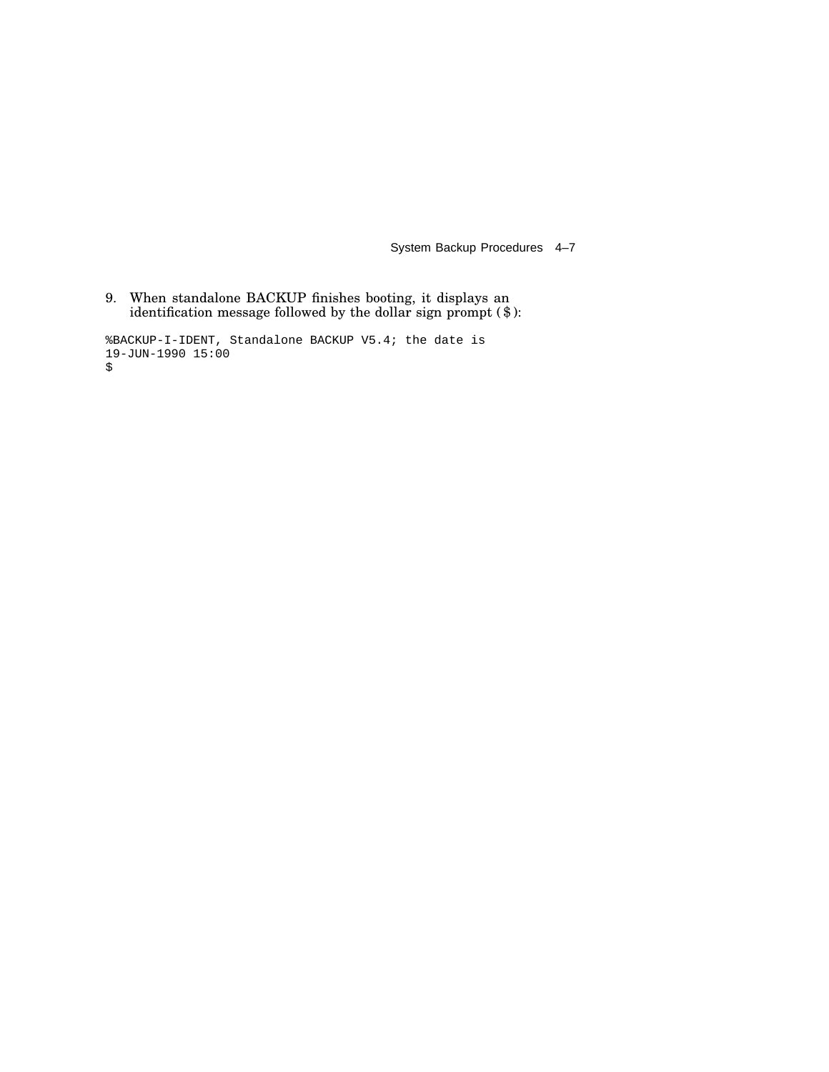9. When standalone BACKUP finishes booting, it displays an identification message followed by the dollar sign prompt ( $ ):

```
%BACKUP-I-IDENT, Standalone BACKUP V5.4; the date is
19-JUN-1990 15:00
$
```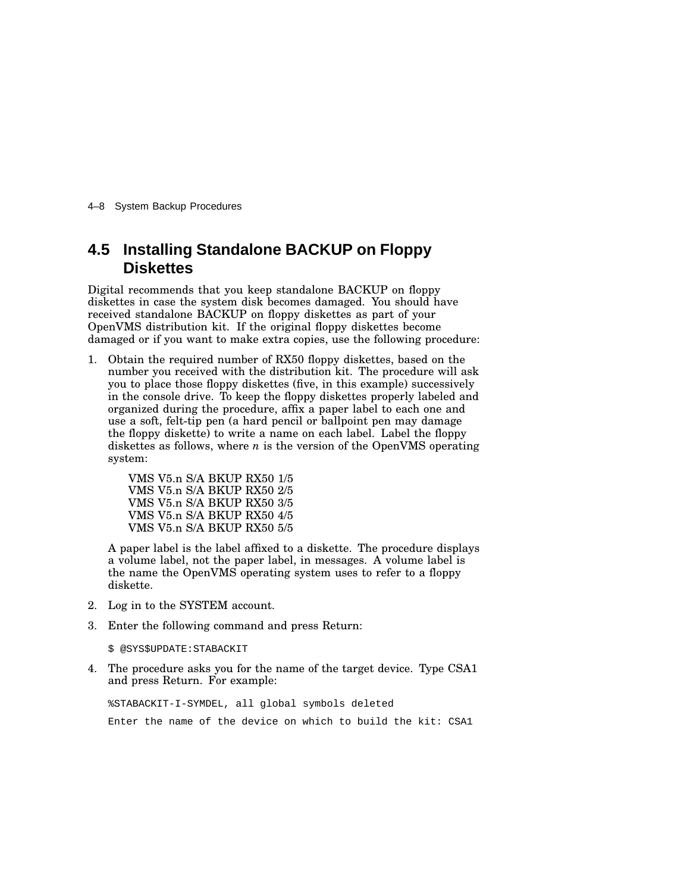## 4.5 Installing Standalone BACKUP on Floppy Diskettes

Digital recommends that you keep standalone BACKUP on floppy diskettes in case the system disk becomes damaged. You should have received standalone BACKUP on floppy diskettes as part of your OpenVMS distribution kit. If the original floppy diskettes become damaged or if you want to make extra copies, use the following procedure:

1. Obtain the required number of RX50 floppy diskettes, based on the number you received with the distribution kit. The procedure will ask you to place those floppy diskettes (five, in this example) successively in the console drive. To keep the floppy diskettes properly labeled and organized during the procedure, affix a paper label to each one and use a soft, felt-tip pen (a hard pencil or ballpoint pen may damage the floppy diskette) to write a name on each label. Label the floppy diskettes as follows, where *n* is the version of the OpenVMS operating system:

   VMS V5.n S/A BKUP RX50 1/5
   VMS V5.n S/A BKUP RX50 2/5
   VMS V5.n S/A BKUP RX50 3/5
   VMS V5.n S/A BKUP RX50 4/5
   VMS V5.n S/A BKUP RX50 5/5

   A paper label is the label affixed to a diskette. The procedure displays a volume label, not the paper label, in messages. A volume label is the name the OpenVMS operating system uses to refer to a floppy diskette.

2. Log in to the SYSTEM account.

3. Enter the following command and press Return:

   ```
   $ @SYS$UPDATE:STABACKIT
   ```

4. The procedure asks you for the name of the target device. Type CSA1 and press Return. For example:

   ```
   %STABACKIT-I-SYMDEL, all global symbols deleted

   Enter the name of the device on which to build the kit: CSA1
   ```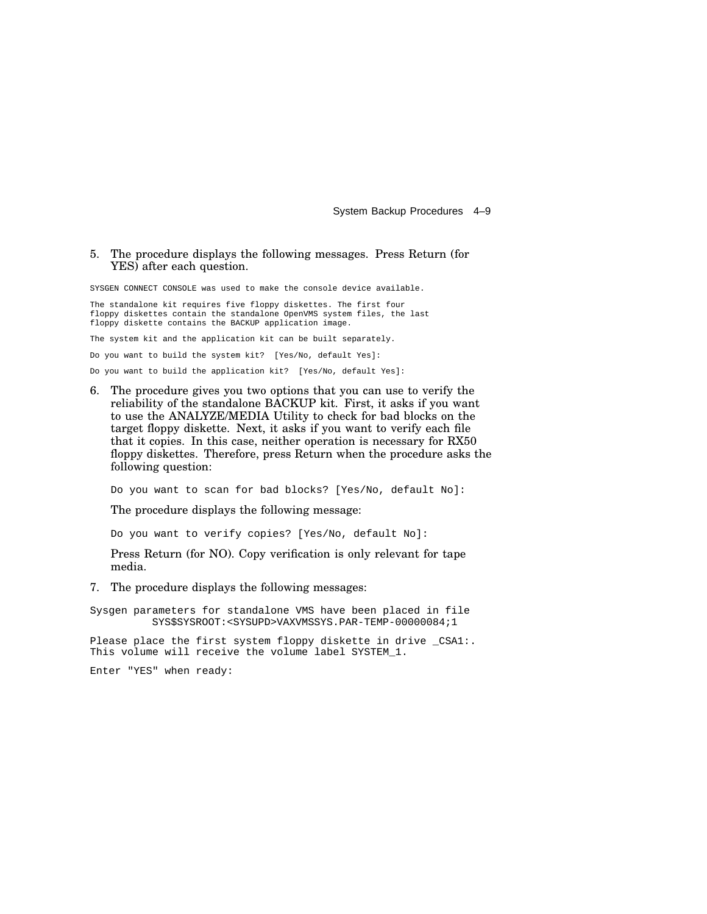5. The procedure displays the following messages. Press Return (for YES) after each question.

```
SYSGEN CONNECT CONSOLE was used to make the console device available.

The standalone kit requires five floppy diskettes. The first four
floppy diskettes contain the standalone OpenVMS system files, the last
floppy diskette contains the BACKUP application image.

The system kit and the application kit can be built separately.

Do you want to build the system kit?  [Yes/No, default Yes]:

Do you want to build the application kit?  [Yes/No, default Yes]:
```

6. The procedure gives you two options that you can use to verify the reliability of the standalone BACKUP kit. First, it asks if you want to use the ANALYZE/MEDIA Utility to check for bad blocks on the target floppy diskette. Next, it asks if you want to verify each file that it copies. In this case, neither operation is necessary for RX50 floppy diskettes. Therefore, press Return when the procedure asks the following question:

   ```
   Do you want to scan for bad blocks? [Yes/No, default No]:
   ```

   The procedure displays the following message:

   ```
   Do you want to verify copies? [Yes/No, default No]:
   ```

   Press Return (for NO). Copy verification is only relevant for tape media.

7. The procedure displays the following messages:

```
Sysgen parameters for standalone VMS have been placed in file
          SYS$SYSROOT:<SYSUPD>VAXVMSSYS.PAR-TEMP-00000084;1

Please place the first system floppy diskette in drive _CSA1:.
This volume will receive the volume label SYSTEM_1.

Enter "YES" when ready:
```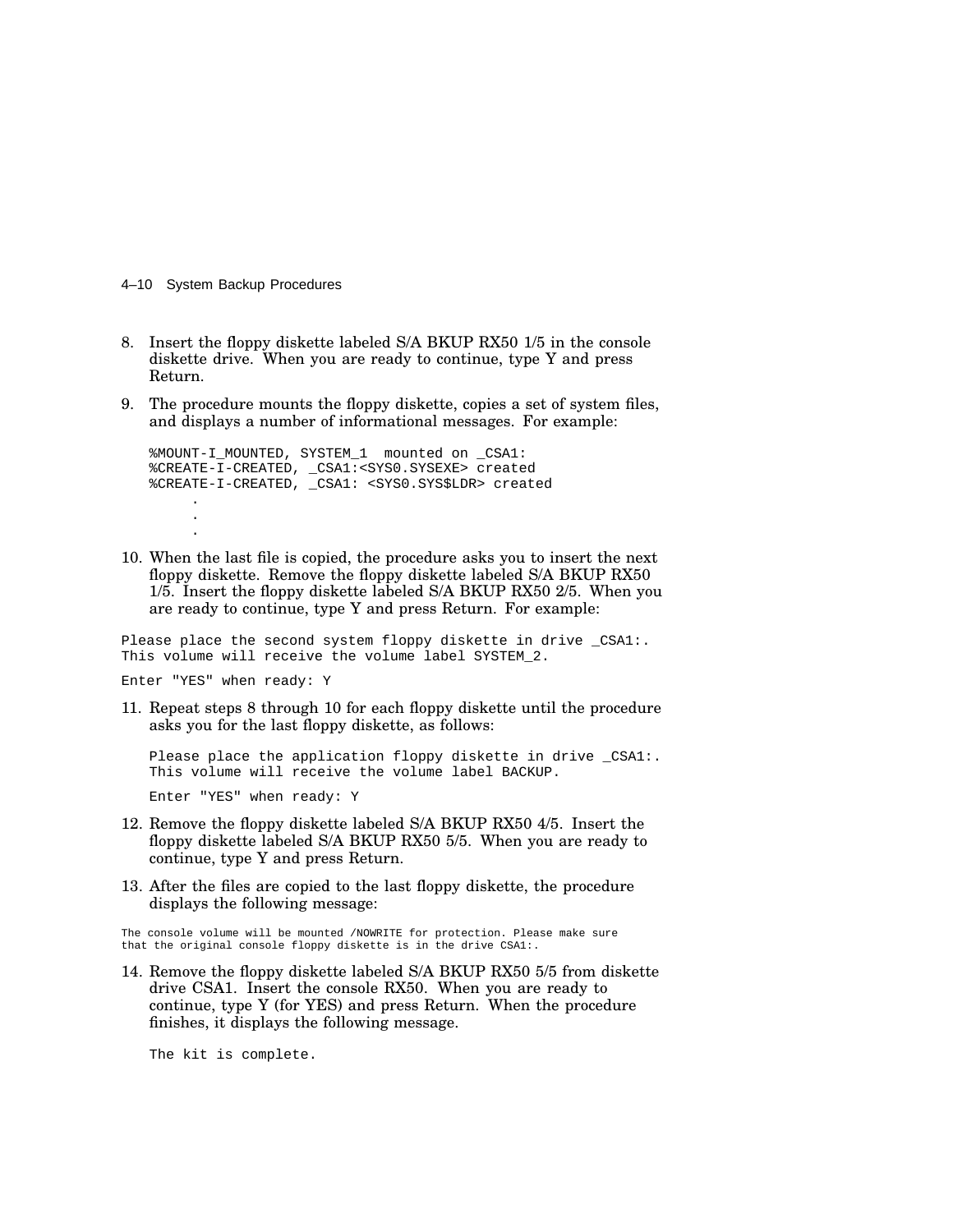8. Insert the floppy diskette labeled S/A BKUP RX50 1/5 in the console diskette drive. When you are ready to continue, type Y and press Return.

9. The procedure mounts the floppy diskette, copies a set of system files, and displays a number of informational messages. For example:

   ```
   %MOUNT-I_MOUNTED, SYSTEM_1  mounted on _CSA1:
   %CREATE-I-CREATED, _CSA1:<SYS0.SYSEXE> created
   %CREATE-I-CREATED, _CSA1: <SYS0.SYS$LDR> created
         .
         .
         .
   ```

10. When the last file is copied, the procedure asks you to insert the next floppy diskette. Remove the floppy diskette labeled S/A BKUP RX50 1/5. Insert the floppy diskette labeled S/A BKUP RX50 2/5. When you are ready to continue, type Y and press Return. For example:

```
Please place the second system floppy diskette in drive _CSA1:.
This volume will receive the volume label SYSTEM_2.

Enter "YES" when ready: Y
```

11. Repeat steps 8 through 10 for each floppy diskette until the procedure asks you for the last floppy diskette, as follows:

    ```
    Please place the application floppy diskette in drive _CSA1:.
    This volume will receive the volume label BACKUP.

    Enter "YES" when ready: Y
    ```

12. Remove the floppy diskette labeled S/A BKUP RX50 4/5. Insert the floppy diskette labeled S/A BKUP RX50 5/5. When you are ready to continue, type Y and press Return.

13. After the files are copied to the last floppy diskette, the procedure displays the following message:

```
The console volume will be mounted /NOWRITE for protection. Please make sure
that the original console floppy diskette is in the drive CSA1:.
```

14. Remove the floppy diskette labeled S/A BKUP RX50 5/5 from diskette drive CSA1. Insert the console RX50. When you are ready to continue, type Y (for YES) and press Return. When the procedure finishes, it displays the following message.

    ```
    The kit is complete.
    ```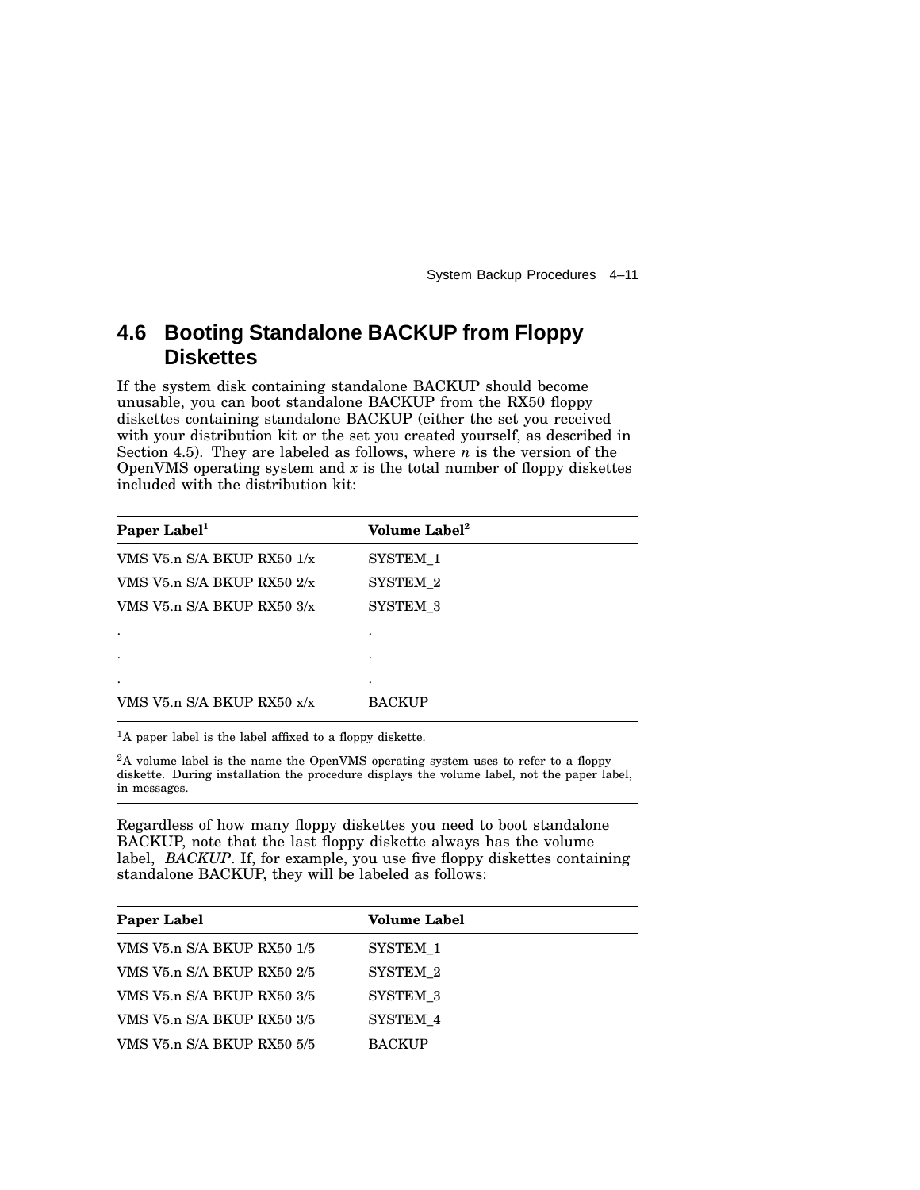## 4.6 Booting Standalone BACKUP from Floppy Diskettes

If the system disk containing standalone BACKUP should become unusable, you can boot standalone BACKUP from the RX50 floppy diskettes containing standalone BACKUP (either the set you received with your distribution kit or the set you created yourself, as described in Section 4.5). They are labeled as follows, where *n* is the version of the OpenVMS operating system and *x* is the total number of floppy diskettes included with the distribution kit:

| Paper Label[1] | Volume Label[2] |
|---|---|
| VMS V5.n S/A BKUP RX50 1/x | SYSTEM_1 |
| VMS V5.n S/A BKUP RX50 2/x | SYSTEM_2 |
| VMS V5.n S/A BKUP RX50 3/x | SYSTEM_3 |
| . | . |
| . | . |
| . | . |
| VMS V5.n S/A BKUP RX50 x/x | BACKUP |

[1]A paper label is the label affixed to a floppy diskette.

[2]A volume label is the name the OpenVMS operating system uses to refer to a floppy diskette. During installation the procedure displays the volume label, not the paper label, in messages.

Regardless of how many floppy diskettes you need to boot standalone BACKUP, note that the last floppy diskette always has the volume label, *BACKUP*. If, for example, you use five floppy diskettes containing standalone BACKUP, they will be labeled as follows:

| Paper Label | Volume Label |
|---|---|
| VMS V5.n S/A BKUP RX50 1/5 | SYSTEM_1 |
| VMS V5.n S/A BKUP RX50 2/5 | SYSTEM_2 |
| VMS V5.n S/A BKUP RX50 3/5 | SYSTEM_3 |
| VMS V5.n S/A BKUP RX50 3/5 | SYSTEM_4 |
| VMS V5.n S/A BKUP RX50 5/5 | BACKUP |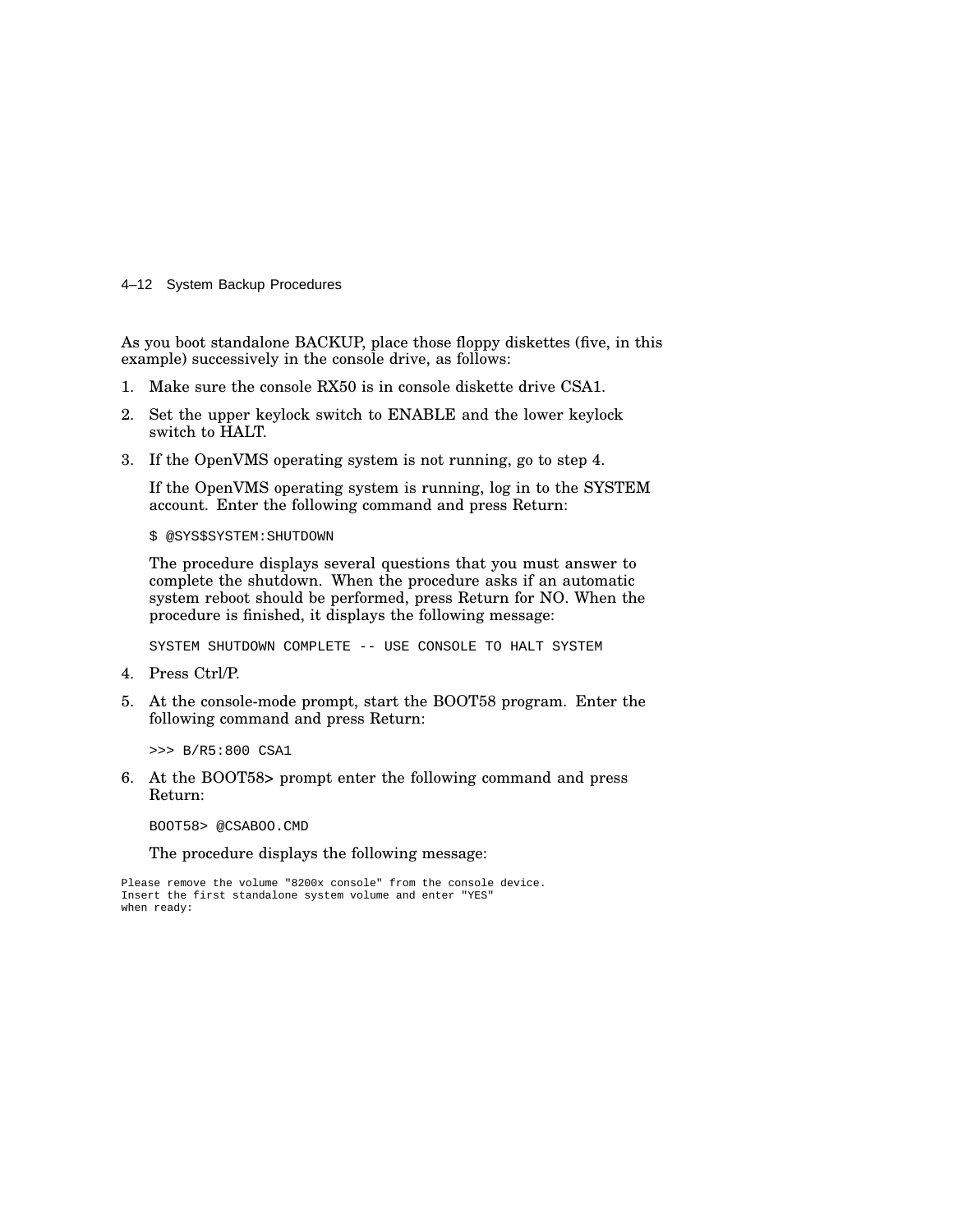As you boot standalone BACKUP, place those floppy diskettes (five, in this example) successively in the console drive, as follows:

1. Make sure the console RX50 is in console diskette drive CSA1.
2. Set the upper keylock switch to ENABLE and the lower keylock switch to HALT.
3. If the OpenVMS operating system is not running, go to step 4.

   If the OpenVMS operating system is running, log in to the SYSTEM account. Enter the following command and press Return:

   ```
   $ @SYS$SYSTEM:SHUTDOWN
   ```

   The procedure displays several questions that you must answer to complete the shutdown. When the procedure asks if an automatic system reboot should be performed, press Return for NO. When the procedure is finished, it displays the following message:

   ```
   SYSTEM SHUTDOWN COMPLETE -- USE CONSOLE TO HALT SYSTEM
   ```

4. Press Ctrl/P.
5. At the console-mode prompt, start the BOOT58 program. Enter the following command and press Return:

   ```
   >>> B/R5:800 CSA1
   ```

6. At the BOOT58> prompt enter the following command and press Return:

   ```
   BOOT58> @CSABOO.CMD
   ```

   The procedure displays the following message:

```
Please remove the volume "8200x console" from the console device.
Insert the first standalone system volume and enter "YES"
when ready:
```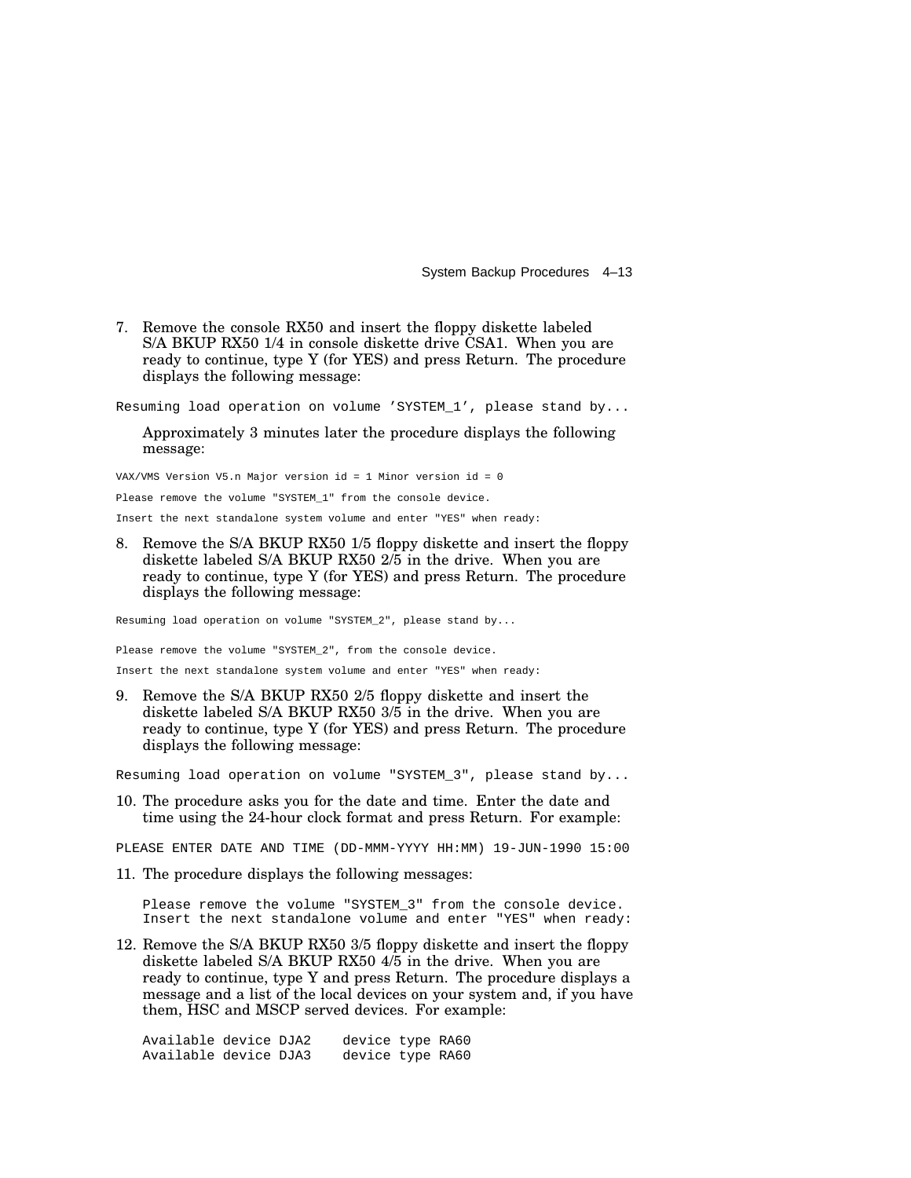7. Remove the console RX50 and insert the floppy diskette labeled S/A BKUP RX50 1/4 in console diskette drive CSA1. When you are ready to continue, type Y (for YES) and press Return. The procedure displays the following message:

```
Resuming load operation on volume 'SYSTEM_1', please stand by...
```

   Approximately 3 minutes later the procedure displays the following message:

```
VAX/VMS Version V5.n Major version id = 1 Minor version id = 0

Please remove the volume "SYSTEM_1" from the console device.

Insert the next standalone system volume and enter "YES" when ready:
```

8. Remove the S/A BKUP RX50 1/5 floppy diskette and insert the floppy diskette labeled S/A BKUP RX50 2/5 in the drive. When you are ready to continue, type Y (for YES) and press Return. The procedure displays the following message:

```
Resuming load operation on volume "SYSTEM_2", please stand by...

Please remove the volume "SYSTEM_2", from the console device.

Insert the next standalone system volume and enter "YES" when ready:
```

9. Remove the S/A BKUP RX50 2/5 floppy diskette and insert the diskette labeled S/A BKUP RX50 3/5 in the drive. When you are ready to continue, type Y (for YES) and press Return. The procedure displays the following message:

```
Resuming load operation on volume "SYSTEM_3", please stand by...
```

10. The procedure asks you for the date and time. Enter the date and time using the 24-hour clock format and press Return. For example:

```
PLEASE ENTER DATE AND TIME (DD-MMM-YYYY HH:MM) 19-JUN-1990 15:00
```

11. The procedure displays the following messages:

```
Please remove the volume "SYSTEM_3" from the console device.
Insert the next standalone volume and enter "YES" when ready:
```

12. Remove the S/A BKUP RX50 3/5 floppy diskette and insert the floppy diskette labeled S/A BKUP RX50 4/5 in the drive. When you are ready to continue, type Y and press Return. The procedure displays a message and a list of the local devices on your system and, if you have them, HSC and MSCP served devices. For example:

```
Available device DJA2    device type RA60
Available device DJA3    device type RA60
```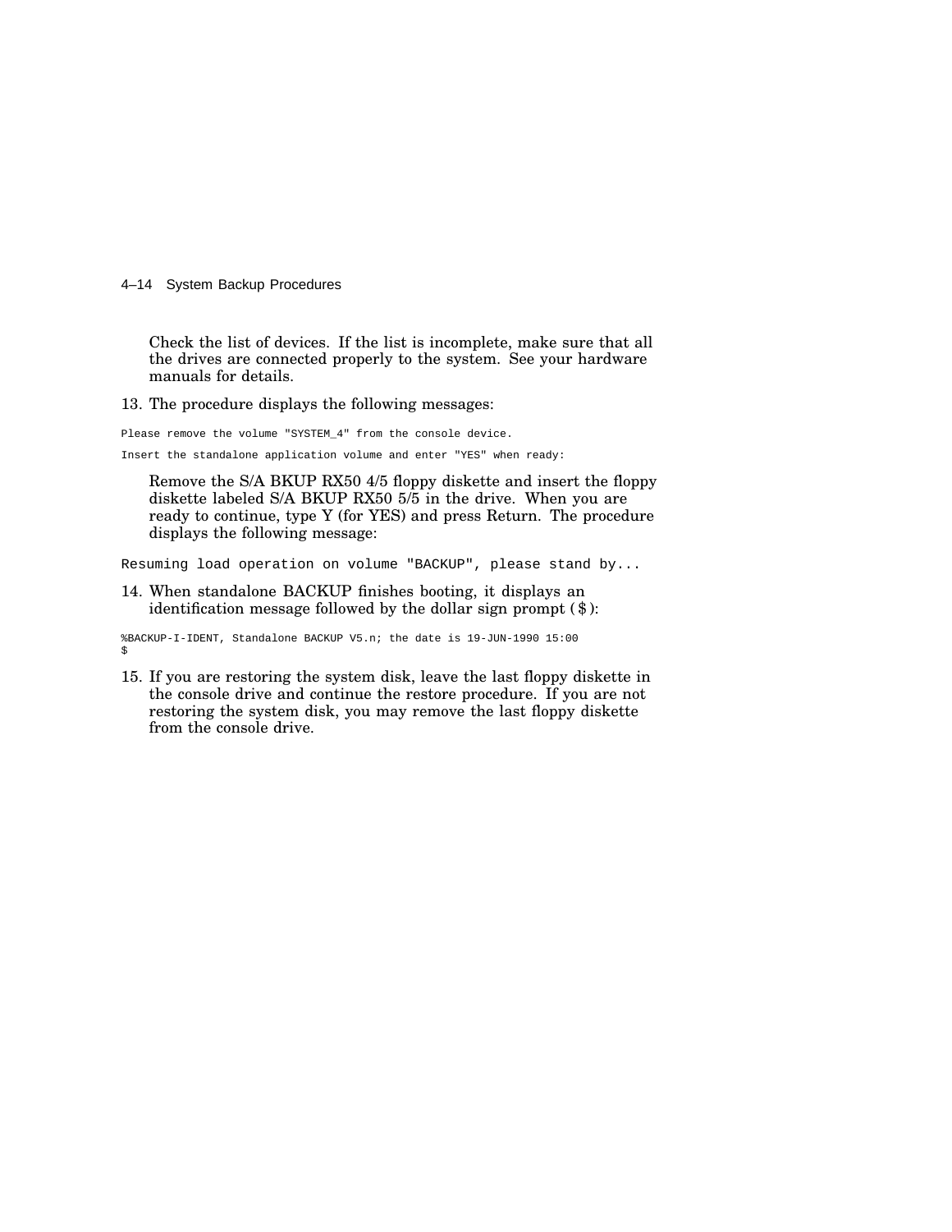Check the list of devices. If the list is incomplete, make sure that all the drives are connected properly to the system. See your hardware manuals for details.

13. The procedure displays the following messages:

```
Please remove the volume "SYSTEM_4" from the console device.

Insert the standalone application volume and enter "YES" when ready:
```

Remove the S/A BKUP RX50 4/5 floppy diskette and insert the floppy diskette labeled S/A BKUP RX50 5/5 in the drive. When you are ready to continue, type Y (for YES) and press Return. The procedure displays the following message:

```
Resuming load operation on volume "BACKUP", please stand by...
```

14. When standalone BACKUP finishes booting, it displays an identification message followed by the dollar sign prompt ( $ ):

```
%BACKUP-I-IDENT, Standalone BACKUP V5.n; the date is 19-JUN-1990 15:00
$
```

15. If you are restoring the system disk, leave the last floppy diskette in the console drive and continue the restore procedure. If you are not restoring the system disk, you may remove the last floppy diskette from the console drive.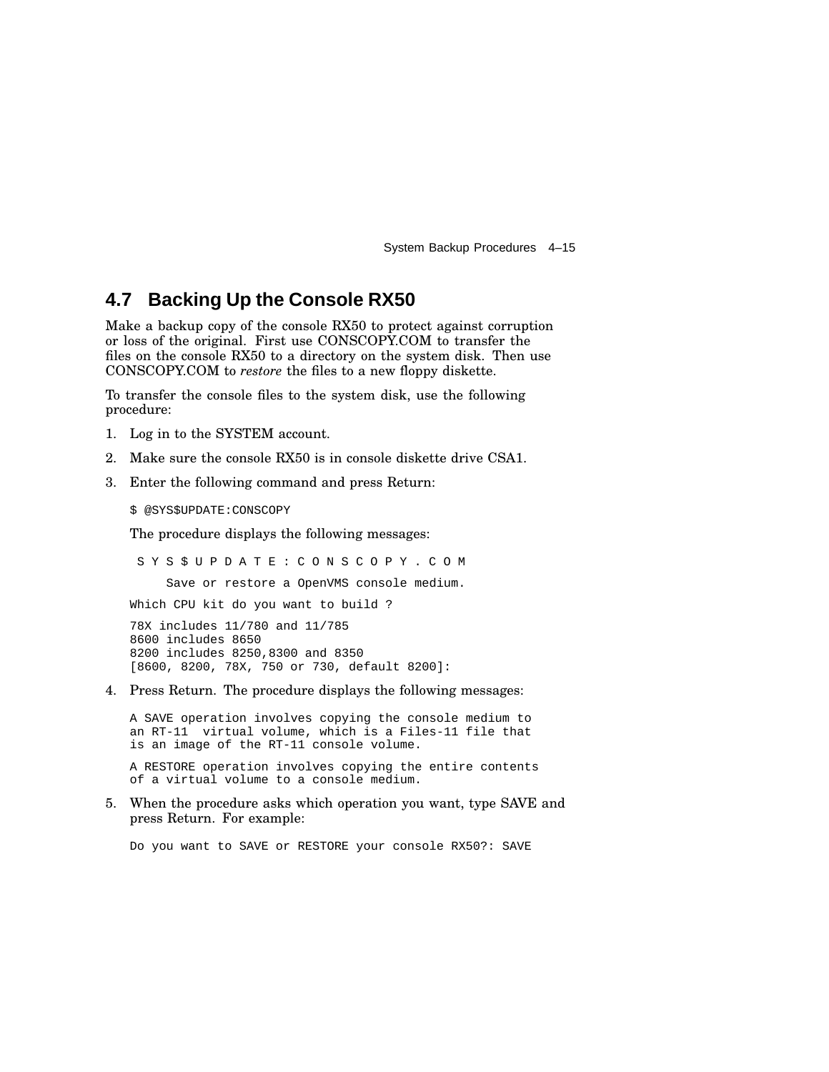## 4.7 Backing Up the Console RX50

Make a backup copy of the console RX50 to protect against corruption or loss of the original. First use CONSCOPY.COM to transfer the files on the console RX50 to a directory on the system disk. Then use CONSCOPY.COM to *restore* the files to a new floppy diskette.

To transfer the console files to the system disk, use the following procedure:

1. Log in to the SYSTEM account.
2. Make sure the console RX50 is in console diskette drive CSA1.
3. Enter the following command and press Return:

   ```
   $ @SYS$UPDATE:CONSCOPY
   ```

   The procedure displays the following messages:

   ```
    S Y S $ U P D A T E : C O N S C O P Y . C O M

         Save or restore a OpenVMS console medium.

   Which CPU kit do you want to build ?

   78X includes 11/780 and 11/785
   8600 includes 8650
   8200 includes 8250,8300 and 8350
   [8600, 8200, 78X, 750 or 730, default 8200]:
   ```

4. Press Return. The procedure displays the following messages:

   ```
   A SAVE operation involves copying the console medium to
   an RT-11  virtual volume, which is a Files-11 file that
   is an image of the RT-11 console volume.

   A RESTORE operation involves copying the entire contents
   of a virtual volume to a console medium.
   ```

5. When the procedure asks which operation you want, type SAVE and press Return. For example:

   ```
   Do you want to SAVE or RESTORE your console RX50?: SAVE
   ```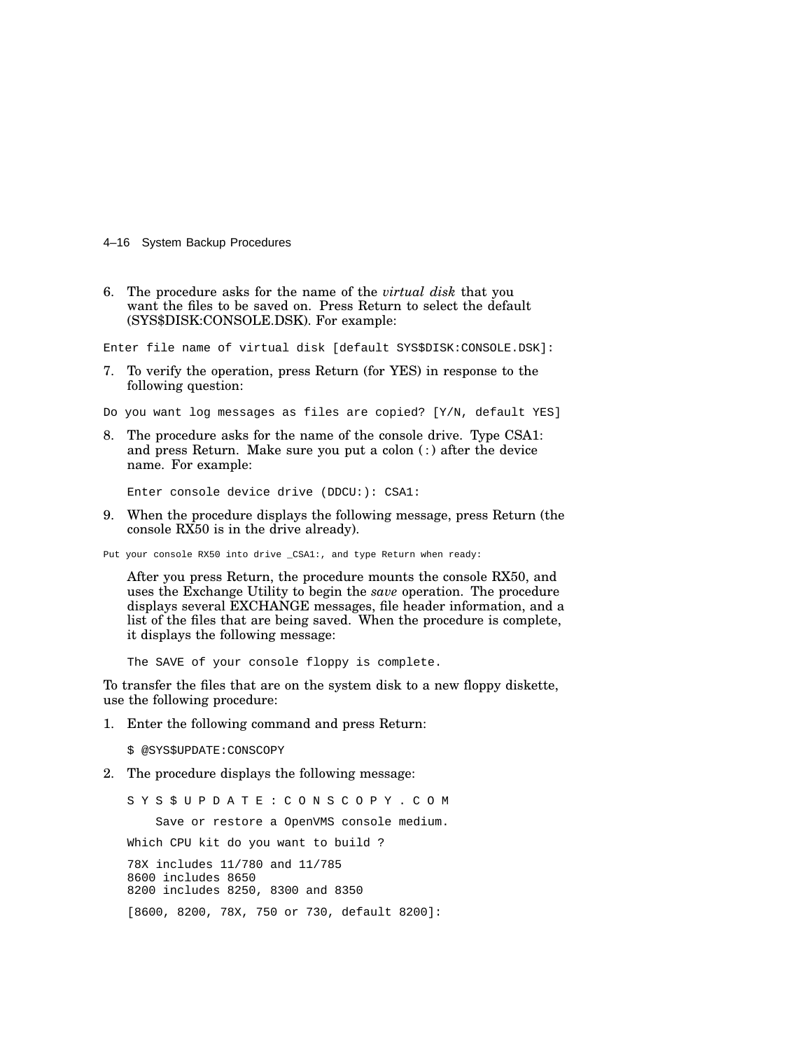6. The procedure asks for the name of the *virtual disk* that you want the files to be saved on. Press Return to select the default (SYS$DISK:CONSOLE.DSK). For example:

```
Enter file name of virtual disk [default SYS$DISK:CONSOLE.DSK]:
```

7. To verify the operation, press Return (for YES) in response to the following question:

```
Do you want log messages as files are copied? [Y/N, default YES]
```

8. The procedure asks for the name of the console drive. Type CSA1: and press Return. Make sure you put a colon (:) after the device name. For example:

   ```
   Enter console device drive (DDCU:): CSA1:
   ```

9. When the procedure displays the following message, press Return (the console RX50 is in the drive already).

```
Put your console RX50 into drive _CSA1:, and type Return when ready:
```

   After you press Return, the procedure mounts the console RX50, and uses the Exchange Utility to begin the *save* operation. The procedure displays several EXCHANGE messages, file header information, and a list of the files that are being saved. When the procedure is complete, it displays the following message:

   ```
   The SAVE of your console floppy is complete.
   ```

To transfer the files that are on the system disk to a new floppy diskette, use the following procedure:

1. Enter the following command and press Return:

   ```
   $ @SYS$UPDATE:CONSCOPY
   ```

2. The procedure displays the following message:

   ```
   S Y S $ U P D A T E : C O N S C O P Y . C O M

       Save or restore a OpenVMS console medium.

   Which CPU kit do you want to build ?

   78X includes 11/780 and 11/785
   8600 includes 8650
   8200 includes 8250, 8300 and 8350

   [8600, 8200, 78X, 750 or 730, default 8200]:
   ```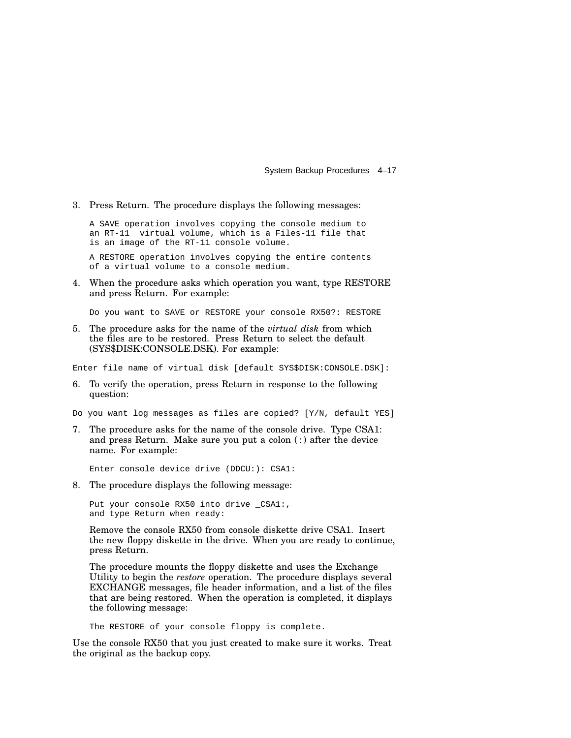3. Press Return. The procedure displays the following messages:

   ```
   A SAVE operation involves copying the console medium to
   an RT-11  virtual volume, which is a Files-11 file that
   is an image of the RT-11 console volume.

   A RESTORE operation involves copying the entire contents
   of a virtual volume to a console medium.
   ```

4. When the procedure asks which operation you want, type RESTORE and press Return. For example:

   ```
   Do you want to SAVE or RESTORE your console RX50?: RESTORE
   ```

5. The procedure asks for the name of the *virtual disk* from which the files are to be restored. Press Return to select the default (SYS$DISK:CONSOLE.DSK). For example:

```
Enter file name of virtual disk [default SYS$DISK:CONSOLE.DSK]:
```

6. To verify the operation, press Return in response to the following question:

```
Do you want log messages as files are copied? [Y/N, default YES]
```

7. The procedure asks for the name of the console drive. Type CSA1: and press Return. Make sure you put a colon (:) after the device name. For example:

   ```
   Enter console device drive (DDCU:): CSA1:
   ```

8. The procedure displays the following message:

   ```
   Put your console RX50 into drive _CSA1:,
   and type Return when ready:
   ```

   Remove the console RX50 from console diskette drive CSA1. Insert the new floppy diskette in the drive. When you are ready to continue, press Return.

   The procedure mounts the floppy diskette and uses the Exchange Utility to begin the *restore* operation. The procedure displays several EXCHANGE messages, file header information, and a list of the files that are being restored. When the operation is completed, it displays the following message:

   ```
   The RESTORE of your console floppy is complete.
   ```

Use the console RX50 that you just created to make sure it works. Treat the original as the backup copy.